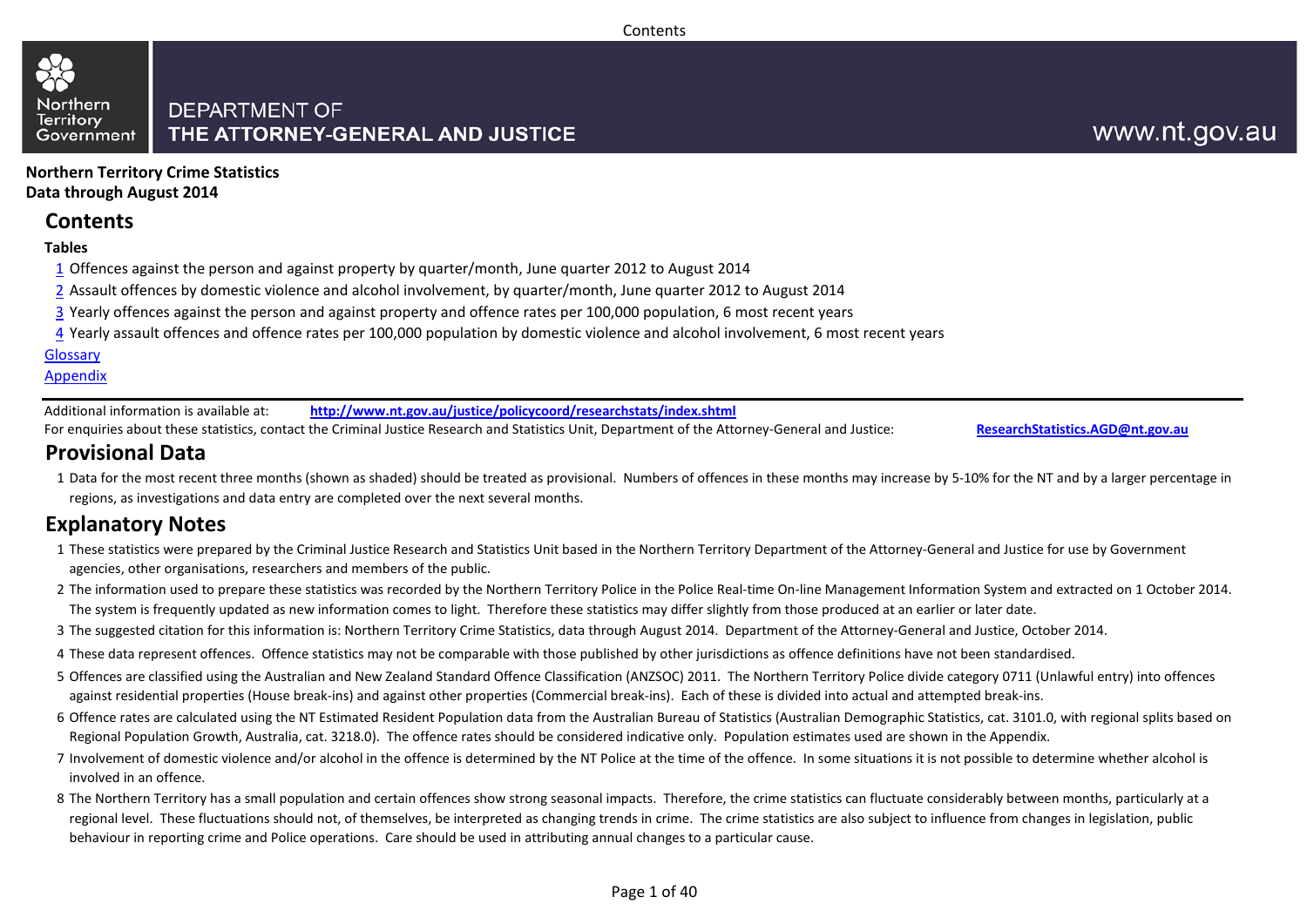DEPARTMENT OF
THE ATTORNEY-GENERAL AND JUSTICE

www.nt.gov.au

**Northern Territory Crime Statistics**
**Data through August 2014**

## Contents

**Tables**

1 Offences against the person and against property by quarter/month, June quarter 2012 to August 2014

2 Assault offences by domestic violence and alcohol involvement, by quarter/month, June quarter 2012 to August 2014

3 Yearly offences against the person and against property and offence rates per 100,000 population, 6 most recent years

4 Yearly assault offences and offence rates per 100,000 population by domestic violence and alcohol involvement, 6 most recent years

Glossary

Appendix

Additional information is available at: **http://www.nt.gov.au/justice/policycoord/researchstats/index.shtml**

For enquiries about these statistics, contact the Criminal Justice Research and Statistics Unit, Department of the Attorney-General and Justice: **ResearchStatistics.AGD@nt.gov.au**

## Provisional Data

1 Data for the most recent three months (shown as shaded) should be treated as provisional. Numbers of offences in these months may increase by 5-10% for the NT and by a larger percentage in regions, as investigations and data entry are completed over the next several months.

## Explanatory Notes

1 These statistics were prepared by the Criminal Justice Research and Statistics Unit based in the Northern Territory Department of the Attorney-General and Justice for use by Government agencies, other organisations, researchers and members of the public.

2 The information used to prepare these statistics was recorded by the Northern Territory Police in the Police Real-time On-line Management Information System and extracted on 1 October 2014. The system is frequently updated as new information comes to light. Therefore these statistics may differ slightly from those produced at an earlier or later date.

3 The suggested citation for this information is: Northern Territory Crime Statistics, data through August 2014. Department of the Attorney-General and Justice, October 2014.

4 These data represent offences. Offence statistics may not be comparable with those published by other jurisdictions as offence definitions have not been standardised.

5 Offences are classified using the Australian and New Zealand Standard Offence Classification (ANZSOC) 2011. The Northern Territory Police divide category 0711 (Unlawful entry) into offences against residential properties (House break-ins) and against other properties (Commercial break-ins). Each of these is divided into actual and attempted break-ins.

6 Offence rates are calculated using the NT Estimated Resident Population data from the Australian Bureau of Statistics (Australian Demographic Statistics, cat. 3101.0, with regional splits based on Regional Population Growth, Australia, cat. 3218.0). The offence rates should be considered indicative only. Population estimates used are shown in the Appendix.

7 Involvement of domestic violence and/or alcohol in the offence is determined by the NT Police at the time of the offence. In some situations it is not possible to determine whether alcohol is involved in an offence.

8 The Northern Territory has a small population and certain offences show strong seasonal impacts. Therefore, the crime statistics can fluctuate considerably between months, particularly at a regional level. These fluctuations should not, of themselves, be interpreted as changing trends in crime. The crime statistics are also subject to influence from changes in legislation, public behaviour in reporting crime and Police operations. Care should be used in attributing annual changes to a particular cause.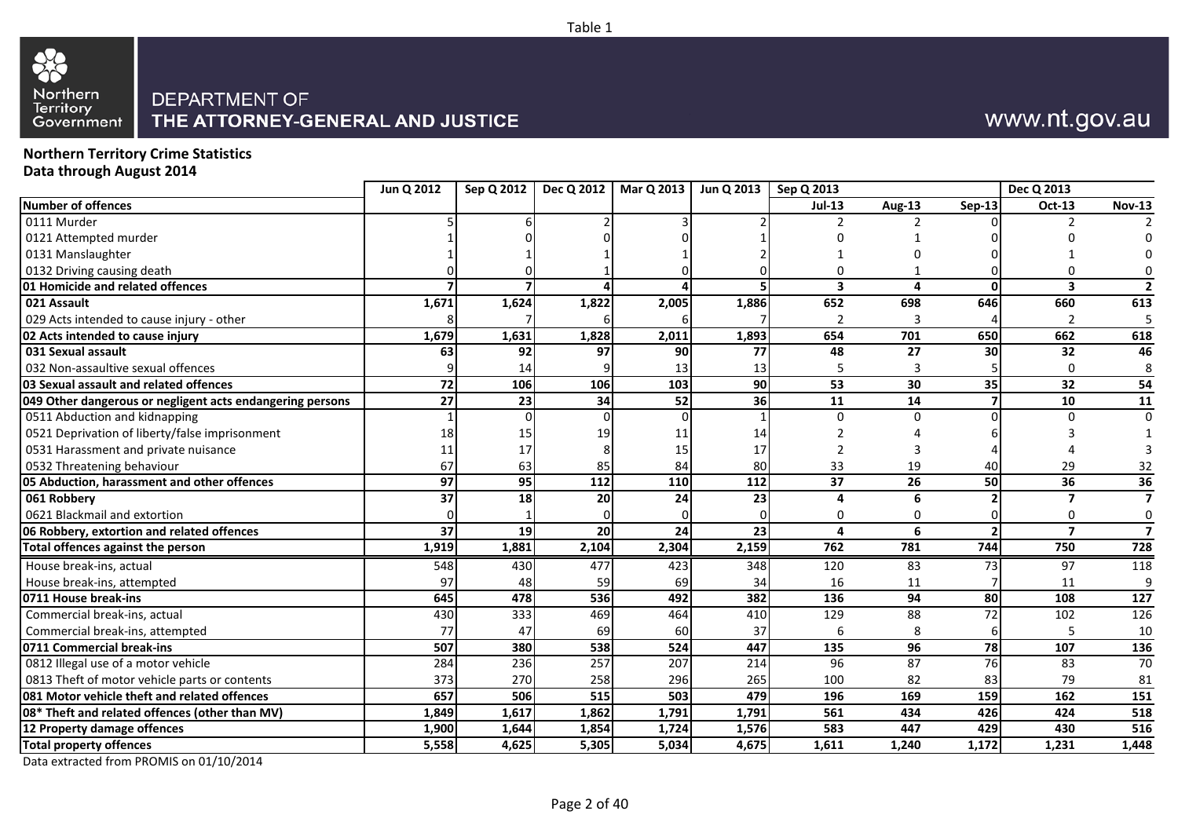Table 1

Northern Territory Government

DEPARTMENT OF
THE ATTORNEY-GENERAL AND JUSTICE

www.nt.gov.au

**Northern Territory Crime Statistics**
**Data through August 2014**

| | Jun Q 2012 | Sep Q 2012 | Dec Q 2012 | Mar Q 2013 | Jun Q 2013 | Sep Q 2013 | | | Dec Q 2013 | |
|---|---|---|---|---|---|---|---|---|---|---|
| **Number of offences** | | | | | | **Jul-13** | **Aug-13** | **Sep-13** | **Oct-13** | **Nov-13** |
| 0111 Murder | 5 | 6 | 2 | 3 | 2 | 2 | 2 | 0 | 2 | 2 |
| 0121 Attempted murder | 1 | 0 | 0 | 0 | 1 | 0 | 1 | 0 | 0 | 0 |
| 0131 Manslaughter | 1 | 1 | 1 | 1 | 2 | 1 | 0 | 0 | 1 | 0 |
| 0132 Driving causing death | 0 | 0 | 1 | 0 | 0 | 0 | 1 | 0 | 0 | 0 |
| **01 Homicide and related offences** | **7** | **7** | **4** | **4** | **5** | **3** | **4** | **0** | **3** | **2** |
| **021 Assault** | **1,671** | **1,624** | **1,822** | **2,005** | **1,886** | **652** | **698** | **646** | **660** | **613** |
| 029 Acts intended to cause injury - other | 8 | 7 | 6 | 6 | 7 | 2 | 3 | 4 | 2 | 5 |
| **02 Acts intended to cause injury** | **1,679** | **1,631** | **1,828** | **2,011** | **1,893** | **654** | **701** | **650** | **662** | **618** |
| **031 Sexual assault** | **63** | **92** | **97** | **90** | **77** | **48** | **27** | **30** | **32** | **46** |
| 032 Non-assaultive sexual offences | 9 | 14 | 9 | 13 | 13 | 5 | 3 | 5 | 0 | 8 |
| **03 Sexual assault and related offences** | **72** | **106** | **106** | **103** | **90** | **53** | **30** | **35** | **32** | **54** |
| **049 Other dangerous or negligent acts endangering persons** | **27** | **23** | **34** | **52** | **36** | **11** | **14** | **7** | **10** | **11** |
| 0511 Abduction and kidnapping | 1 | 0 | 0 | 0 | 1 | 0 | 0 | 0 | 0 | 0 |
| 0521 Deprivation of liberty/false imprisonment | 18 | 15 | 19 | 11 | 14 | 2 | 4 | 6 | 3 | 1 |
| 0531 Harassment and private nuisance | 11 | 17 | 8 | 15 | 17 | 2 | 3 | 4 | 4 | 3 |
| 0532 Threatening behaviour | 67 | 63 | 85 | 84 | 80 | 33 | 19 | 40 | 29 | 32 |
| **05 Abduction, harassment and other offences** | **97** | **95** | **112** | **110** | **112** | **37** | **26** | **50** | **36** | **36** |
| **061 Robbery** | **37** | **18** | **20** | **24** | **23** | **4** | **6** | **2** | **7** | **7** |
| 0621 Blackmail and extortion | 0 | 1 | 0 | 0 | 0 | 0 | 0 | 0 | 0 | 0 |
| **06 Robbery, extortion and related offences** | **37** | **19** | **20** | **24** | **23** | **4** | **6** | **2** | **7** | **7** |
| **Total offences against the person** | **1,919** | **1,881** | **2,104** | **2,304** | **2,159** | **762** | **781** | **744** | **750** | **728** |
| House break-ins, actual | 548 | 430 | 477 | 423 | 348 | 120 | 83 | 73 | 97 | 118 |
| House break-ins, attempted | 97 | 48 | 59 | 69 | 34 | 16 | 11 | 7 | 11 | 9 |
| **0711 House break-ins** | **645** | **478** | **536** | **492** | **382** | **136** | **94** | **80** | **108** | **127** |
| Commercial break-ins, actual | 430 | 333 | 469 | 464 | 410 | 129 | 88 | 72 | 102 | 126 |
| Commercial break-ins, attempted | 77 | 47 | 69 | 60 | 37 | 6 | 8 | 6 | 5 | 10 |
| **0711 Commercial break-ins** | **507** | **380** | **538** | **524** | **447** | **135** | **96** | **78** | **107** | **136** |
| 0812 Illegal use of a motor vehicle | 284 | 236 | 257 | 207 | 214 | 96 | 87 | 76 | 83 | 70 |
| 0813 Theft of motor vehicle parts or contents | 373 | 270 | 258 | 296 | 265 | 100 | 82 | 83 | 79 | 81 |
| **081 Motor vehicle theft and related offences** | **657** | **506** | **515** | **503** | **479** | **196** | **169** | **159** | **162** | **151** |
| **08* Theft and related offences (other than MV)** | **1,849** | **1,617** | **1,862** | **1,791** | **1,791** | **561** | **434** | **426** | **424** | **518** |
| **12 Property damage offences** | **1,900** | **1,644** | **1,854** | **1,724** | **1,576** | **583** | **447** | **429** | **430** | **516** |
| **Total property offences** | **5,558** | **4,625** | **5,305** | **5,034** | **4,675** | **1,611** | **1,240** | **1,172** | **1,231** | **1,448** |

Data extracted from PROMIS on 01/10/2014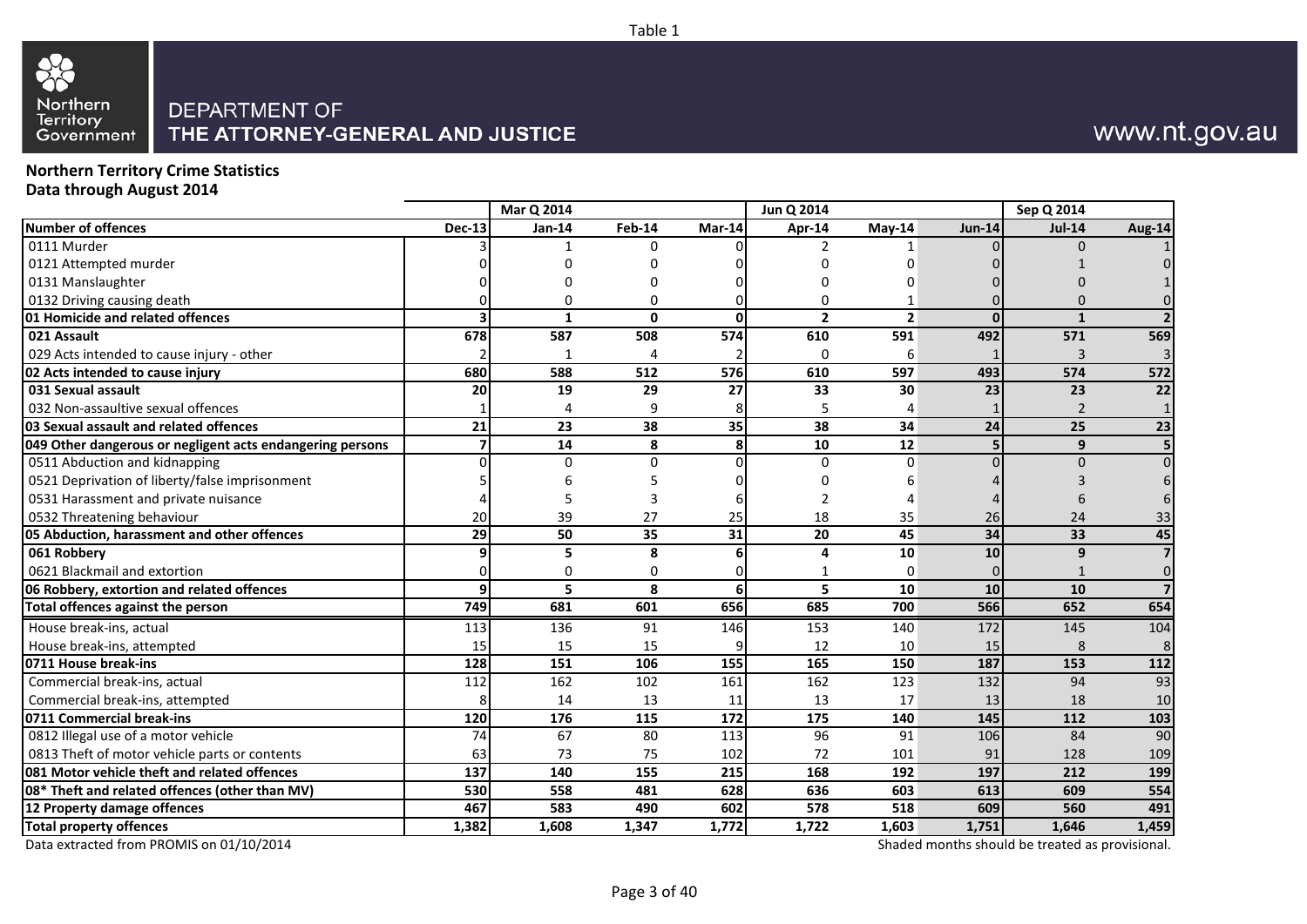Table 1

DEPARTMENT OF
**THE ATTORNEY-GENERAL AND JUSTICE**

www.nt.gov.au

**Northern Territory Crime Statistics**
**Data through August 2014**

| | | Mar Q 2014 | | | Jun Q 2014 | | | Sep Q 2014 | |
|---|---|---|---|---|---|---|---|---|---|
| **Number of offences** | **Dec-13** | **Jan-14** | **Feb-14** | **Mar-14** | **Apr-14** | **May-14** | **Jun-14** | **Jul-14** | **Aug-14** |
| 0111 Murder | 3 | 1 | 0 | 0 | 2 | 1 | 0 | 0 | 1 |
| 0121 Attempted murder | 0 | 0 | 0 | 0 | 0 | 0 | 0 | 1 | 0 |
| 0131 Manslaughter | 0 | 0 | 0 | 0 | 0 | 0 | 0 | 0 | 1 |
| 0132 Driving causing death | 0 | 0 | 0 | 0 | 0 | 1 | 0 | 0 | 0 |
| **01 Homicide and related offences** | **3** | **1** | **0** | **0** | **2** | **2** | **0** | **1** | **2** |
| **021 Assault** | **678** | **587** | **508** | **574** | **610** | **591** | **492** | **571** | **569** |
| 029 Acts intended to cause injury - other | 2 | 1 | 4 | 2 | 0 | 6 | 1 | 3 | 3 |
| **02 Acts intended to cause injury** | **680** | **588** | **512** | **576** | **610** | **597** | **493** | **574** | **572** |
| **031 Sexual assault** | **20** | **19** | **29** | **27** | **33** | **30** | **23** | **23** | **22** |
| 032 Non-assaultive sexual offences | 1 | 4 | 9 | 8 | 5 | 4 | 1 | 2 | 1 |
| **03 Sexual assault and related offences** | **21** | **23** | **38** | **35** | **38** | **34** | **24** | **25** | **23** |
| **049 Other dangerous or negligent acts endangering persons** | **7** | **14** | **8** | **8** | **10** | **12** | **5** | **9** | **5** |
| 0511 Abduction and kidnapping | 0 | 0 | 0 | 0 | 0 | 0 | 0 | 0 | 0 |
| 0521 Deprivation of liberty/false imprisonment | 5 | 6 | 5 | 0 | 0 | 6 | 4 | 3 | 6 |
| 0531 Harassment and private nuisance | 4 | 5 | 3 | 6 | 2 | 4 | 4 | 6 | 6 |
| 0532 Threatening behaviour | 20 | 39 | 27 | 25 | 18 | 35 | 26 | 24 | 33 |
| **05 Abduction, harassment and other offences** | **29** | **50** | **35** | **31** | **20** | **45** | **34** | **33** | **45** |
| **061 Robbery** | **9** | **5** | **8** | **6** | **4** | **10** | **10** | **9** | **7** |
| 0621 Blackmail and extortion | 0 | 0 | 0 | 0 | 1 | 0 | 0 | 1 | 0 |
| **06 Robbery, extortion and related offences** | **9** | **5** | **8** | **6** | **5** | **10** | **10** | **10** | **7** |
| **Total offences against the person** | **749** | **681** | **601** | **656** | **685** | **700** | **566** | **652** | **654** |
| House break-ins, actual | 113 | 136 | 91 | 146 | 153 | 140 | 172 | 145 | 104 |
| House break-ins, attempted | 15 | 15 | 15 | 9 | 12 | 10 | 15 | 8 | 8 |
| **0711 House break-ins** | **128** | **151** | **106** | **155** | **165** | **150** | **187** | **153** | **112** |
| Commercial break-ins, actual | 112 | 162 | 102 | 161 | 162 | 123 | 132 | 94 | 93 |
| Commercial break-ins, attempted | 8 | 14 | 13 | 11 | 13 | 17 | 13 | 18 | 10 |
| **0711 Commercial break-ins** | **120** | **176** | **115** | **172** | **175** | **140** | **145** | **112** | **103** |
| 0812 Illegal use of a motor vehicle | 74 | 67 | 80 | 113 | 96 | 91 | 106 | 84 | 90 |
| 0813 Theft of motor vehicle parts or contents | 63 | 73 | 75 | 102 | 72 | 101 | 91 | 128 | 109 |
| **081 Motor vehicle theft and related offences** | **137** | **140** | **155** | **215** | **168** | **192** | **197** | **212** | **199** |
| **08* Theft and related offences (other than MV)** | **530** | **558** | **481** | **628** | **636** | **603** | **613** | **609** | **554** |
| **12 Property damage offences** | **467** | **583** | **490** | **602** | **578** | **518** | **609** | **560** | **491** |
| **Total property offences** | **1,382** | **1,608** | **1,347** | **1,772** | **1,722** | **1,603** | **1,751** | **1,646** | **1,459** |

Data extracted from PROMIS on 01/10/2014

Shaded months should be treated as provisional.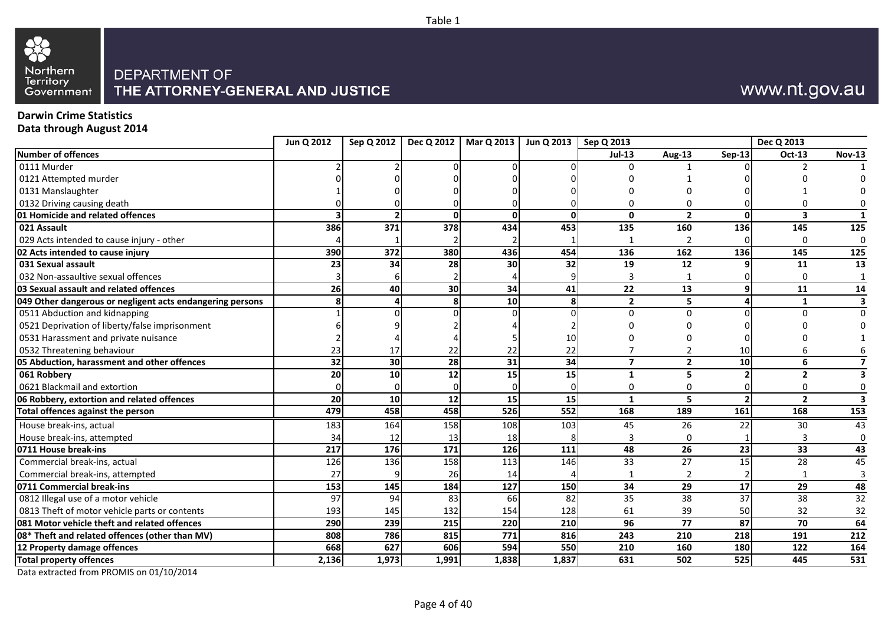Table 1

Northern Territory Government

DEPARTMENT OF
**THE ATTORNEY-GENERAL AND JUSTICE**

www.nt.gov.au

**Darwin Crime Statistics**
**Data through August 2014**

| | Jun Q 2012 | Sep Q 2012 | Dec Q 2012 | Mar Q 2013 | Jun Q 2013 | Sep Q 2013 | | | Dec Q 2013 | |
|---|---|---|---|---|---|---|---|---|---|---|
| **Number of offences** | | | | | | **Jul-13** | **Aug-13** | **Sep-13** | **Oct-13** | **Nov-13** |
| 0111 Murder | 2 | 2 | 0 | 0 | 0 | 0 | 1 | 0 | 2 | 1 |
| 0121 Attempted murder | 0 | 0 | 0 | 0 | 0 | 0 | 1 | 0 | 0 | 0 |
| 0131 Manslaughter | 1 | 0 | 0 | 0 | 0 | 0 | 0 | 0 | 1 | 0 |
| 0132 Driving causing death | 0 | 0 | 0 | 0 | 0 | 0 | 0 | 0 | 0 | 0 |
| **01 Homicide and related offences** | **3** | **2** | **0** | **0** | **0** | **0** | **2** | **0** | **3** | **1** |
| **021 Assault** | **386** | **371** | **378** | **434** | **453** | **135** | **160** | **136** | **145** | **125** |
| 029 Acts intended to cause injury - other | 4 | 1 | 2 | 2 | 1 | 1 | 2 | 0 | 0 | 0 |
| **02 Acts intended to cause injury** | **390** | **372** | **380** | **436** | **454** | **136** | **162** | **136** | **145** | **125** |
| **031 Sexual assault** | **23** | **34** | **28** | **30** | **32** | **19** | **12** | **9** | **11** | **13** |
| 032 Non-assaultive sexual offences | 3 | 6 | 2 | 4 | 9 | 3 | 1 | 0 | 0 | 1 |
| **03 Sexual assault and related offences** | **26** | **40** | **30** | **34** | **41** | **22** | **13** | **9** | **11** | **14** |
| **049 Other dangerous or negligent acts endangering persons** | **8** | **4** | **8** | **10** | **8** | **2** | **5** | **4** | **1** | **3** |
| 0511 Abduction and kidnapping | 1 | 0 | 0 | 0 | 0 | 0 | 0 | 0 | 0 | 0 |
| 0521 Deprivation of liberty/false imprisonment | 6 | 9 | 2 | 4 | 2 | 0 | 0 | 0 | 0 | 0 |
| 0531 Harassment and private nuisance | 2 | 4 | 4 | 5 | 10 | 0 | 0 | 0 | 0 | 1 |
| 0532 Threatening behaviour | 23 | 17 | 22 | 22 | 22 | 7 | 2 | 10 | 6 | 6 |
| **05 Abduction, harassment and other offences** | **32** | **30** | **28** | **31** | **34** | **7** | **2** | **10** | **6** | **7** |
| **061 Robbery** | **20** | **10** | **12** | **15** | **15** | **1** | **5** | **2** | **2** | **3** |
| 0621 Blackmail and extortion | 0 | 0 | 0 | 0 | 0 | 0 | 0 | 0 | 0 | 0 |
| **06 Robbery, extortion and related offences** | **20** | **10** | **12** | **15** | **15** | **1** | **5** | **2** | **2** | **3** |
| **Total offences against the person** | **479** | **458** | **458** | **526** | **552** | **168** | **189** | **161** | **168** | **153** |
| House break-ins, actual | 183 | 164 | 158 | 108 | 103 | 45 | 26 | 22 | 30 | 43 |
| House break-ins, attempted | 34 | 12 | 13 | 18 | 8 | 3 | 0 | 1 | 3 | 0 |
| **0711 House break-ins** | **217** | **176** | **171** | **126** | **111** | **48** | **26** | **23** | **33** | **43** |
| Commercial break-ins, actual | 126 | 136 | 158 | 113 | 146 | 33 | 27 | 15 | 28 | 45 |
| Commercial break-ins, attempted | 27 | 9 | 26 | 14 | 4 | 1 | 2 | 2 | 1 | 3 |
| **0711 Commercial break-ins** | **153** | **145** | **184** | **127** | **150** | **34** | **29** | **17** | **29** | **48** |
| 0812 Illegal use of a motor vehicle | 97 | 94 | 83 | 66 | 82 | 35 | 38 | 37 | 38 | 32 |
| 0813 Theft of motor vehicle parts or contents | 193 | 145 | 132 | 154 | 128 | 61 | 39 | 50 | 32 | 32 |
| **081 Motor vehicle theft and related offences** | **290** | **239** | **215** | **220** | **210** | **96** | **77** | **87** | **70** | **64** |
| **08* Theft and related offences (other than MV)** | **808** | **786** | **815** | **771** | **816** | **243** | **210** | **218** | **191** | **212** |
| **12 Property damage offences** | **668** | **627** | **606** | **594** | **550** | **210** | **160** | **180** | **122** | **164** |
| **Total property offences** | **2,136** | **1,973** | **1,991** | **1,838** | **1,837** | **631** | **502** | **525** | **445** | **531** |

Data extracted from PROMIS on 01/10/2014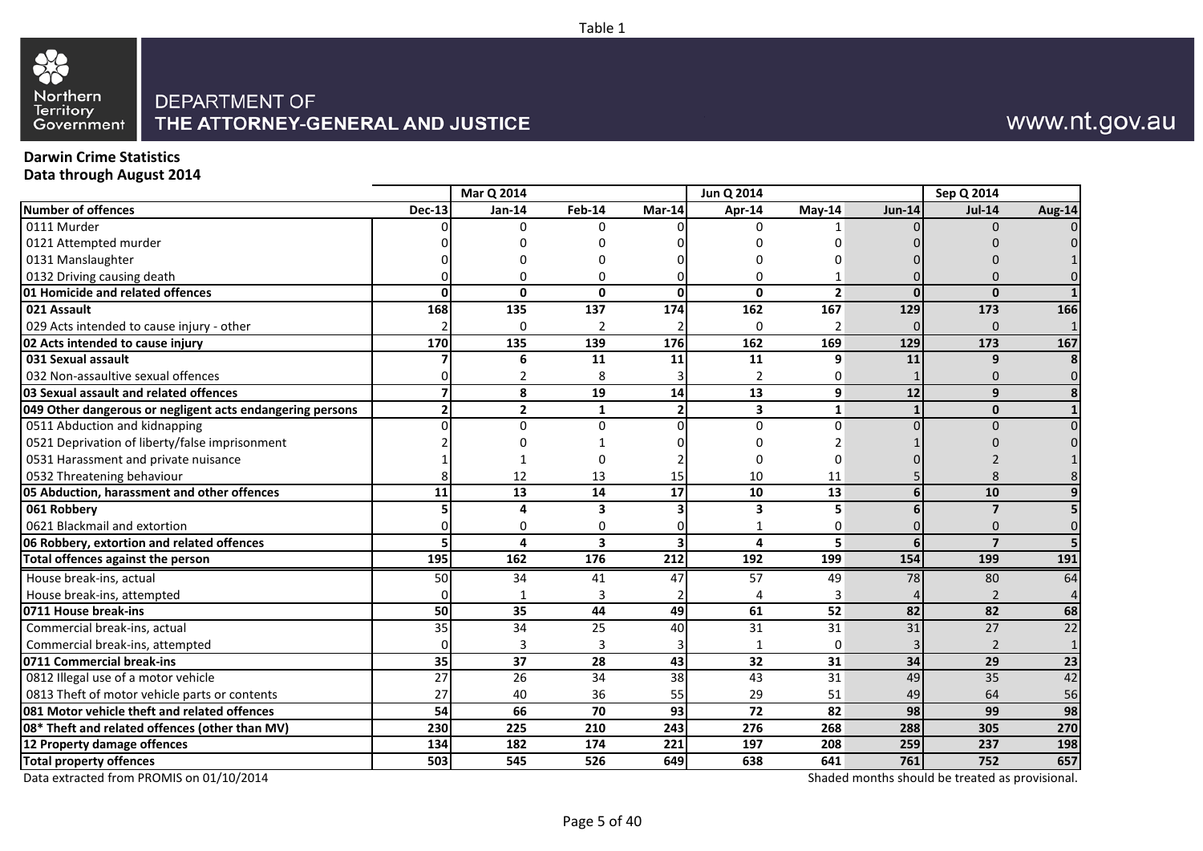Table 1

DEPARTMENT OF
**THE ATTORNEY-GENERAL AND JUSTICE**

www.nt.gov.au

**Darwin Crime Statistics**
**Data through August 2014**

| | | Mar Q 2014 | | | Jun Q 2014 | | | Sep Q 2014 | |
|---|---|---|---|---|---|---|---|---|---|
| **Number of offences** | **Dec-13** | **Jan-14** | **Feb-14** | **Mar-14** | **Apr-14** | **May-14** | **Jun-14** | **Jul-14** | **Aug-14** |
| 0111 Murder | 0 | 0 | 0 | 0 | 0 | 1 | 0 | 0 | 0 |
| 0121 Attempted murder | 0 | 0 | 0 | 0 | 0 | 0 | 0 | 0 | 0 |
| 0131 Manslaughter | 0 | 0 | 0 | 0 | 0 | 0 | 0 | 0 | 1 |
| 0132 Driving causing death | 0 | 0 | 0 | 0 | 0 | 1 | 0 | 0 | 0 |
| **01 Homicide and related offences** | **0** | **0** | **0** | **0** | **0** | **2** | **0** | **0** | **1** |
| **021 Assault** | **168** | **135** | **137** | **174** | **162** | **167** | **129** | **173** | **166** |
| 029 Acts intended to cause injury - other | 2 | 0 | 2 | 2 | 0 | 2 | 0 | 0 | 1 |
| **02 Acts intended to cause injury** | **170** | **135** | **139** | **176** | **162** | **169** | **129** | **173** | **167** |
| **031 Sexual assault** | **7** | **6** | **11** | **11** | **11** | **9** | **11** | **9** | **8** |
| 032 Non-assaultive sexual offences | 0 | 2 | 8 | 3 | 2 | 0 | 1 | 0 | 0 |
| **03 Sexual assault and related offences** | **7** | **8** | **19** | **14** | **13** | **9** | **12** | **9** | **8** |
| **049 Other dangerous or negligent acts endangering persons** | **2** | **2** | **1** | **2** | **3** | **1** | **1** | **0** | **1** |
| 0511 Abduction and kidnapping | 0 | 0 | 0 | 0 | 0 | 0 | 0 | 0 | 0 |
| 0521 Deprivation of liberty/false imprisonment | 2 | 0 | 1 | 0 | 0 | 2 | 1 | 0 | 0 |
| 0531 Harassment and private nuisance | 1 | 1 | 0 | 2 | 0 | 0 | 0 | 2 | 1 |
| 0532 Threatening behaviour | 8 | 12 | 13 | 15 | 10 | 11 | 5 | 8 | 8 |
| **05 Abduction, harassment and other offences** | **11** | **13** | **14** | **17** | **10** | **13** | **6** | **10** | **9** |
| **061 Robbery** | **5** | **4** | **3** | **3** | **3** | **5** | **6** | **7** | **5** |
| 0621 Blackmail and extortion | 0 | 0 | 0 | 0 | 1 | 0 | 0 | 0 | 0 |
| **06 Robbery, extortion and related offences** | **5** | **4** | **3** | **3** | **4** | **5** | **6** | **7** | **5** |
| **Total offences against the person** | **195** | **162** | **176** | **212** | **192** | **199** | **154** | **199** | **191** |
| House break-ins, actual | 50 | 34 | 41 | 47 | 57 | 49 | 78 | 80 | 64 |
| House break-ins, attempted | 0 | 1 | 3 | 2 | 4 | 3 | 4 | 2 | 4 |
| **0711 House break-ins** | **50** | **35** | **44** | **49** | **61** | **52** | **82** | **82** | **68** |
| Commercial break-ins, actual | 35 | 34 | 25 | 40 | 31 | 31 | 31 | 27 | 22 |
| Commercial break-ins, attempted | 0 | 3 | 3 | 3 | 1 | 0 | 3 | 2 | 1 |
| **0711 Commercial break-ins** | **35** | **37** | **28** | **43** | **32** | **31** | **34** | **29** | **23** |
| 0812 Illegal use of a motor vehicle | 27 | 26 | 34 | 38 | 43 | 31 | 49 | 35 | 42 |
| 0813 Theft of motor vehicle parts or contents | 27 | 40 | 36 | 55 | 29 | 51 | 49 | 64 | 56 |
| **081 Motor vehicle theft and related offences** | **54** | **66** | **70** | **93** | **72** | **82** | **98** | **99** | **98** |
| **08* Theft and related offences (other than MV)** | **230** | **225** | **210** | **243** | **276** | **268** | **288** | **305** | **270** |
| **12 Property damage offences** | **134** | **182** | **174** | **221** | **197** | **208** | **259** | **237** | **198** |
| **Total property offences** | **503** | **545** | **526** | **649** | **638** | **641** | **761** | **752** | **657** |

Data extracted from PROMIS on 01/10/2014

Shaded months should be treated as provisional.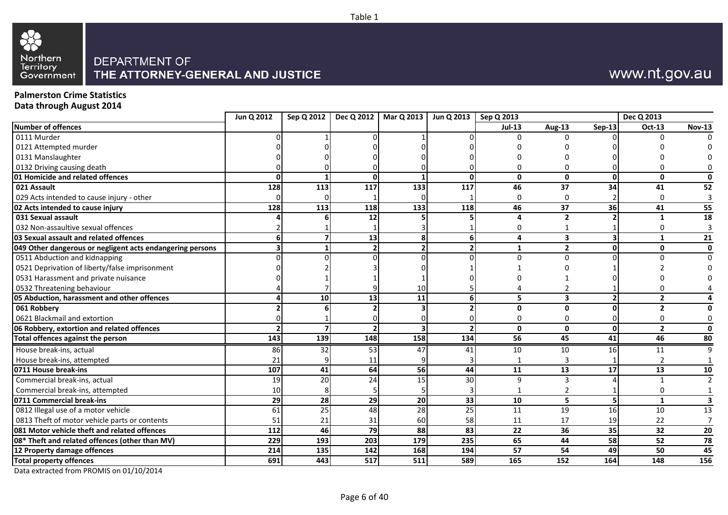Table 1

DEPARTMENT OF
**THE ATTORNEY-GENERAL AND JUSTICE**

www.nt.gov.au

**Palmerston Crime Statistics**
**Data through August 2014**

| | Jun Q 2012 | Sep Q 2012 | Dec Q 2012 | Mar Q 2013 | Jun Q 2013 | Sep Q 2013 | | | Dec Q 2013 | |
|---|---|---|---|---|---|---|---|---|---|---|
| **Number of offences** | | | | | | **Jul-13** | **Aug-13** | **Sep-13** | **Oct-13** | **Nov-13** |
| 0111 Murder | 0 | 1 | 0 | 1 | 0 | 0 | 0 | 0 | 0 | 0 |
| 0121 Attempted murder | 0 | 0 | 0 | 0 | 0 | 0 | 0 | 0 | 0 | 0 |
| 0131 Manslaughter | 0 | 0 | 0 | 0 | 0 | 0 | 0 | 0 | 0 | 0 |
| 0132 Driving causing death | 0 | 0 | 0 | 0 | 0 | 0 | 0 | 0 | 0 | 0 |
| **01 Homicide and related offences** | **0** | **1** | **0** | **1** | **0** | **0** | **0** | **0** | **0** | **0** |
| **021 Assault** | **128** | **113** | **117** | **133** | **117** | **46** | **37** | **34** | **41** | **52** |
| 029 Acts intended to cause injury - other | 0 | 0 | 1 | 0 | 1 | 0 | 0 | 2 | 0 | 3 |
| **02 Acts intended to cause injury** | **128** | **113** | **118** | **133** | **118** | **46** | **37** | **36** | **41** | **55** |
| **031 Sexual assault** | **4** | **6** | **12** | **5** | **5** | **4** | **2** | **2** | **1** | **18** |
| 032 Non-assaultive sexual offences | 2 | 1 | 1 | 3 | 1 | 0 | 1 | 1 | 0 | 3 |
| **03 Sexual assault and related offences** | **6** | **7** | **13** | **8** | **6** | **4** | **3** | **3** | **1** | **21** |
| **049 Other dangerous or negligent acts endangering persons** | **3** | **1** | **2** | **2** | **2** | **1** | **2** | **0** | **0** | **0** |
| 0511 Abduction and kidnapping | 0 | 0 | 0 | 0 | 0 | 0 | 0 | 0 | 0 | 0 |
| 0521 Deprivation of liberty/false imprisonment | 0 | 2 | 3 | 0 | 1 | 1 | 0 | 1 | 2 | 0 |
| 0531 Harassment and private nuisance | 0 | 1 | 1 | 1 | 0 | 0 | 1 | 0 | 0 | 0 |
| 0532 Threatening behaviour | 4 | 7 | 9 | 10 | 5 | 4 | 2 | 1 | 0 | 4 |
| **05 Abduction, harassment and other offences** | **4** | **10** | **13** | **11** | **6** | **5** | **3** | **2** | **2** | **4** |
| **061 Robbery** | **2** | **6** | **2** | **3** | **2** | **0** | **0** | **0** | **2** | **0** |
| 0621 Blackmail and extortion | 0 | 1 | 0 | 0 | 0 | 0 | 0 | 0 | 0 | 0 |
| **06 Robbery, extortion and related offences** | **2** | **7** | **2** | **3** | **2** | **0** | **0** | **0** | **2** | **0** |
| **Total offences against the person** | **143** | **139** | **148** | **158** | **134** | **56** | **45** | **41** | **46** | **80** |
| House break-ins, actual | 86 | 32 | 53 | 47 | 41 | 10 | 10 | 16 | 11 | 9 |
| House break-ins, attempted | 21 | 9 | 11 | 9 | 3 | 1 | 3 | 1 | 2 | 1 |
| **0711 House break-ins** | **107** | **41** | **64** | **56** | **44** | **11** | **13** | **17** | **13** | **10** |
| Commercial break-ins, actual | 19 | 20 | 24 | 15 | 30 | 9 | 3 | 4 | 1 | 2 |
| Commercial break-ins, attempted | 10 | 8 | 5 | 5 | 3 | 1 | 2 | 1 | 0 | 1 |
| **0711 Commercial break-ins** | **29** | **28** | **29** | **20** | **33** | **10** | **5** | **5** | **1** | **3** |
| 0812 Illegal use of a motor vehicle | 61 | 25 | 48 | 28 | 25 | 11 | 19 | 16 | 10 | 13 |
| 0813 Theft of motor vehicle parts or contents | 51 | 21 | 31 | 60 | 58 | 11 | 17 | 19 | 22 | 7 |
| **081 Motor vehicle theft and related offences** | **112** | **46** | **79** | **88** | **83** | **22** | **36** | **35** | **32** | **20** |
| **08* Theft and related offences (other than MV)** | **229** | **193** | **203** | **179** | **235** | **65** | **44** | **58** | **52** | **78** |
| **12 Property damage offences** | **214** | **135** | **142** | **168** | **194** | **57** | **54** | **49** | **50** | **45** |
| **Total property offences** | **691** | **443** | **517** | **511** | **589** | **165** | **152** | **164** | **148** | **156** |

Data extracted from PROMIS on 01/10/2014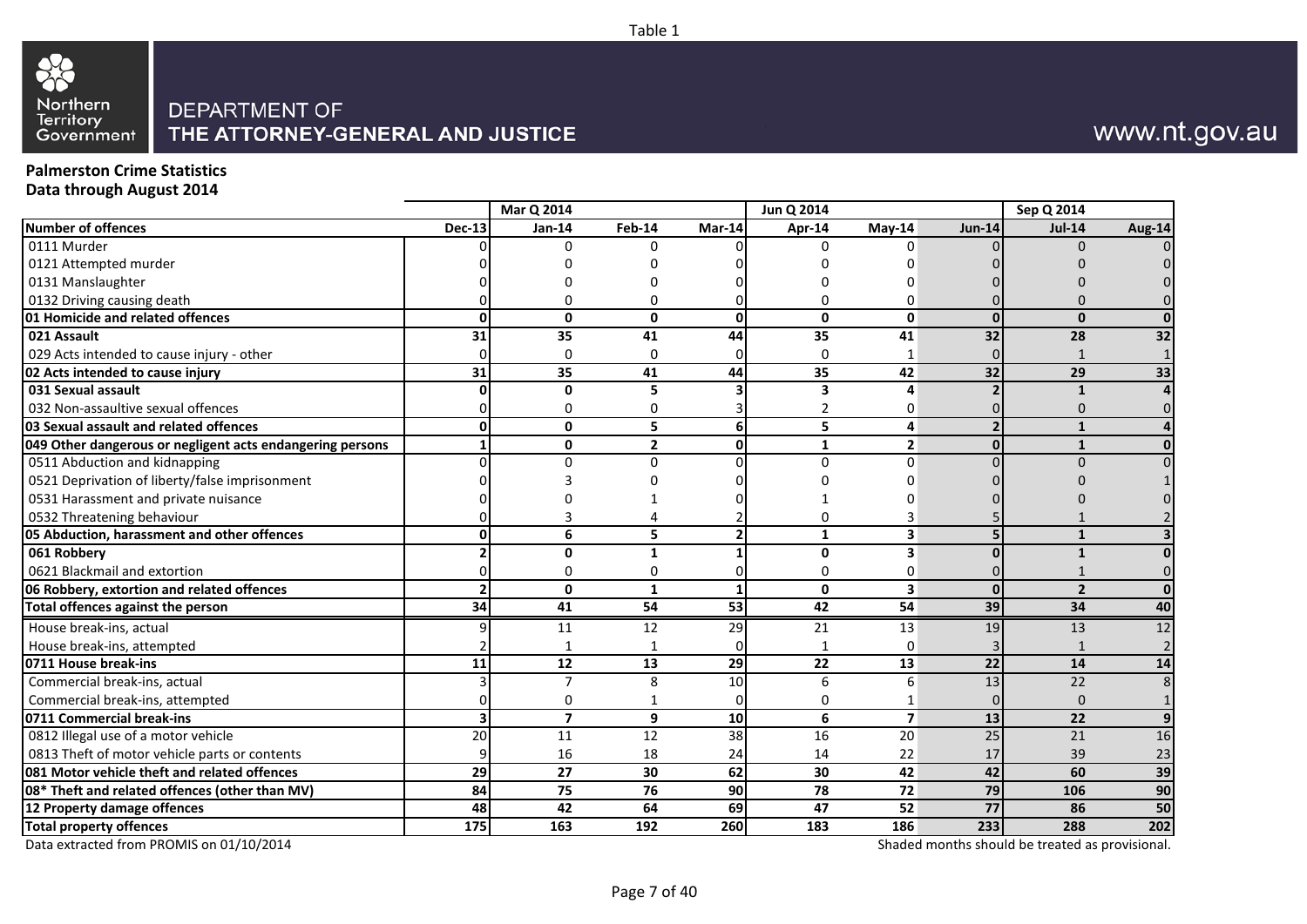Table 1

Northern Territory Government

DEPARTMENT OF
**THE ATTORNEY-GENERAL AND JUSTICE**

www.nt.gov.au

**Palmerston Crime Statistics**
**Data through August 2014**

| | | Mar Q 2014 | | | Jun Q 2014 | | | Sep Q 2014 | |
|---|---|---|---|---|---|---|---|---|---|
| **Number of offences** | **Dec-13** | **Jan-14** | **Feb-14** | **Mar-14** | **Apr-14** | **May-14** | **Jun-14** | **Jul-14** | **Aug-14** |
| 0111 Murder | 0 | 0 | 0 | 0 | 0 | 0 | 0 | 0 | 0 |
| 0121 Attempted murder | 0 | 0 | 0 | 0 | 0 | 0 | 0 | 0 | 0 |
| 0131 Manslaughter | 0 | 0 | 0 | 0 | 0 | 0 | 0 | 0 | 0 |
| 0132 Driving causing death | 0 | 0 | 0 | 0 | 0 | 0 | 0 | 0 | 0 |
| **01 Homicide and related offences** | **0** | **0** | **0** | **0** | **0** | **0** | **0** | **0** | **0** |
| **021 Assault** | **31** | **35** | **41** | **44** | **35** | **41** | **32** | **28** | **32** |
| 029 Acts intended to cause injury - other | 0 | 0 | 0 | 0 | 0 | 1 | 0 | 1 | 1 |
| **02 Acts intended to cause injury** | **31** | **35** | **41** | **44** | **35** | **42** | **32** | **29** | **33** |
| **031 Sexual assault** | **0** | **0** | **5** | **3** | **3** | **4** | **2** | **1** | **4** |
| 032 Non-assaultive sexual offences | 0 | 0 | 0 | 3 | 2 | 0 | 0 | 0 | 0 |
| **03 Sexual assault and related offences** | **0** | **0** | **5** | **6** | **5** | **4** | **2** | **1** | **4** |
| **049 Other dangerous or negligent acts endangering persons** | **1** | **0** | **2** | **0** | **1** | **2** | **0** | **1** | **0** |
| 0511 Abduction and kidnapping | 0 | 0 | 0 | 0 | 0 | 0 | 0 | 0 | 0 |
| 0521 Deprivation of liberty/false imprisonment | 0 | 3 | 0 | 0 | 0 | 0 | 0 | 0 | 1 |
| 0531 Harassment and private nuisance | 0 | 0 | 1 | 0 | 1 | 0 | 0 | 0 | 0 |
| 0532 Threatening behaviour | 0 | 3 | 4 | 2 | 0 | 3 | 5 | 1 | 2 |
| **05 Abduction, harassment and other offences** | **0** | **6** | **5** | **2** | **1** | **3** | **5** | **1** | **3** |
| **061 Robbery** | **2** | **0** | **1** | **1** | **0** | **3** | **0** | **1** | **0** |
| 0621 Blackmail and extortion | 0 | 0 | 0 | 0 | 0 | 0 | 0 | 1 | 0 |
| **06 Robbery, extortion and related offences** | **2** | **0** | **1** | **1** | **0** | **3** | **0** | **2** | **0** |
| **Total offences against the person** | **34** | **41** | **54** | **53** | **42** | **54** | **39** | **34** | **40** |
| House break-ins, actual | 9 | 11 | 12 | 29 | 21 | 13 | 19 | 13 | 12 |
| House break-ins, attempted | 2 | 1 | 1 | 0 | 1 | 0 | 3 | 1 | 2 |
| **0711 House break-ins** | **11** | **12** | **13** | **29** | **22** | **13** | **22** | **14** | **14** |
| Commercial break-ins, actual | 3 | 7 | 8 | 10 | 6 | 6 | 13 | 22 | 8 |
| Commercial break-ins, attempted | 0 | 0 | 1 | 0 | 0 | 1 | 0 | 0 | 1 |
| **0711 Commercial break-ins** | **3** | **7** | **9** | **10** | **6** | **7** | **13** | **22** | **9** |
| 0812 Illegal use of a motor vehicle | 20 | 11 | 12 | 38 | 16 | 20 | 25 | 21 | 16 |
| 0813 Theft of motor vehicle parts or contents | 9 | 16 | 18 | 24 | 14 | 22 | 17 | 39 | 23 |
| **081 Motor vehicle theft and related offences** | **29** | **27** | **30** | **62** | **30** | **42** | **42** | **60** | **39** |
| **08* Theft and related offences (other than MV)** | **84** | **75** | **76** | **90** | **78** | **72** | **79** | **106** | **90** |
| **12 Property damage offences** | **48** | **42** | **64** | **69** | **47** | **52** | **77** | **86** | **50** |
| **Total property offences** | **175** | **163** | **192** | **260** | **183** | **186** | **233** | **288** | **202** |

Data extracted from PROMIS on 01/10/2014

Shaded months should be treated as provisional.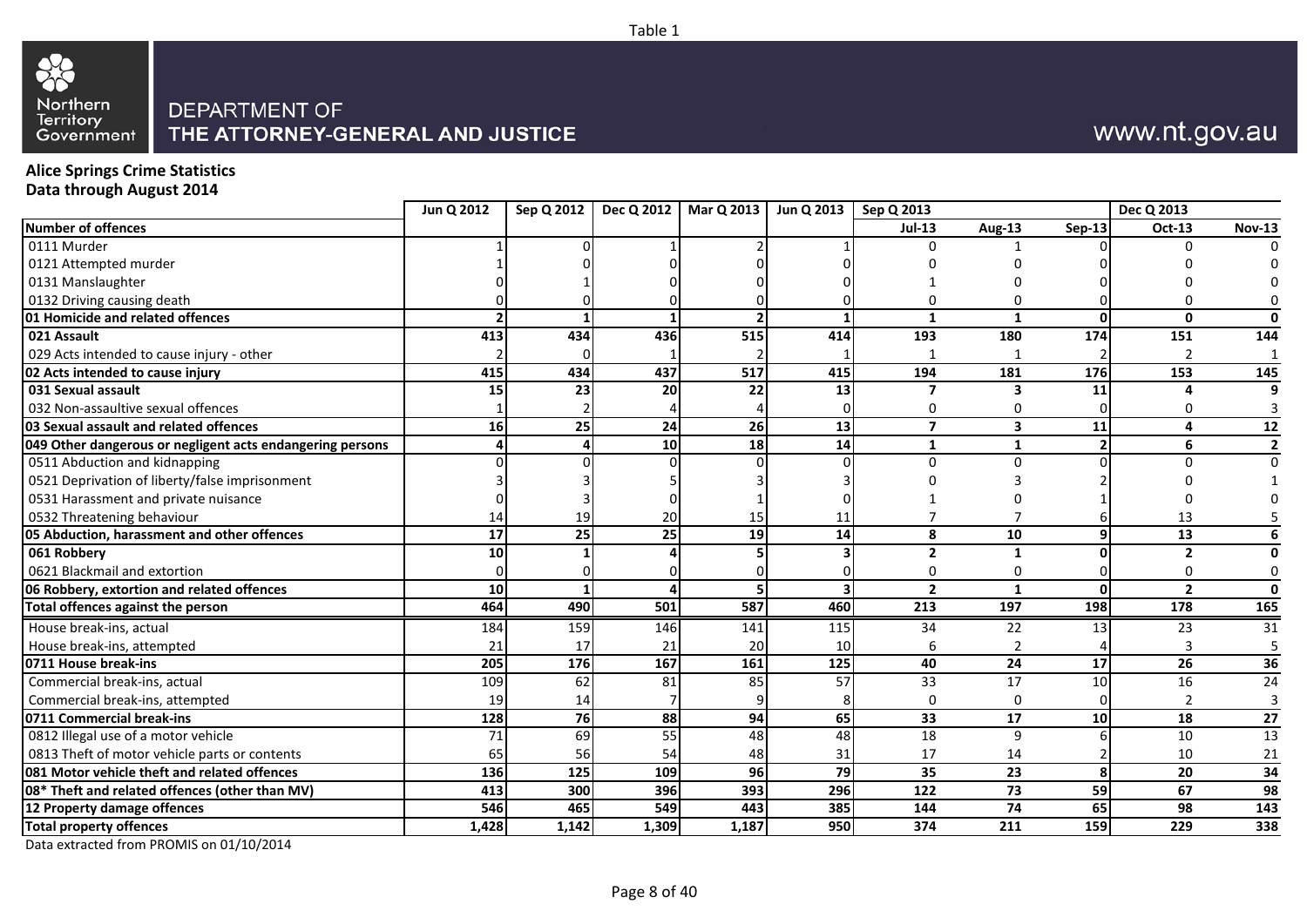Table 1

Northern Territory Government

DEPARTMENT OF THE ATTORNEY-GENERAL AND JUSTICE

www.nt.gov.au

**Alice Springs Crime Statistics**
**Data through August 2014**

| | Jun Q 2012 | Sep Q 2012 | Dec Q 2012 | Mar Q 2013 | Jun Q 2013 | Sep Q 2013 | | | Dec Q 2013 | |
|---|---|---|---|---|---|---|---|---|---|---|
| **Number of offences** | | | | | | **Jul-13** | **Aug-13** | **Sep-13** | **Oct-13** | **Nov-13** |
| 0111 Murder | 1 | 0 | 1 | 2 | 1 | 0 | 1 | 0 | 0 | 0 |
| 0121 Attempted murder | 1 | 0 | 0 | 0 | 0 | 0 | 0 | 0 | 0 | 0 |
| 0131 Manslaughter | 0 | 1 | 0 | 0 | 0 | 1 | 0 | 0 | 0 | 0 |
| 0132 Driving causing death | 0 | 0 | 0 | 0 | 0 | 0 | 0 | 0 | 0 | 0 |
| **01 Homicide and related offences** | **2** | **1** | **1** | **2** | **1** | **1** | **1** | **0** | **0** | **0** |
| **021 Assault** | **413** | **434** | **436** | **515** | **414** | **193** | **180** | **174** | **151** | **144** |
| 029 Acts intended to cause injury - other | 2 | 0 | 1 | 2 | 1 | 1 | 1 | 2 | 2 | 1 |
| **02 Acts intended to cause injury** | **415** | **434** | **437** | **517** | **415** | **194** | **181** | **176** | **153** | **145** |
| **031 Sexual assault** | **15** | **23** | **20** | **22** | **13** | **7** | **3** | **11** | **4** | **9** |
| 032 Non-assaultive sexual offences | 1 | 2 | 4 | 4 | 0 | 0 | 0 | 0 | 0 | 3 |
| **03 Sexual assault and related offences** | **16** | **25** | **24** | **26** | **13** | **7** | **3** | **11** | **4** | **12** |
| **049 Other dangerous or negligent acts endangering persons** | **4** | **4** | **10** | **18** | **14** | **1** | **1** | **2** | **6** | **2** |
| 0511 Abduction and kidnapping | 0 | 0 | 0 | 0 | 0 | 0 | 0 | 0 | 0 | 0 |
| 0521 Deprivation of liberty/false imprisonment | 3 | 3 | 5 | 3 | 3 | 0 | 3 | 2 | 0 | 1 |
| 0531 Harassment and private nuisance | 0 | 3 | 0 | 1 | 0 | 1 | 0 | 1 | 0 | 0 |
| 0532 Threatening behaviour | 14 | 19 | 20 | 15 | 11 | 7 | 7 | 6 | 13 | 5 |
| **05 Abduction, harassment and other offences** | **17** | **25** | **25** | **19** | **14** | **8** | **10** | **9** | **13** | **6** |
| **061 Robbery** | **10** | **1** | **4** | **5** | **3** | **2** | **1** | **0** | **2** | **0** |
| 0621 Blackmail and extortion | 0 | 0 | 0 | 0 | 0 | 0 | 0 | 0 | 0 | 0 |
| **06 Robbery, extortion and related offences** | **10** | **1** | **4** | **5** | **3** | **2** | **1** | **0** | **2** | **0** |
| **Total offences against the person** | **464** | **490** | **501** | **587** | **460** | **213** | **197** | **198** | **178** | **165** |
| House break-ins, actual | 184 | 159 | 146 | 141 | 115 | 34 | 22 | 13 | 23 | 31 |
| House break-ins, attempted | 21 | 17 | 21 | 20 | 10 | 6 | 2 | 4 | 3 | 5 |
| **0711 House break-ins** | **205** | **176** | **167** | **161** | **125** | **40** | **24** | **17** | **26** | **36** |
| Commercial break-ins, actual | 109 | 62 | 81 | 85 | 57 | 33 | 17 | 10 | 16 | 24 |
| Commercial break-ins, attempted | 19 | 14 | 7 | 9 | 8 | 0 | 0 | 0 | 2 | 3 |
| **0711 Commercial break-ins** | **128** | **76** | **88** | **94** | **65** | **33** | **17** | **10** | **18** | **27** |
| 0812 Illegal use of a motor vehicle | 71 | 69 | 55 | 48 | 48 | 18 | 9 | 6 | 10 | 13 |
| 0813 Theft of motor vehicle parts or contents | 65 | 56 | 54 | 48 | 31 | 17 | 14 | 2 | 10 | 21 |
| **081 Motor vehicle theft and related offences** | **136** | **125** | **109** | **96** | **79** | **35** | **23** | **8** | **20** | **34** |
| **08* Theft and related offences (other than MV)** | **413** | **300** | **396** | **393** | **296** | **122** | **73** | **59** | **67** | **98** |
| **12 Property damage offences** | **546** | **465** | **549** | **443** | **385** | **144** | **74** | **65** | **98** | **143** |
| **Total property offences** | **1,428** | **1,142** | **1,309** | **1,187** | **950** | **374** | **211** | **159** | **229** | **338** |

Data extracted from PROMIS on 01/10/2014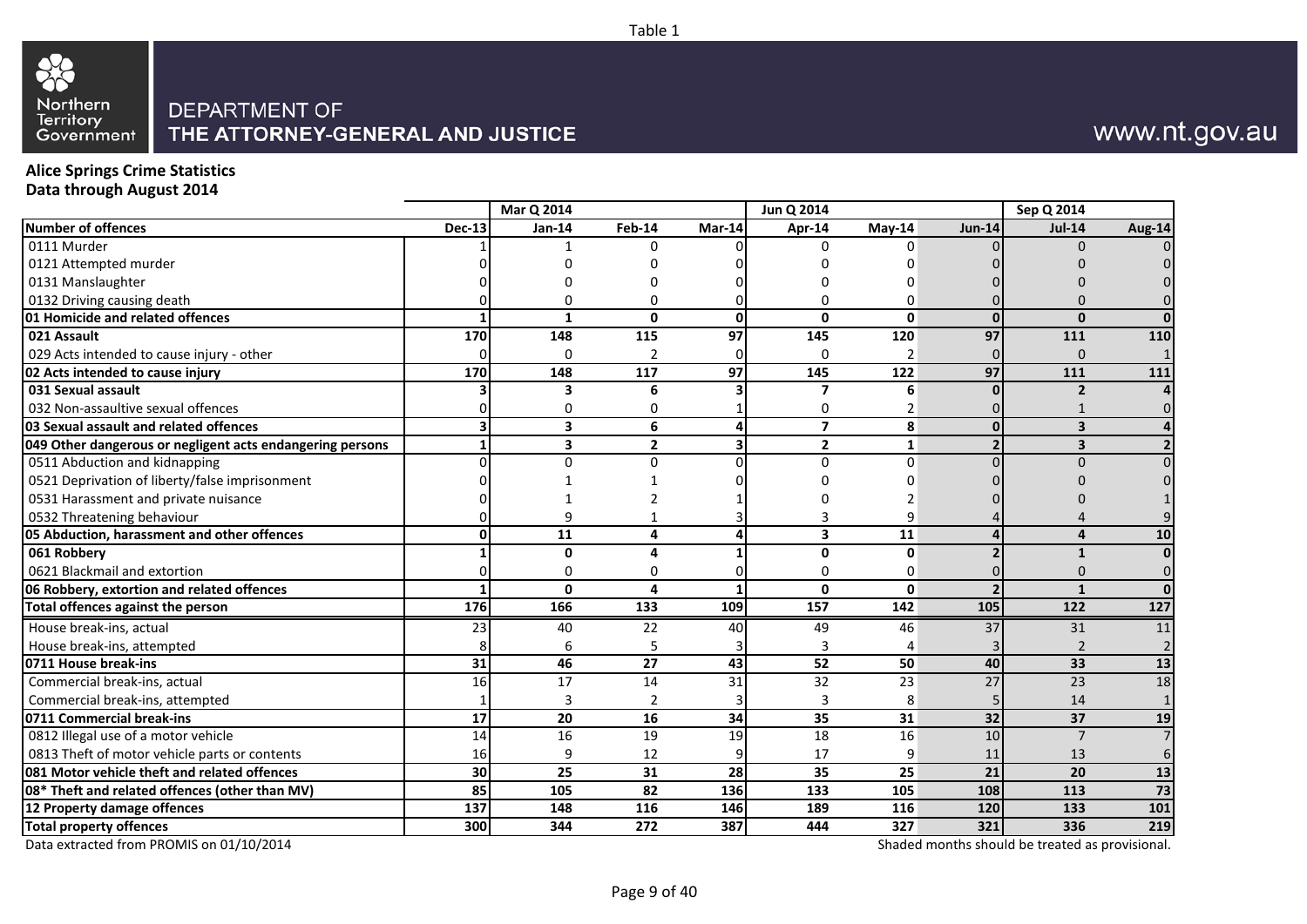Table 1

DEPARTMENT OF
THE ATTORNEY-GENERAL AND JUSTICE

www.nt.gov.au

**Alice Springs Crime Statistics**
**Data through August 2014**

| | | Mar Q 2014 | | | Jun Q 2014 | | | Sep Q 2014 | |
|---|---|---|---|---|---|---|---|---|---|
| **Number of offences** | **Dec-13** | **Jan-14** | **Feb-14** | **Mar-14** | **Apr-14** | **May-14** | **Jun-14** | **Jul-14** | **Aug-14** |
| 0111 Murder | 1 | 1 | 0 | 0 | 0 | 0 | 0 | 0 | 0 |
| 0121 Attempted murder | 0 | 0 | 0 | 0 | 0 | 0 | 0 | 0 | 0 |
| 0131 Manslaughter | 0 | 0 | 0 | 0 | 0 | 0 | 0 | 0 | 0 |
| 0132 Driving causing death | 0 | 0 | 0 | 0 | 0 | 0 | 0 | 0 | 0 |
| **01 Homicide and related offences** | **1** | **1** | **0** | **0** | **0** | **0** | **0** | **0** | **0** |
| **021 Assault** | **170** | **148** | **115** | **97** | **145** | **120** | **97** | **111** | **110** |
| 029 Acts intended to cause injury - other | 0 | 0 | 2 | 0 | 0 | 2 | 0 | 0 | 1 |
| **02 Acts intended to cause injury** | **170** | **148** | **117** | **97** | **145** | **122** | **97** | **111** | **111** |
| **031 Sexual assault** | **3** | **3** | **6** | **3** | **7** | **6** | **0** | **2** | **4** |
| 032 Non-assaultive sexual offences | 0 | 0 | 0 | 1 | 0 | 2 | 0 | 1 | 0 |
| **03 Sexual assault and related offences** | **3** | **3** | **6** | **4** | **7** | **8** | **0** | **3** | **4** |
| **049 Other dangerous or negligent acts endangering persons** | **1** | **3** | **2** | **3** | **2** | **1** | **2** | **3** | **2** |
| 0511 Abduction and kidnapping | 0 | 0 | 0 | 0 | 0 | 0 | 0 | 0 | 0 |
| 0521 Deprivation of liberty/false imprisonment | 0 | 1 | 1 | 0 | 0 | 0 | 0 | 0 | 0 |
| 0531 Harassment and private nuisance | 0 | 1 | 2 | 1 | 0 | 2 | 0 | 0 | 1 |
| 0532 Threatening behaviour | 0 | 9 | 1 | 3 | 3 | 9 | 4 | 4 | 9 |
| **05 Abduction, harassment and other offences** | **0** | **11** | **4** | **4** | **3** | **11** | **4** | **4** | **10** |
| **061 Robbery** | **1** | **0** | **4** | **1** | **0** | **0** | **2** | **1** | **0** |
| 0621 Blackmail and extortion | 0 | 0 | 0 | 0 | 0 | 0 | 0 | 0 | 0 |
| **06 Robbery, extortion and related offences** | **1** | **0** | **4** | **1** | **0** | **0** | **2** | **1** | **0** |
| **Total offences against the person** | **176** | **166** | **133** | **109** | **157** | **142** | **105** | **122** | **127** |
| House break-ins, actual | 23 | 40 | 22 | 40 | 49 | 46 | 37 | 31 | 11 |
| House break-ins, attempted | 8 | 6 | 5 | 3 | 3 | 4 | 3 | 2 | 2 |
| **0711 House break-ins** | **31** | **46** | **27** | **43** | **52** | **50** | **40** | **33** | **13** |
| Commercial break-ins, actual | 16 | 17 | 14 | 31 | 32 | 23 | 27 | 23 | 18 |
| Commercial break-ins, attempted | 1 | 3 | 2 | 3 | 3 | 8 | 5 | 14 | 1 |
| **0711 Commercial break-ins** | **17** | **20** | **16** | **34** | **35** | **31** | **32** | **37** | **19** |
| 0812 Illegal use of a motor vehicle | 14 | 16 | 19 | 19 | 18 | 16 | 10 | 7 | 7 |
| 0813 Theft of motor vehicle parts or contents | 16 | 9 | 12 | 9 | 17 | 9 | 11 | 13 | 6 |
| **081 Motor vehicle theft and related offences** | **30** | **25** | **31** | **28** | **35** | **25** | **21** | **20** | **13** |
| **08* Theft and related offences (other than MV)** | **85** | **105** | **82** | **136** | **133** | **105** | **108** | **113** | **73** |
| **12 Property damage offences** | **137** | **148** | **116** | **146** | **189** | **116** | **120** | **133** | **101** |
| **Total property offences** | **300** | **344** | **272** | **387** | **444** | **327** | **321** | **336** | **219** |

Data extracted from PROMIS on 01/10/2014

Shaded months should be treated as provisional.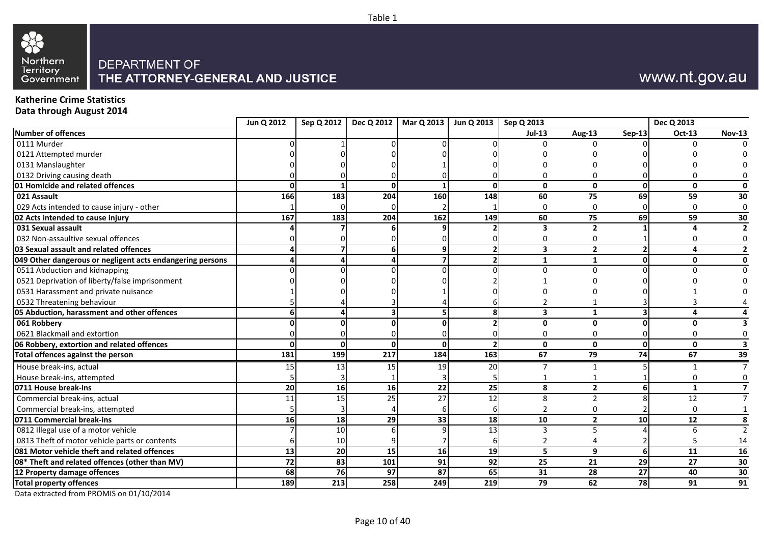Table 1

Northern Territory Government

DEPARTMENT OF
**THE ATTORNEY-GENERAL AND JUSTICE**

www.nt.gov.au

**Katherine Crime Statistics**
**Data through August 2014**

| | Jun Q 2012 | Sep Q 2012 | Dec Q 2012 | Mar Q 2013 | Jun Q 2013 | Sep Q 2013 | | | Dec Q 2013 | |
|---|---|---|---|---|---|---|---|---|---|---|
| **Number of offences** | | | | | | **Jul-13** | **Aug-13** | **Sep-13** | **Oct-13** | **Nov-13** |
| 0111 Murder | 0 | 1 | 0 | 0 | 0 | 0 | 0 | 0 | 0 | 0 |
| 0121 Attempted murder | 0 | 0 | 0 | 0 | 0 | 0 | 0 | 0 | 0 | 0 |
| 0131 Manslaughter | 0 | 0 | 0 | 1 | 0 | 0 | 0 | 0 | 0 | 0 |
| 0132 Driving causing death | 0 | 0 | 0 | 0 | 0 | 0 | 0 | 0 | 0 | 0 |
| **01 Homicide and related offences** | **0** | **1** | **0** | **1** | **0** | **0** | **0** | **0** | **0** | **0** |
| **021 Assault** | **166** | **183** | **204** | **160** | **148** | **60** | **75** | **69** | **59** | **30** |
| 029 Acts intended to cause injury - other | 1 | 0 | 0 | 2 | 1 | 0 | 0 | 0 | 0 | 0 |
| **02 Acts intended to cause injury** | **167** | **183** | **204** | **162** | **149** | **60** | **75** | **69** | **59** | **30** |
| **031 Sexual assault** | **4** | **7** | **6** | **9** | **2** | **3** | **2** | **1** | **4** | **2** |
| 032 Non-assaultive sexual offences | 0 | 0 | 0 | 0 | 0 | 0 | 0 | 1 | 0 | 0 |
| **03 Sexual assault and related offences** | **4** | **7** | **6** | **9** | **2** | **3** | **2** | **2** | **4** | **2** |
| **049 Other dangerous or negligent acts endangering persons** | **4** | **4** | **4** | **7** | **2** | **1** | **1** | **0** | **0** | **0** |
| 0511 Abduction and kidnapping | 0 | 0 | 0 | 0 | 0 | 0 | 0 | 0 | 0 | 0 |
| 0521 Deprivation of liberty/false imprisonment | 0 | 0 | 0 | 0 | 2 | 1 | 0 | 0 | 0 | 0 |
| 0531 Harassment and private nuisance | 1 | 0 | 0 | 1 | 0 | 0 | 0 | 0 | 1 | 0 |
| 0532 Threatening behaviour | 5 | 4 | 3 | 4 | 6 | 2 | 1 | 3 | 3 | 4 |
| **05 Abduction, harassment and other offences** | **6** | **4** | **3** | **5** | **8** | **3** | **1** | **3** | **4** | **4** |
| **061 Robbery** | **0** | **0** | **0** | **0** | **2** | **0** | **0** | **0** | **0** | **3** |
| 0621 Blackmail and extortion | 0 | 0 | 0 | 0 | 0 | 0 | 0 | 0 | 0 | 0 |
| **06 Robbery, extortion and related offences** | **0** | **0** | **0** | **0** | **2** | **0** | **0** | **0** | **0** | **3** |
| **Total offences against the person** | **181** | **199** | **217** | **184** | **163** | **67** | **79** | **74** | **67** | **39** |
| House break-ins, actual | 15 | 13 | 15 | 19 | 20 | 7 | 1 | 5 | 1 | 7 |
| House break-ins, attempted | 5 | 3 | 1 | 3 | 5 | 1 | 1 | 1 | 0 | 0 |
| **0711 House break-ins** | **20** | **16** | **16** | **22** | **25** | **8** | **2** | **6** | **1** | **7** |
| Commercial break-ins, actual | 11 | 15 | 25 | 27 | 12 | 8 | 2 | 8 | 12 | 7 |
| Commercial break-ins, attempted | 5 | 3 | 4 | 6 | 6 | 2 | 0 | 2 | 0 | 1 |
| **0711 Commercial break-ins** | **16** | **18** | **29** | **33** | **18** | **10** | **2** | **10** | **12** | **8** |
| 0812 Illegal use of a motor vehicle | 7 | 10 | 6 | 9 | 13 | 3 | 5 | 4 | 6 | 2 |
| 0813 Theft of motor vehicle parts or contents | 6 | 10 | 9 | 7 | 6 | 2 | 4 | 2 | 5 | 14 |
| **081 Motor vehicle theft and related offences** | **13** | **20** | **15** | **16** | **19** | **5** | **9** | **6** | **11** | **16** |
| **08* Theft and related offences (other than MV)** | **72** | **83** | **101** | **91** | **92** | **25** | **21** | **29** | **27** | **30** |
| **12 Property damage offences** | **68** | **76** | **97** | **87** | **65** | **31** | **28** | **27** | **40** | **30** |
| **Total property offences** | **189** | **213** | **258** | **249** | **219** | **79** | **62** | **78** | **91** | **91** |

Data extracted from PROMIS on 01/10/2014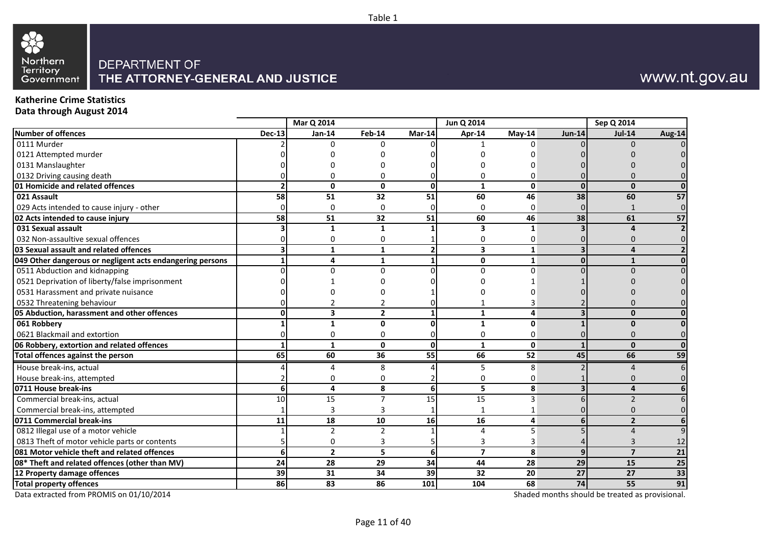Table 1

DEPARTMENT OF
**THE ATTORNEY-GENERAL AND JUSTICE**

www.nt.gov.au

**Katherine Crime Statistics**
**Data through August 2014**

| | | Mar Q 2014 | | | Jun Q 2014 | | | Sep Q 2014 | |
|---|---|---|---|---|---|---|---|---|---|
| **Number of offences** | **Dec-13** | **Jan-14** | **Feb-14** | **Mar-14** | **Apr-14** | **May-14** | **Jun-14** | **Jul-14** | **Aug-14** |
| 0111 Murder | 2 | 0 | 0 | 0 | 1 | 0 | 0 | 0 | 0 |
| 0121 Attempted murder | 0 | 0 | 0 | 0 | 0 | 0 | 0 | 0 | 0 |
| 0131 Manslaughter | 0 | 0 | 0 | 0 | 0 | 0 | 0 | 0 | 0 |
| 0132 Driving causing death | 0 | 0 | 0 | 0 | 0 | 0 | 0 | 0 | 0 |
| **01 Homicide and related offences** | **2** | **0** | **0** | **0** | **1** | **0** | **0** | **0** | **0** |
| **021 Assault** | **58** | **51** | **32** | **51** | **60** | **46** | **38** | **60** | **57** |
| 029 Acts intended to cause injury - other | 0 | 0 | 0 | 0 | 0 | 0 | 0 | 1 | 0 |
| **02 Acts intended to cause injury** | **58** | **51** | **32** | **51** | **60** | **46** | **38** | **61** | **57** |
| **031 Sexual assault** | **3** | **1** | **1** | **1** | **3** | **1** | **3** | **4** | **2** |
| 032 Non-assaultive sexual offences | 0 | 0 | 0 | 1 | 0 | 0 | 0 | 0 | 0 |
| **03 Sexual assault and related offences** | **3** | **1** | **1** | **2** | **3** | **1** | **3** | **4** | **2** |
| **049 Other dangerous or negligent acts endangering persons** | **1** | **4** | **1** | **1** | **0** | **1** | **0** | **1** | **0** |
| 0511 Abduction and kidnapping | 0 | 0 | 0 | 0 | 0 | 0 | 0 | 0 | 0 |
| 0521 Deprivation of liberty/false imprisonment | 0 | 1 | 0 | 0 | 0 | 1 | 1 | 0 | 0 |
| 0531 Harassment and private nuisance | 0 | 0 | 0 | 1 | 0 | 0 | 0 | 0 | 0 |
| 0532 Threatening behaviour | 0 | 2 | 2 | 0 | 1 | 3 | 2 | 0 | 0 |
| **05 Abduction, harassment and other offences** | **0** | **3** | **2** | **1** | **1** | **4** | **3** | **0** | **0** |
| **061 Robbery** | **1** | **1** | **0** | **0** | **1** | **0** | **1** | **0** | **0** |
| 0621 Blackmail and extortion | 0 | 0 | 0 | 0 | 0 | 0 | 0 | 0 | 0 |
| **06 Robbery, extortion and related offences** | **1** | **1** | **0** | **0** | **1** | **0** | **1** | **0** | **0** |
| **Total offences against the person** | **65** | **60** | **36** | **55** | **66** | **52** | **45** | **66** | **59** |
| House break-ins, actual | 4 | 4 | 8 | 4 | 5 | 8 | 2 | 4 | 6 |
| House break-ins, attempted | 2 | 0 | 0 | 2 | 0 | 0 | 1 | 0 | 0 |
| **0711 House break-ins** | **6** | **4** | **8** | **6** | **5** | **8** | **3** | **4** | **6** |
| Commercial break-ins, actual | 10 | 15 | 7 | 15 | 15 | 3 | 6 | 2 | 6 |
| Commercial break-ins, attempted | 1 | 3 | 3 | 1 | 1 | 1 | 0 | 0 | 0 |
| **0711 Commercial break-ins** | **11** | **18** | **10** | **16** | **16** | **4** | **6** | **2** | **6** |
| 0812 Illegal use of a motor vehicle | 1 | 2 | 2 | 1 | 4 | 5 | 5 | 4 | 9 |
| 0813 Theft of motor vehicle parts or contents | 5 | 0 | 3 | 5 | 3 | 3 | 4 | 3 | 12 |
| **081 Motor vehicle theft and related offences** | **6** | **2** | **5** | **6** | **7** | **8** | **9** | **7** | **21** |
| **08* Theft and related offences (other than MV)** | **24** | **28** | **29** | **34** | **44** | **28** | **29** | **15** | **25** |
| **12 Property damage offences** | **39** | **31** | **34** | **39** | **32** | **20** | **27** | **27** | **33** |
| **Total property offences** | **86** | **83** | **86** | **101** | **104** | **68** | **74** | **55** | **91** |

Data extracted from PROMIS on 01/10/2014

Shaded months should be treated as provisional.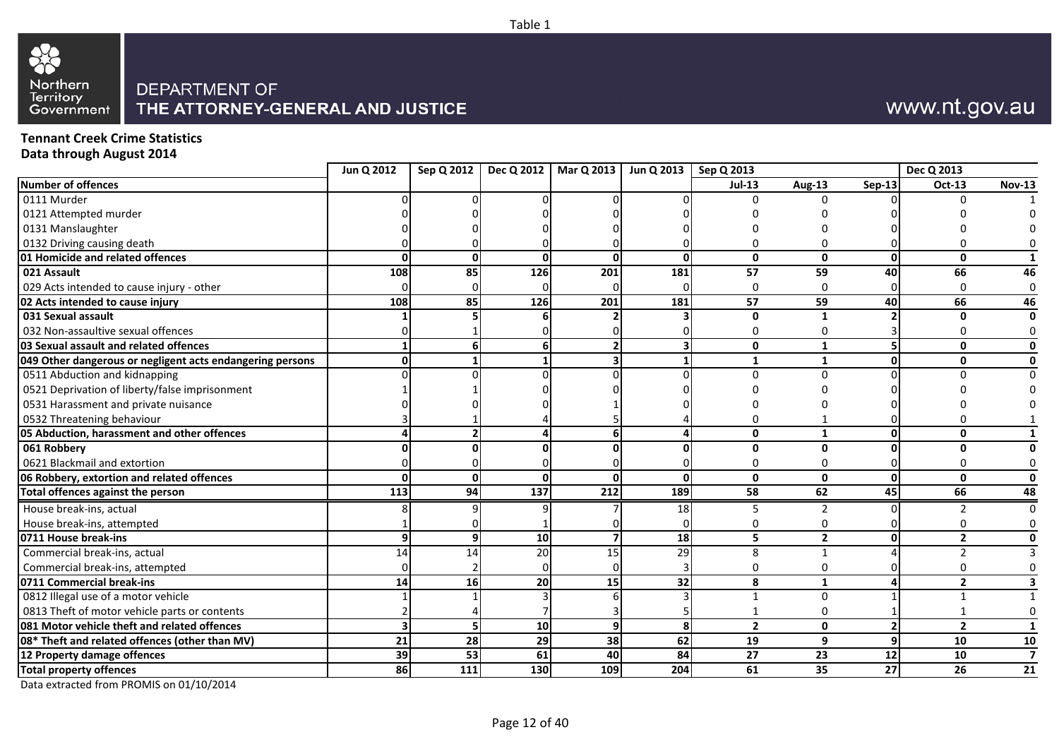Table 1

DEPARTMENT OF
**THE ATTORNEY-GENERAL AND JUSTICE**

www.nt.gov.au

**Tennant Creek Crime Statistics**
**Data through August 2014**

| | Jun Q 2012 | Sep Q 2012 | Dec Q 2012 | Mar Q 2013 | Jun Q 2013 | Sep Q 2013 | | | Dec Q 2013 | |
|---|---|---|---|---|---|---|---|---|---|---|
| **Number of offences** | | | | | | **Jul-13** | **Aug-13** | **Sep-13** | **Oct-13** | **Nov-13** |
| 0111 Murder | 0 | 0 | 0 | 0 | 0 | 0 | 0 | 0 | 0 | 1 |
| 0121 Attempted murder | 0 | 0 | 0 | 0 | 0 | 0 | 0 | 0 | 0 | 0 |
| 0131 Manslaughter | 0 | 0 | 0 | 0 | 0 | 0 | 0 | 0 | 0 | 0 |
| 0132 Driving causing death | 0 | 0 | 0 | 0 | 0 | 0 | 0 | 0 | 0 | 0 |
| **01 Homicide and related offences** | **0** | **0** | **0** | **0** | **0** | **0** | **0** | **0** | **0** | **1** |
| **021 Assault** | **108** | **85** | **126** | **201** | **181** | **57** | **59** | **40** | **66** | **46** |
| 029 Acts intended to cause injury - other | 0 | 0 | 0 | 0 | 0 | 0 | 0 | 0 | 0 | 0 |
| **02 Acts intended to cause injury** | **108** | **85** | **126** | **201** | **181** | **57** | **59** | **40** | **66** | **46** |
| **031 Sexual assault** | **1** | **5** | **6** | **2** | **3** | **0** | **1** | **2** | **0** | **0** |
| 032 Non-assaultive sexual offences | 0 | 1 | 0 | 0 | 0 | 0 | 0 | 3 | 0 | 0 |
| **03 Sexual assault and related offences** | **1** | **6** | **6** | **2** | **3** | **0** | **1** | **5** | **0** | **0** |
| **049 Other dangerous or negligent acts endangering persons** | **0** | **1** | **1** | **3** | **1** | **1** | **1** | **0** | **0** | **0** |
| 0511 Abduction and kidnapping | 0 | 0 | 0 | 0 | 0 | 0 | 0 | 0 | 0 | 0 |
| 0521 Deprivation of liberty/false imprisonment | 1 | 1 | 0 | 0 | 0 | 0 | 0 | 0 | 0 | 0 |
| 0531 Harassment and private nuisance | 0 | 0 | 0 | 1 | 0 | 0 | 0 | 0 | 0 | 0 |
| 0532 Threatening behaviour | 3 | 1 | 4 | 5 | 4 | 0 | 1 | 0 | 0 | 1 |
| **05 Abduction, harassment and other offences** | **4** | **2** | **4** | **6** | **4** | **0** | **1** | **0** | **0** | **1** |
| **061 Robbery** | **0** | **0** | **0** | **0** | **0** | **0** | **0** | **0** | **0** | **0** |
| 0621 Blackmail and extortion | 0 | 0 | 0 | 0 | 0 | 0 | 0 | 0 | 0 | 0 |
| **06 Robbery, extortion and related offences** | **0** | **0** | **0** | **0** | **0** | **0** | **0** | **0** | **0** | **0** |
| **Total offences against the person** | **113** | **94** | **137** | **212** | **189** | **58** | **62** | **45** | **66** | **48** |
| House break-ins, actual | 8 | 9 | 9 | 7 | 18 | 5 | 2 | 0 | 2 | 0 |
| House break-ins, attempted | 1 | 0 | 1 | 0 | 0 | 0 | 0 | 0 | 0 | 0 |
| **0711 House break-ins** | **9** | **9** | **10** | **7** | **18** | **5** | **2** | **0** | **2** | **0** |
| Commercial break-ins, actual | 14 | 14 | 20 | 15 | 29 | 8 | 1 | 4 | 2 | 3 |
| Commercial break-ins, attempted | 0 | 2 | 0 | 0 | 3 | 0 | 0 | 0 | 0 | 0 |
| **0711 Commercial break-ins** | **14** | **16** | **20** | **15** | **32** | **8** | **1** | **4** | **2** | **3** |
| 0812 Illegal use of a motor vehicle | 1 | 1 | 3 | 6 | 3 | 1 | 0 | 1 | 1 | 1 |
| 0813 Theft of motor vehicle parts or contents | 2 | 4 | 7 | 3 | 5 | 1 | 0 | 1 | 1 | 0 |
| **081 Motor vehicle theft and related offences** | **3** | **5** | **10** | **9** | **8** | **2** | **0** | **2** | **2** | **1** |
| **08* Theft and related offences (other than MV)** | **21** | **28** | **29** | **38** | **62** | **19** | **9** | **9** | **10** | **10** |
| **12 Property damage offences** | **39** | **53** | **61** | **40** | **84** | **27** | **23** | **12** | **10** | **7** |
| **Total property offences** | **86** | **111** | **130** | **109** | **204** | **61** | **35** | **27** | **26** | **21** |

Data extracted from PROMIS on 01/10/2014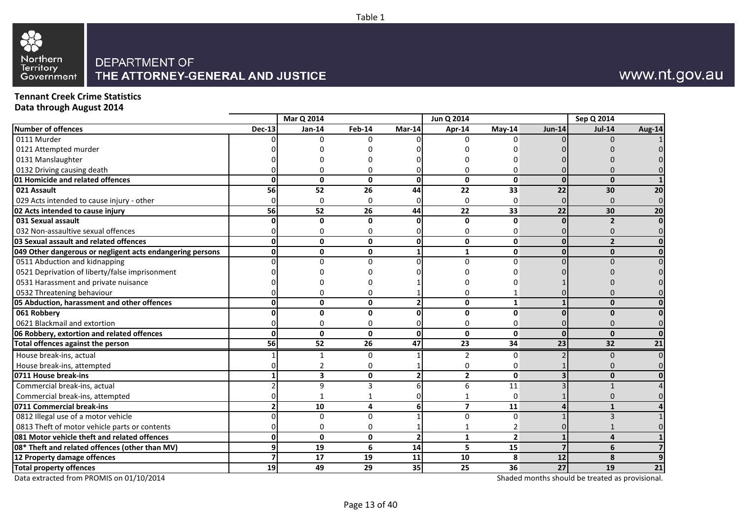Table 1

Northern Territory Government

DEPARTMENT OF
**THE ATTORNEY-GENERAL AND JUSTICE**

www.nt.gov.au

**Tennant Creek Crime Statistics**
**Data through August 2014**

| | | Mar Q 2014 | | | Jun Q 2014 | | | Sep Q 2014 | |
|---|---|---|---|---|---|---|---|---|---|
| **Number of offences** | **Dec-13** | **Jan-14** | **Feb-14** | **Mar-14** | **Apr-14** | **May-14** | **Jun-14** | **Jul-14** | **Aug-14** |
| 0111 Murder | 0 | 0 | 0 | 0 | 0 | 0 | 0 | 0 | 1 |
| 0121 Attempted murder | 0 | 0 | 0 | 0 | 0 | 0 | 0 | 0 | 0 |
| 0131 Manslaughter | 0 | 0 | 0 | 0 | 0 | 0 | 0 | 0 | 0 |
| 0132 Driving causing death | 0 | 0 | 0 | 0 | 0 | 0 | 0 | 0 | 0 |
| **01 Homicide and related offences** | **0** | **0** | **0** | **0** | **0** | **0** | **0** | **0** | **1** |
| **021 Assault** | **56** | **52** | **26** | **44** | **22** | **33** | **22** | **30** | **20** |
| 029 Acts intended to cause injury - other | 0 | 0 | 0 | 0 | 0 | 0 | 0 | 0 | 0 |
| **02 Acts intended to cause injury** | **56** | **52** | **26** | **44** | **22** | **33** | **22** | **30** | **20** |
| **031 Sexual assault** | **0** | **0** | **0** | **0** | **0** | **0** | **0** | **2** | **0** |
| 032 Non-assaultive sexual offences | 0 | 0 | 0 | 0 | 0 | 0 | 0 | 0 | 0 |
| **03 Sexual assault and related offences** | **0** | **0** | **0** | **0** | **0** | **0** | **0** | **2** | **0** |
| **049 Other dangerous or negligent acts endangering persons** | **0** | **0** | **0** | **1** | **1** | **0** | **0** | **0** | **0** |
| 0511 Abduction and kidnapping | 0 | 0 | 0 | 0 | 0 | 0 | 0 | 0 | 0 |
| 0521 Deprivation of liberty/false imprisonment | 0 | 0 | 0 | 0 | 0 | 0 | 0 | 0 | 0 |
| 0531 Harassment and private nuisance | 0 | 0 | 0 | 1 | 0 | 0 | 1 | 0 | 0 |
| 0532 Threatening behaviour | 0 | 0 | 0 | 1 | 0 | 1 | 0 | 0 | 0 |
| **05 Abduction, harassment and other offences** | **0** | **0** | **0** | **2** | **0** | **1** | **1** | **0** | **0** |
| **061 Robbery** | **0** | **0** | **0** | **0** | **0** | **0** | **0** | **0** | **0** |
| 0621 Blackmail and extortion | 0 | 0 | 0 | 0 | 0 | 0 | 0 | 0 | 0 |
| **06 Robbery, extortion and related offences** | **0** | **0** | **0** | **0** | **0** | **0** | **0** | **0** | **0** |
| **Total offences against the person** | **56** | **52** | **26** | **47** | **23** | **34** | **23** | **32** | **21** |
| House break-ins, actual | 1 | 1 | 0 | 1 | 2 | 0 | 2 | 0 | 0 |
| House break-ins, attempted | 0 | 2 | 0 | 1 | 0 | 0 | 1 | 0 | 0 |
| **0711 House break-ins** | **1** | **3** | **0** | **2** | **2** | **0** | **3** | **0** | **0** |
| Commercial break-ins, actual | 2 | 9 | 3 | 6 | 6 | 11 | 3 | 1 | 4 |
| Commercial break-ins, attempted | 0 | 1 | 1 | 0 | 1 | 0 | 1 | 0 | 0 |
| **0711 Commercial break-ins** | **2** | **10** | **4** | **6** | **7** | **11** | **4** | **1** | **4** |
| 0812 Illegal use of a motor vehicle | 0 | 0 | 0 | 1 | 0 | 0 | 1 | 3 | 1 |
| 0813 Theft of motor vehicle parts or contents | 0 | 0 | 0 | 1 | 1 | 2 | 0 | 1 | 0 |
| **081 Motor vehicle theft and related offences** | **0** | **0** | **0** | **2** | **1** | **2** | **1** | **4** | **1** |
| **08* Theft and related offences (other than MV)** | **9** | **19** | **6** | **14** | **5** | **15** | **7** | **6** | **7** |
| **12 Property damage offences** | **7** | **17** | **19** | **11** | **10** | **8** | **12** | **8** | **9** |
| **Total property offences** | **19** | **49** | **29** | **35** | **25** | **36** | **27** | **19** | **21** |

Data extracted from PROMIS on 01/10/2014

Shaded months should be treated as provisional.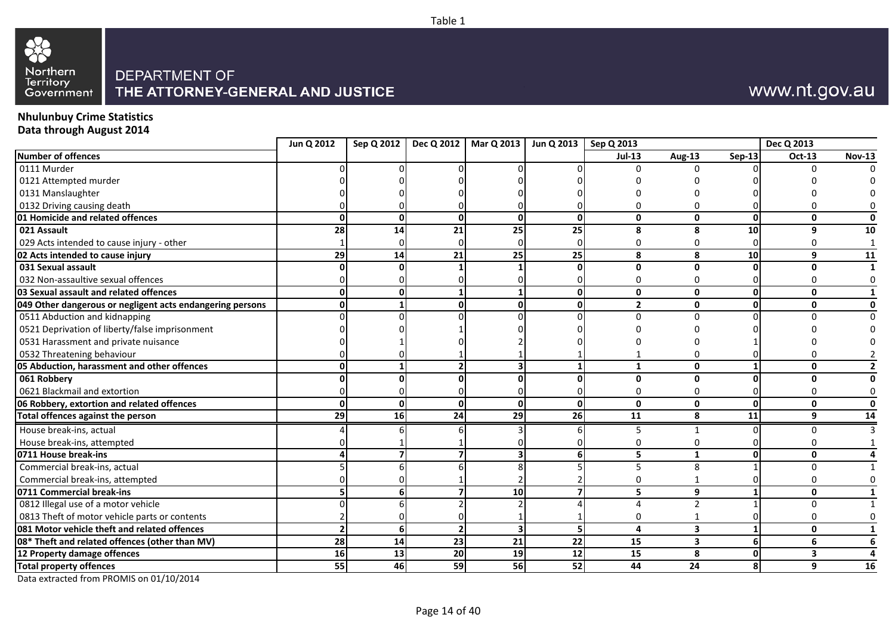Table 1

DEPARTMENT OF
**THE ATTORNEY-GENERAL AND JUSTICE**

www.nt.gov.au

**Nhulunbuy Crime Statistics**
**Data through August 2014**

| | Jun Q 2012 | Sep Q 2012 | Dec Q 2012 | Mar Q 2013 | Jun Q 2013 | Sep Q 2013 | | | Dec Q 2013 | |
|---|---|---|---|---|---|---|---|---|---|---|
| **Number of offences** | | | | | | **Jul-13** | **Aug-13** | **Sep-13** | **Oct-13** | **Nov-13** |
| 0111 Murder | 0 | 0 | 0 | 0 | 0 | 0 | 0 | 0 | 0 | 0 |
| 0121 Attempted murder | 0 | 0 | 0 | 0 | 0 | 0 | 0 | 0 | 0 | 0 |
| 0131 Manslaughter | 0 | 0 | 0 | 0 | 0 | 0 | 0 | 0 | 0 | 0 |
| 0132 Driving causing death | 0 | 0 | 0 | 0 | 0 | 0 | 0 | 0 | 0 | 0 |
| **01 Homicide and related offences** | **0** | **0** | **0** | **0** | **0** | **0** | **0** | **0** | **0** | **0** |
| **021 Assault** | **28** | **14** | **21** | **25** | **25** | **8** | **8** | **10** | **9** | **10** |
| 029 Acts intended to cause injury - other | 1 | 0 | 0 | 0 | 0 | 0 | 0 | 0 | 0 | 1 |
| **02 Acts intended to cause injury** | **29** | **14** | **21** | **25** | **25** | **8** | **8** | **10** | **9** | **11** |
| **031 Sexual assault** | **0** | **0** | **1** | **1** | **0** | **0** | **0** | **0** | **0** | **1** |
| 032 Non-assaultive sexual offences | 0 | 0 | 0 | 0 | 0 | 0 | 0 | 0 | 0 | 0 |
| **03 Sexual assault and related offences** | **0** | **0** | **1** | **1** | **0** | **0** | **0** | **0** | **0** | **1** |
| **049 Other dangerous or negligent acts endangering persons** | **0** | **1** | **0** | **0** | **0** | **2** | **0** | **0** | **0** | **0** |
| 0511 Abduction and kidnapping | 0 | 0 | 0 | 0 | 0 | 0 | 0 | 0 | 0 | 0 |
| 0521 Deprivation of liberty/false imprisonment | 0 | 0 | 1 | 0 | 0 | 0 | 0 | 0 | 0 | 0 |
| 0531 Harassment and private nuisance | 0 | 1 | 0 | 2 | 0 | 0 | 0 | 1 | 0 | 0 |
| 0532 Threatening behaviour | 0 | 0 | 1 | 1 | 1 | 1 | 0 | 0 | 0 | 2 |
| **05 Abduction, harassment and other offences** | **0** | **1** | **2** | **3** | **1** | **1** | **0** | **1** | **0** | **2** |
| **061 Robbery** | **0** | **0** | **0** | **0** | **0** | **0** | **0** | **0** | **0** | **0** |
| 0621 Blackmail and extortion | 0 | 0 | 0 | 0 | 0 | 0 | 0 | 0 | 0 | 0 |
| **06 Robbery, extortion and related offences** | **0** | **0** | **0** | **0** | **0** | **0** | **0** | **0** | **0** | **0** |
| **Total offences against the person** | **29** | **16** | **24** | **29** | **26** | **11** | **8** | **11** | **9** | **14** |
| House break-ins, actual | 4 | 6 | 6 | 3 | 6 | 5 | 1 | 0 | 0 | 3 |
| House break-ins, attempted | 0 | 1 | 1 | 0 | 0 | 0 | 0 | 0 | 0 | 1 |
| **0711 House break-ins** | **4** | **7** | **7** | **3** | **6** | **5** | **1** | **0** | **0** | **4** |
| Commercial break-ins, actual | 5 | 6 | 6 | 8 | 5 | 5 | 8 | 1 | 0 | 1 |
| Commercial break-ins, attempted | 0 | 0 | 1 | 2 | 2 | 0 | 1 | 0 | 0 | 0 |
| **0711 Commercial break-ins** | **5** | **6** | **7** | **10** | **7** | **5** | **9** | **1** | **0** | **1** |
| 0812 Illegal use of a motor vehicle | 0 | 6 | 2 | 2 | 4 | 4 | 2 | 1 | 0 | 1 |
| 0813 Theft of motor vehicle parts or contents | 2 | 0 | 0 | 1 | 1 | 0 | 1 | 0 | 0 | 0 |
| **081 Motor vehicle theft and related offences** | **2** | **6** | **2** | **3** | **5** | **4** | **3** | **1** | **0** | **1** |
| **08* Theft and related offences (other than MV)** | **28** | **14** | **23** | **21** | **22** | **15** | **3** | **6** | **6** | **6** |
| **12 Property damage offences** | **16** | **13** | **20** | **19** | **12** | **15** | **8** | **0** | **3** | **4** |
| **Total property offences** | **55** | **46** | **59** | **56** | **52** | **44** | **24** | **8** | **9** | **16** |

Data extracted from PROMIS on 01/10/2014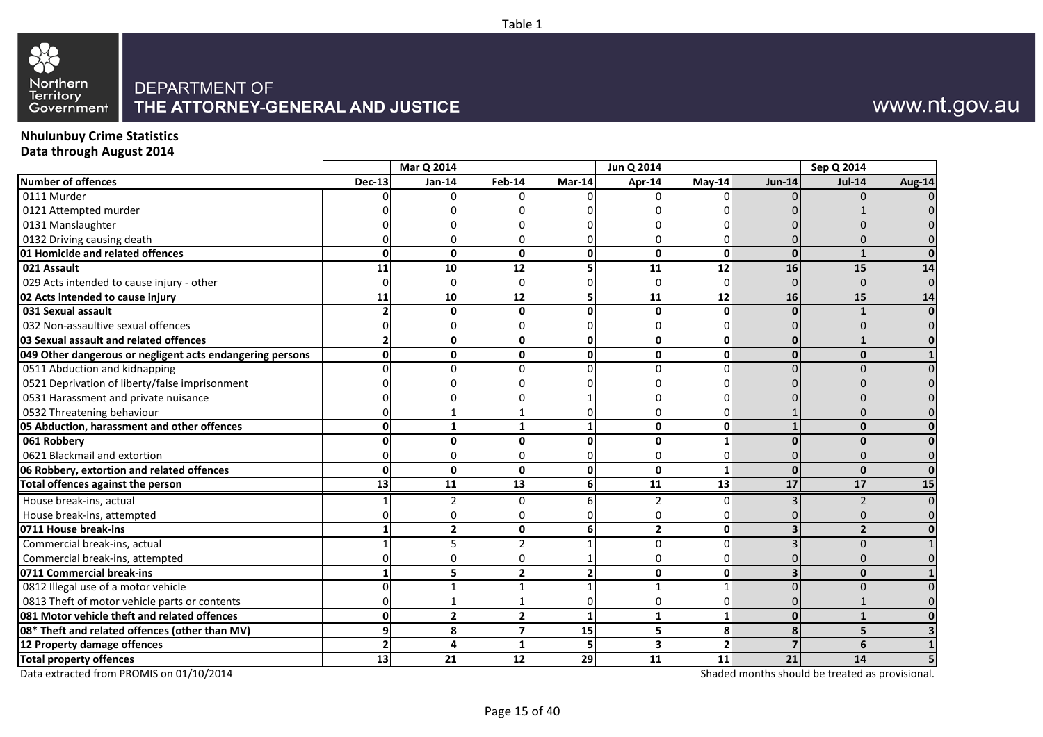Table 1

DEPARTMENT OF
**THE ATTORNEY-GENERAL AND JUSTICE**

www.nt.gov.au

**Nhulunbuy Crime Statistics**
**Data through August 2014**

| | | Mar Q 2014 | | | Jun Q 2014 | | | Sep Q 2014 | |
|---|---|---|---|---|---|---|---|---|---|
| **Number of offences** | **Dec-13** | **Jan-14** | **Feb-14** | **Mar-14** | **Apr-14** | **May-14** | **Jun-14** | **Jul-14** | **Aug-14** |
| 0111 Murder | 0 | 0 | 0 | 0 | 0 | 0 | 0 | 0 | 0 |
| 0121 Attempted murder | 0 | 0 | 0 | 0 | 0 | 0 | 0 | 1 | 0 |
| 0131 Manslaughter | 0 | 0 | 0 | 0 | 0 | 0 | 0 | 0 | 0 |
| 0132 Driving causing death | 0 | 0 | 0 | 0 | 0 | 0 | 0 | 0 | 0 |
| **01 Homicide and related offences** | **0** | **0** | **0** | **0** | **0** | **0** | **0** | **1** | **0** |
| **021 Assault** | **11** | **10** | **12** | **5** | **11** | **12** | **16** | **15** | **14** |
| 029 Acts intended to cause injury - other | 0 | 0 | 0 | 0 | 0 | 0 | 0 | 0 | 0 |
| **02 Acts intended to cause injury** | **11** | **10** | **12** | **5** | **11** | **12** | **16** | **15** | **14** |
| **031 Sexual assault** | **2** | **0** | **0** | **0** | **0** | **0** | **0** | **1** | **0** |
| 032 Non-assaultive sexual offences | 0 | 0 | 0 | 0 | 0 | 0 | 0 | 0 | 0 |
| **03 Sexual assault and related offences** | **2** | **0** | **0** | **0** | **0** | **0** | **0** | **1** | **0** |
| **049 Other dangerous or negligent acts endangering persons** | **0** | **0** | **0** | **0** | **0** | **0** | **0** | **0** | **1** |
| 0511 Abduction and kidnapping | 0 | 0 | 0 | 0 | 0 | 0 | 0 | 0 | 0 |
| 0521 Deprivation of liberty/false imprisonment | 0 | 0 | 0 | 0 | 0 | 0 | 0 | 0 | 0 |
| 0531 Harassment and private nuisance | 0 | 0 | 0 | 1 | 0 | 0 | 0 | 0 | 0 |
| 0532 Threatening behaviour | 0 | 1 | 1 | 0 | 0 | 0 | 1 | 0 | 0 |
| **05 Abduction, harassment and other offences** | **0** | **1** | **1** | **1** | **0** | **0** | **1** | **0** | **0** |
| **061 Robbery** | **0** | **0** | **0** | **0** | **0** | **1** | **0** | **0** | **0** |
| 0621 Blackmail and extortion | 0 | 0 | 0 | 0 | 0 | 0 | 0 | 0 | 0 |
| **06 Robbery, extortion and related offences** | **0** | **0** | **0** | **0** | **0** | **1** | **0** | **0** | **0** |
| **Total offences against the person** | **13** | **11** | **13** | **6** | **11** | **13** | **17** | **17** | **15** |
| House break-ins, actual | 1 | 2 | 0 | 6 | 2 | 0 | 3 | 2 | 0 |
| House break-ins, attempted | 0 | 0 | 0 | 0 | 0 | 0 | 0 | 0 | 0 |
| **0711 House break-ins** | **1** | **2** | **0** | **6** | **2** | **0** | **3** | **2** | **0** |
| Commercial break-ins, actual | 1 | 5 | 2 | 1 | 0 | 0 | 3 | 0 | 1 |
| Commercial break-ins, attempted | 0 | 0 | 0 | 1 | 0 | 0 | 0 | 0 | 0 |
| **0711 Commercial break-ins** | **1** | **5** | **2** | **2** | **0** | **0** | **3** | **0** | **1** |
| 0812 Illegal use of a motor vehicle | 0 | 1 | 1 | 1 | 1 | 1 | 0 | 0 | 0 |
| 0813 Theft of motor vehicle parts or contents | 0 | 1 | 1 | 0 | 0 | 0 | 0 | 1 | 0 |
| **081 Motor vehicle theft and related offences** | **0** | **2** | **2** | **1** | **1** | **1** | **0** | **1** | **0** |
| **08* Theft and related offences (other than MV)** | **9** | **8** | **7** | **15** | **5** | **8** | **8** | **5** | **3** |
| **12 Property damage offences** | **2** | **4** | **1** | **5** | **3** | **2** | **7** | **6** | **1** |
| **Total property offences** | **13** | **21** | **12** | **29** | **11** | **11** | **21** | **14** | **5** |

Data extracted from PROMIS on 01/10/2014

Shaded months should be treated as provisional.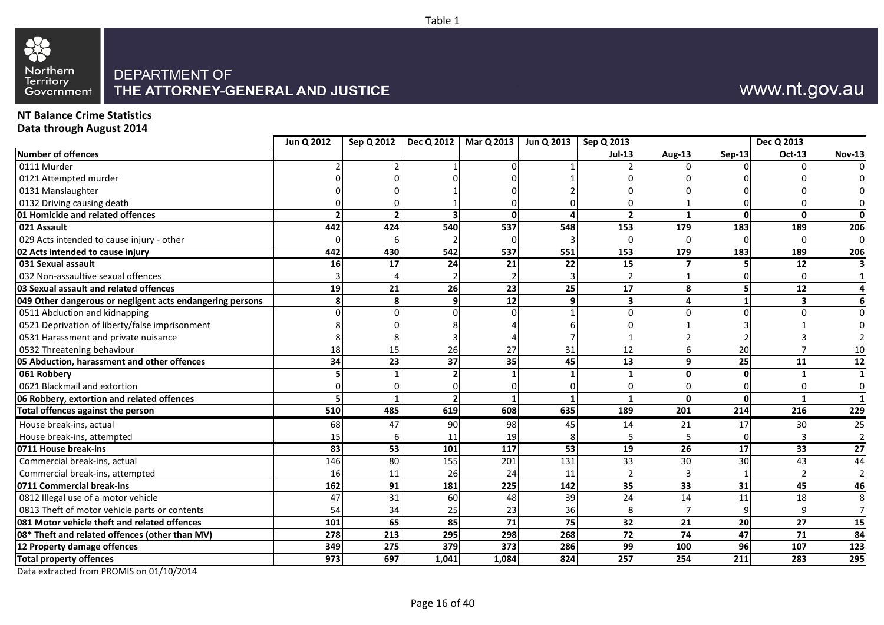Table 1

DEPARTMENT OF
**THE ATTORNEY-GENERAL AND JUSTICE**

www.nt.gov.au

**NT Balance Crime Statistics**
**Data through August 2014**

| | Jun Q 2012 | Sep Q 2012 | Dec Q 2012 | Mar Q 2013 | Jun Q 2013 | Sep Q 2013 | | | Dec Q 2013 | |
|---|---|---|---|---|---|---|---|---|---|---|
| **Number of offences** | | | | | | **Jul-13** | **Aug-13** | **Sep-13** | **Oct-13** | **Nov-13** |
| 0111 Murder | 2 | 2 | 1 | 0 | 1 | 2 | 0 | 0 | 0 | 0 |
| 0121 Attempted murder | 0 | 0 | 0 | 0 | 1 | 0 | 0 | 0 | 0 | 0 |
| 0131 Manslaughter | 0 | 0 | 1 | 0 | 2 | 0 | 0 | 0 | 0 | 0 |
| 0132 Driving causing death | 0 | 0 | 1 | 0 | 0 | 0 | 1 | 0 | 0 | 0 |
| **01 Homicide and related offences** | **2** | **2** | **3** | **0** | **4** | **2** | **1** | **0** | **0** | **0** |
| **021 Assault** | **442** | **424** | **540** | **537** | **548** | **153** | **179** | **183** | **189** | **206** |
| 029 Acts intended to cause injury - other | 0 | 6 | 2 | 0 | 3 | 0 | 0 | 0 | 0 | 0 |
| **02 Acts intended to cause injury** | **442** | **430** | **542** | **537** | **551** | **153** | **179** | **183** | **189** | **206** |
| **031 Sexual assault** | **16** | **17** | **24** | **21** | **22** | **15** | **7** | **5** | **12** | **3** |
| 032 Non-assaultive sexual offences | 3 | 4 | 2 | 2 | 3 | 2 | 1 | 0 | 0 | 1 |
| **03 Sexual assault and related offences** | **19** | **21** | **26** | **23** | **25** | **17** | **8** | **5** | **12** | **4** |
| **049 Other dangerous or negligent acts endangering persons** | **8** | **8** | **9** | **12** | **9** | **3** | **4** | **1** | **3** | **6** |
| 0511 Abduction and kidnapping | 0 | 0 | 0 | 0 | 1 | 0 | 0 | 0 | 0 | 0 |
| 0521 Deprivation of liberty/false imprisonment | 8 | 0 | 8 | 4 | 6 | 0 | 1 | 3 | 1 | 0 |
| 0531 Harassment and private nuisance | 8 | 8 | 3 | 4 | 7 | 1 | 2 | 2 | 3 | 2 |
| 0532 Threatening behaviour | 18 | 15 | 26 | 27 | 31 | 12 | 6 | 20 | 7 | 10 |
| **05 Abduction, harassment and other offences** | **34** | **23** | **37** | **35** | **45** | **13** | **9** | **25** | **11** | **12** |
| **061 Robbery** | **5** | **1** | **2** | **1** | **1** | **1** | **0** | **0** | **1** | **1** |
| 0621 Blackmail and extortion | 0 | 0 | 0 | 0 | 0 | 0 | 0 | 0 | 0 | 0 |
| **06 Robbery, extortion and related offences** | **5** | **1** | **2** | **1** | **1** | **1** | **0** | **0** | **1** | **1** |
| **Total offences against the person** | **510** | **485** | **619** | **608** | **635** | **189** | **201** | **214** | **216** | **229** |
| House break-ins, actual | 68 | 47 | 90 | 98 | 45 | 14 | 21 | 17 | 30 | 25 |
| House break-ins, attempted | 15 | 6 | 11 | 19 | 8 | 5 | 5 | 0 | 3 | 2 |
| **0711 House break-ins** | **83** | **53** | **101** | **117** | **53** | **19** | **26** | **17** | **33** | **27** |
| Commercial break-ins, actual | 146 | 80 | 155 | 201 | 131 | 33 | 30 | 30 | 43 | 44 |
| Commercial break-ins, attempted | 16 | 11 | 26 | 24 | 11 | 2 | 3 | 1 | 2 | 2 |
| **0711 Commercial break-ins** | **162** | **91** | **181** | **225** | **142** | **35** | **33** | **31** | **45** | **46** |
| 0812 Illegal use of a motor vehicle | 47 | 31 | 60 | 48 | 39 | 24 | 14 | 11 | 18 | 8 |
| 0813 Theft of motor vehicle parts or contents | 54 | 34 | 25 | 23 | 36 | 8 | 7 | 9 | 9 | 7 |
| **081 Motor vehicle theft and related offences** | **101** | **65** | **85** | **71** | **75** | **32** | **21** | **20** | **27** | **15** |
| **08* Theft and related offences (other than MV)** | **278** | **213** | **295** | **298** | **268** | **72** | **74** | **47** | **71** | **84** |
| **12 Property damage offences** | **349** | **275** | **379** | **373** | **286** | **99** | **100** | **96** | **107** | **123** |
| **Total property offences** | **973** | **697** | **1,041** | **1,084** | **824** | **257** | **254** | **211** | **283** | **295** |

Data extracted from PROMIS on 01/10/2014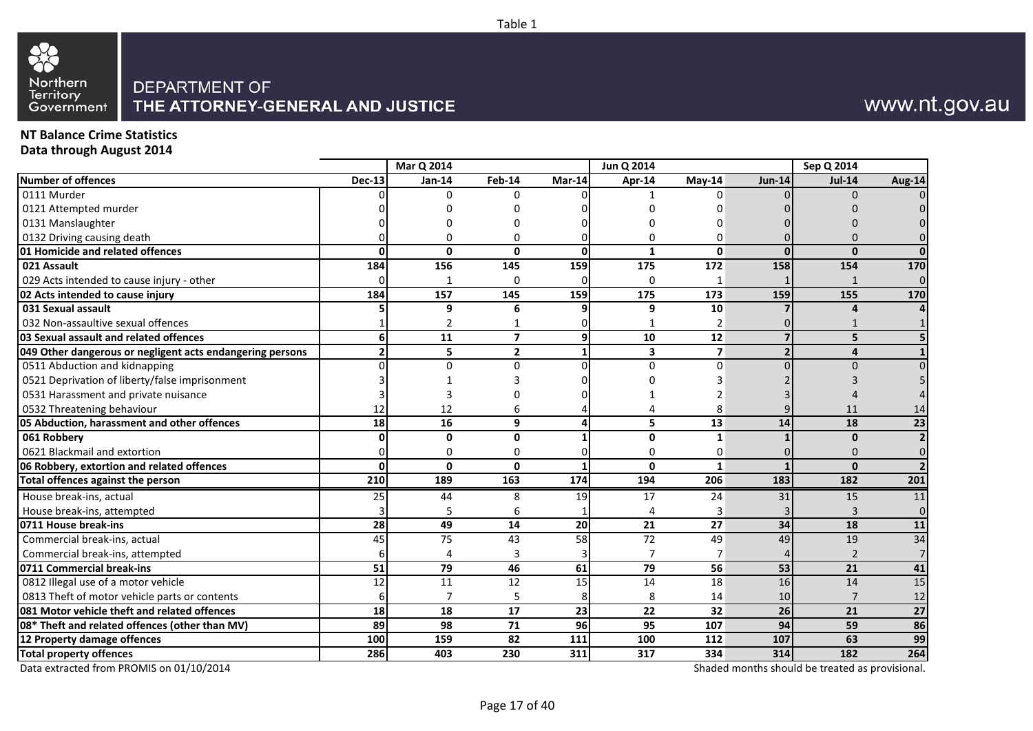Table 1

Northern Territory Government

DEPARTMENT OF
**THE ATTORNEY-GENERAL AND JUSTICE**

www.nt.gov.au

**NT Balance Crime Statistics**
**Data through August 2014**

| | | Mar Q 2014 | | | Jun Q 2014 | | | Sep Q 2014 | |
|---|---|---|---|---|---|---|---|---|---|
| **Number of offences** | **Dec-13** | **Jan-14** | **Feb-14** | **Mar-14** | **Apr-14** | **May-14** | **Jun-14** | **Jul-14** | **Aug-14** |
| 0111 Murder | 0 | 0 | 0 | 0 | 1 | 0 | 0 | 0 | 0 |
| 0121 Attempted murder | 0 | 0 | 0 | 0 | 0 | 0 | 0 | 0 | 0 |
| 0131 Manslaughter | 0 | 0 | 0 | 0 | 0 | 0 | 0 | 0 | 0 |
| 0132 Driving causing death | 0 | 0 | 0 | 0 | 0 | 0 | 0 | 0 | 0 |
| **01 Homicide and related offences** | **0** | **0** | **0** | **0** | **1** | **0** | **0** | **0** | **0** |
| **021 Assault** | **184** | **156** | **145** | **159** | **175** | **172** | **158** | **154** | **170** |
| 029 Acts intended to cause injury - other | 0 | 1 | 0 | 0 | 0 | 1 | 1 | 1 | 0 |
| **02 Acts intended to cause injury** | **184** | **157** | **145** | **159** | **175** | **173** | **159** | **155** | **170** |
| **031 Sexual assault** | **5** | **9** | **6** | **9** | **9** | **10** | **7** | **4** | **4** |
| 032 Non-assaultive sexual offences | 1 | 2 | 1 | 0 | 1 | 2 | 0 | 1 | 1 |
| **03 Sexual assault and related offences** | **6** | **11** | **7** | **9** | **10** | **12** | **7** | **5** | **5** |
| **049 Other dangerous or negligent acts endangering persons** | **2** | **5** | **2** | **1** | **3** | **7** | **2** | **4** | **1** |
| 0511 Abduction and kidnapping | 0 | 0 | 0 | 0 | 0 | 0 | 0 | 0 | 0 |
| 0521 Deprivation of liberty/false imprisonment | 3 | 1 | 3 | 0 | 0 | 3 | 2 | 3 | 5 |
| 0531 Harassment and private nuisance | 3 | 3 | 0 | 0 | 1 | 2 | 3 | 4 | 4 |
| 0532 Threatening behaviour | 12 | 12 | 6 | 4 | 4 | 8 | 9 | 11 | 14 |
| **05 Abduction, harassment and other offences** | **18** | **16** | **9** | **4** | **5** | **13** | **14** | **18** | **23** |
| **061 Robbery** | **0** | **0** | **0** | **1** | **0** | **1** | **1** | **0** | **2** |
| 0621 Blackmail and extortion | 0 | 0 | 0 | 0 | 0 | 0 | 0 | 0 | 0 |
| **06 Robbery, extortion and related offences** | **0** | **0** | **0** | **1** | **0** | **1** | **1** | **0** | **2** |
| **Total offences against the person** | **210** | **189** | **163** | **174** | **194** | **206** | **183** | **182** | **201** |
| House break-ins, actual | 25 | 44 | 8 | 19 | 17 | 24 | 31 | 15 | 11 |
| House break-ins, attempted | 3 | 5 | 6 | 1 | 4 | 3 | 3 | 3 | 0 |
| **0711 House break-ins** | **28** | **49** | **14** | **20** | **21** | **27** | **34** | **18** | **11** |
| Commercial break-ins, actual | 45 | 75 | 43 | 58 | 72 | 49 | 49 | 19 | 34 |
| Commercial break-ins, attempted | 6 | 4 | 3 | 3 | 7 | 7 | 4 | 2 | 7 |
| **0711 Commercial break-ins** | **51** | **79** | **46** | **61** | **79** | **56** | **53** | **21** | **41** |
| 0812 Illegal use of a motor vehicle | 12 | 11 | 12 | 15 | 14 | 18 | 16 | 14 | 15 |
| 0813 Theft of motor vehicle parts or contents | 6 | 7 | 5 | 8 | 8 | 14 | 10 | 7 | 12 |
| **081 Motor vehicle theft and related offences** | **18** | **18** | **17** | **23** | **22** | **32** | **26** | **21** | **27** |
| **08* Theft and related offences (other than MV)** | **89** | **98** | **71** | **96** | **95** | **107** | **94** | **59** | **86** |
| **12 Property damage offences** | **100** | **159** | **82** | **111** | **100** | **112** | **107** | **63** | **99** |
| **Total property offences** | **286** | **403** | **230** | **311** | **317** | **334** | **314** | **182** | **264** |

Data extracted from PROMIS on 01/10/2014

Shaded months should be treated as provisional.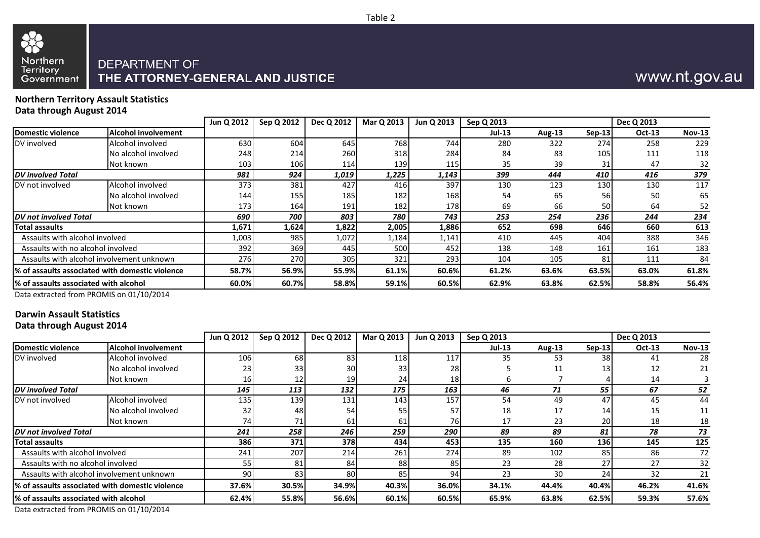Table 2

DEPARTMENT OF
**THE ATTORNEY-GENERAL AND JUSTICE**

www.nt.gov.au

**Northern Territory Assault Statistics**
**Data through August 2014**

| | | Jun Q 2012 | Sep Q 2012 | Dec Q 2012 | Mar Q 2013 | Jun Q 2013 | Sep Q 2013 | | | Dec Q 2013 | |
|---|---|---|---|---|---|---|---|---|---|---|---|
| **Domestic violence** | **Alcohol involvement** | | | | | | **Jul-13** | **Aug-13** | **Sep-13** | **Oct-13** | **Nov-13** |
| DV involved | Alcohol involved | 630 | 604 | 645 | 768 | 744 | 280 | 322 | 274 | 258 | 229 |
| | No alcohol involved | 248 | 214 | 260 | 318 | 284 | 84 | 83 | 105 | 111 | 118 |
| | Not known | 103 | 106 | 114 | 139 | 115 | 35 | 39 | 31 | 47 | 32 |
| ***DV involved Total*** | | ***981*** | ***924*** | ***1,019*** | ***1,225*** | ***1,143*** | ***399*** | ***444*** | ***410*** | ***416*** | ***379*** |
| DV not involved | Alcohol involved | 373 | 381 | 427 | 416 | 397 | 130 | 123 | 130 | 130 | 117 |
| | No alcohol involved | 144 | 155 | 185 | 182 | 168 | 54 | 65 | 56 | 50 | 65 |
| | Not known | 173 | 164 | 191 | 182 | 178 | 69 | 66 | 50 | 64 | 52 |
| ***DV not involved Total*** | | ***690*** | ***700*** | ***803*** | ***780*** | ***743*** | ***253*** | ***254*** | ***236*** | ***244*** | ***234*** |
| **Total assaults** | | **1,671** | **1,624** | **1,822** | **2,005** | **1,886** | **652** | **698** | **646** | **660** | **613** |
| Assaults with alcohol involved | | 1,003 | 985 | 1,072 | 1,184 | 1,141 | 410 | 445 | 404 | 388 | 346 |
| Assaults with no alcohol involved | | 392 | 369 | 445 | 500 | 452 | 138 | 148 | 161 | 161 | 183 |
| Assaults with alcohol involvement unknown | | 276 | 270 | 305 | 321 | 293 | 104 | 105 | 81 | 111 | 84 |
| **% of assaults associated with domestic violence** | | **58.7%** | **56.9%** | **55.9%** | **61.1%** | **60.6%** | **61.2%** | **63.6%** | **63.5%** | **63.0%** | **61.8%** |
| **% of assaults associated with alcohol** | | **60.0%** | **60.7%** | **58.8%** | **59.1%** | **60.5%** | **62.9%** | **63.8%** | **62.5%** | **58.8%** | **56.4%** |

Data extracted from PROMIS on 01/10/2014

**Darwin Assault Statistics**
**Data through August 2014**

| | | Jun Q 2012 | Sep Q 2012 | Dec Q 2012 | Mar Q 2013 | Jun Q 2013 | Sep Q 2013 | | | Dec Q 2013 | |
|---|---|---|---|---|---|---|---|---|---|---|---|
| **Domestic violence** | **Alcohol involvement** | | | | | | **Jul-13** | **Aug-13** | **Sep-13** | **Oct-13** | **Nov-13** |
| DV involved | Alcohol involved | 106 | 68 | 83 | 118 | 117 | 35 | 53 | 38 | 41 | 28 |
| | No alcohol involved | 23 | 33 | 30 | 33 | 28 | 5 | 11 | 13 | 12 | 21 |
| | Not known | 16 | 12 | 19 | 24 | 18 | 6 | 7 | 4 | 14 | 3 |
| ***DV involved Total*** | | ***145*** | ***113*** | ***132*** | ***175*** | ***163*** | ***46*** | ***71*** | ***55*** | ***67*** | ***52*** |
| DV not involved | Alcohol involved | 135 | 139 | 131 | 143 | 157 | 54 | 49 | 47 | 45 | 44 |
| | No alcohol involved | 32 | 48 | 54 | 55 | 57 | 18 | 17 | 14 | 15 | 11 |
| | Not known | 74 | 71 | 61 | 61 | 76 | 17 | 23 | 20 | 18 | 18 |
| ***DV not involved Total*** | | ***241*** | ***258*** | ***246*** | ***259*** | ***290*** | ***89*** | ***89*** | ***81*** | ***78*** | ***73*** |
| **Total assaults** | | **386** | **371** | **378** | **434** | **453** | **135** | **160** | **136** | **145** | **125** |
| Assaults with alcohol involved | | 241 | 207 | 214 | 261 | 274 | 89 | 102 | 85 | 86 | 72 |
| Assaults with no alcohol involved | | 55 | 81 | 84 | 88 | 85 | 23 | 28 | 27 | 27 | 32 |
| Assaults with alcohol involvement unknown | | 90 | 83 | 80 | 85 | 94 | 23 | 30 | 24 | 32 | 21 |
| **% of assaults associated with domestic violence** | | **37.6%** | **30.5%** | **34.9%** | **40.3%** | **36.0%** | **34.1%** | **44.4%** | **40.4%** | **46.2%** | **41.6%** |
| **% of assaults associated with alcohol** | | **62.4%** | **55.8%** | **56.6%** | **60.1%** | **60.5%** | **65.9%** | **63.8%** | **62.5%** | **59.3%** | **57.6%** |

Data extracted from PROMIS on 01/10/2014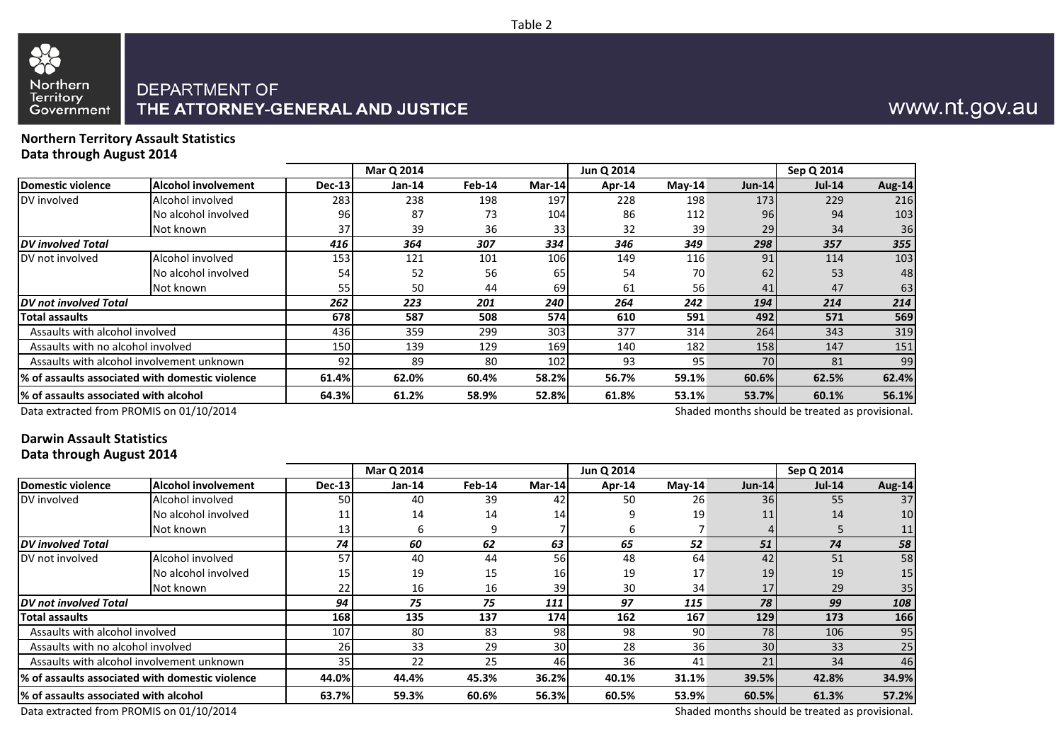Table 2

DEPARTMENT OF
**THE ATTORNEY-GENERAL AND JUSTICE**

www.nt.gov.au

**Northern Territory Assault Statistics**
**Data through August 2014**

| | | | Mar Q 2014 | | | Jun Q 2014 | | | Sep Q 2014 | |
|---|---|---|---|---|---|---|---|---|---|---|
| **Domestic violence** | **Alcohol involvement** | **Dec-13** | **Jan-14** | **Feb-14** | **Mar-14** | **Apr-14** | **May-14** | **Jun-14** | **Jul-14** | **Aug-14** |
| DV involved | Alcohol involved | 283 | 238 | 198 | 197 | 228 | 198 | 173 | 229 | 216 |
| | No alcohol involved | 96 | 87 | 73 | 104 | 86 | 112 | 96 | 94 | 103 |
| | Not known | 37 | 39 | 36 | 33 | 32 | 39 | 29 | 34 | 36 |
| ***DV involved Total*** | | ***416*** | ***364*** | ***307*** | ***334*** | ***346*** | ***349*** | ***298*** | ***357*** | ***355*** |
| DV not involved | Alcohol involved | 153 | 121 | 101 | 106 | 149 | 116 | 91 | 114 | 103 |
| | No alcohol involved | 54 | 52 | 56 | 65 | 54 | 70 | 62 | 53 | 48 |
| | Not known | 55 | 50 | 44 | 69 | 61 | 56 | 41 | 47 | 63 |
| ***DV not involved Total*** | | ***262*** | ***223*** | ***201*** | ***240*** | ***264*** | ***242*** | ***194*** | ***214*** | ***214*** |
| **Total assaults** | | **678** | **587** | **508** | **574** | **610** | **591** | **492** | **571** | **569** |
| Assaults with alcohol involved | | 436 | 359 | 299 | 303 | 377 | 314 | 264 | 343 | 319 |
| Assaults with no alcohol involved | | 150 | 139 | 129 | 169 | 140 | 182 | 158 | 147 | 151 |
| Assaults with alcohol involvement unknown | | 92 | 89 | 80 | 102 | 93 | 95 | 70 | 81 | 99 |
| **% of assaults associated with domestic violence** | | **61.4%** | **62.0%** | **60.4%** | **58.2%** | **56.7%** | **59.1%** | **60.6%** | **62.5%** | **62.4%** |
| **% of assaults associated with alcohol** | | **64.3%** | **61.2%** | **58.9%** | **52.8%** | **61.8%** | **53.1%** | **53.7%** | **60.1%** | **56.1%** |

Data extracted from PROMIS on 01/10/2014

Shaded months should be treated as provisional.

**Darwin Assault Statistics**
**Data through August 2014**

| | | | Mar Q 2014 | | | Jun Q 2014 | | | Sep Q 2014 | |
|---|---|---|---|---|---|---|---|---|---|---|
| **Domestic violence** | **Alcohol involvement** | **Dec-13** | **Jan-14** | **Feb-14** | **Mar-14** | **Apr-14** | **May-14** | **Jun-14** | **Jul-14** | **Aug-14** |
| DV involved | Alcohol involved | 50 | 40 | 39 | 42 | 50 | 26 | 36 | 55 | 37 |
| | No alcohol involved | 11 | 14 | 14 | 14 | 9 | 19 | 11 | 14 | 10 |
| | Not known | 13 | 6 | 9 | 7 | 6 | 7 | 4 | 5 | 11 |
| ***DV involved Total*** | | ***74*** | ***60*** | ***62*** | ***63*** | ***65*** | ***52*** | ***51*** | ***74*** | ***58*** |
| DV not involved | Alcohol involved | 57 | 40 | 44 | 56 | 48 | 64 | 42 | 51 | 58 |
| | No alcohol involved | 15 | 19 | 15 | 16 | 19 | 17 | 19 | 19 | 15 |
| | Not known | 22 | 16 | 16 | 39 | 30 | 34 | 17 | 29 | 35 |
| ***DV not involved Total*** | | ***94*** | ***75*** | ***75*** | ***111*** | ***97*** | ***115*** | ***78*** | ***99*** | ***108*** |
| **Total assaults** | | **168** | **135** | **137** | **174** | **162** | **167** | **129** | **173** | **166** |
| Assaults with alcohol involved | | 107 | 80 | 83 | 98 | 98 | 90 | 78 | 106 | 95 |
| Assaults with no alcohol involved | | 26 | 33 | 29 | 30 | 28 | 36 | 30 | 33 | 25 |
| Assaults with alcohol involvement unknown | | 35 | 22 | 25 | 46 | 36 | 41 | 21 | 34 | 46 |
| **% of assaults associated with domestic violence** | | **44.0%** | **44.4%** | **45.3%** | **36.2%** | **40.1%** | **31.1%** | **39.5%** | **42.8%** | **34.9%** |
| **% of assaults associated with alcohol** | | **63.7%** | **59.3%** | **60.6%** | **56.3%** | **60.5%** | **53.9%** | **60.5%** | **61.3%** | **57.2%** |

Data extracted from PROMIS on 01/10/2014

Shaded months should be treated as provisional.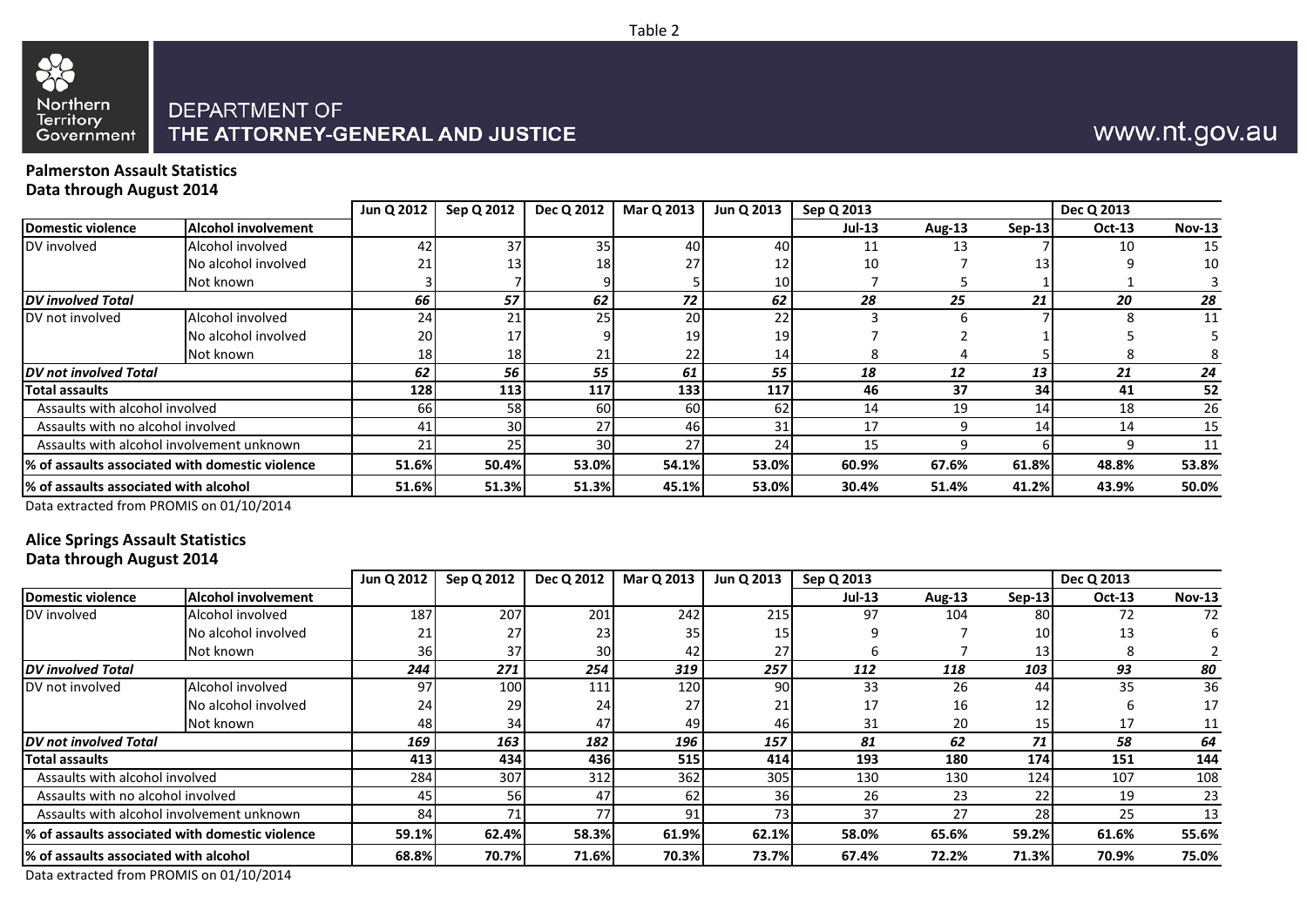Table 2

Northern Territory Government

DEPARTMENT OF THE ATTORNEY-GENERAL AND JUSTICE

www.nt.gov.au

**Palmerston Assault Statistics**
**Data through August 2014**

| | | Jun Q 2012 | Sep Q 2012 | Dec Q 2012 | Mar Q 2013 | Jun Q 2013 | Sep Q 2013 | | | Dec Q 2013 | |
|---|---|---|---|---|---|---|---|---|---|---|---|
| **Domestic violence** | **Alcohol involvement** | | | | | | **Jul-13** | **Aug-13** | **Sep-13** | **Oct-13** | **Nov-13** |
| DV involved | Alcohol involved | 42 | 37 | 35 | 40 | 40 | 11 | 13 | 7 | 10 | 15 |
| | No alcohol involved | 21 | 13 | 18 | 27 | 12 | 10 | 7 | 13 | 9 | 10 |
| | Not known | 3 | 7 | 9 | 5 | 10 | 7 | 5 | 1 | 1 | 3 |
| ***DV involved Total*** | | ***66*** | ***57*** | ***62*** | ***72*** | ***62*** | ***28*** | ***25*** | ***21*** | ***20*** | ***28*** |
| DV not involved | Alcohol involved | 24 | 21 | 25 | 20 | 22 | 3 | 6 | 7 | 8 | 11 |
| | No alcohol involved | 20 | 17 | 9 | 19 | 19 | 7 | 2 | 1 | 5 | 5 |
| | Not known | 18 | 18 | 21 | 22 | 14 | 8 | 4 | 5 | 8 | 8 |
| ***DV not involved Total*** | | ***62*** | ***56*** | ***55*** | ***61*** | ***55*** | ***18*** | ***12*** | ***13*** | ***21*** | ***24*** |
| **Total assaults** | | **128** | **113** | **117** | **133** | **117** | **46** | **37** | **34** | **41** | **52** |
| Assaults with alcohol involved | | 66 | 58 | 60 | 60 | 62 | 14 | 19 | 14 | 18 | 26 |
| Assaults with no alcohol involved | | 41 | 30 | 27 | 46 | 31 | 17 | 9 | 14 | 14 | 15 |
| Assaults with alcohol involvement unknown | | 21 | 25 | 30 | 27 | 24 | 15 | 9 | 6 | 9 | 11 |
| **% of assaults associated with domestic violence** | | **51.6%** | **50.4%** | **53.0%** | **54.1%** | **53.0%** | **60.9%** | **67.6%** | **61.8%** | **48.8%** | **53.8%** |
| **% of assaults associated with alcohol** | | **51.6%** | **51.3%** | **51.3%** | **45.1%** | **53.0%** | **30.4%** | **51.4%** | **41.2%** | **43.9%** | **50.0%** |

Data extracted from PROMIS on 01/10/2014

**Alice Springs Assault Statistics**
**Data through August 2014**

| | | Jun Q 2012 | Sep Q 2012 | Dec Q 2012 | Mar Q 2013 | Jun Q 2013 | Sep Q 2013 | | | Dec Q 2013 | |
|---|---|---|---|---|---|---|---|---|---|---|---|
| **Domestic violence** | **Alcohol involvement** | | | | | | **Jul-13** | **Aug-13** | **Sep-13** | **Oct-13** | **Nov-13** |
| DV involved | Alcohol involved | 187 | 207 | 201 | 242 | 215 | 97 | 104 | 80 | 72 | 72 |
| | No alcohol involved | 21 | 27 | 23 | 35 | 15 | 9 | 7 | 10 | 13 | 6 |
| | Not known | 36 | 37 | 30 | 42 | 27 | 6 | 7 | 13 | 8 | 2 |
| ***DV involved Total*** | | ***244*** | ***271*** | ***254*** | ***319*** | ***257*** | ***112*** | ***118*** | ***103*** | ***93*** | ***80*** |
| DV not involved | Alcohol involved | 97 | 100 | 111 | 120 | 90 | 33 | 26 | 44 | 35 | 36 |
| | No alcohol involved | 24 | 29 | 24 | 27 | 21 | 17 | 16 | 12 | 6 | 17 |
| | Not known | 48 | 34 | 47 | 49 | 46 | 31 | 20 | 15 | 17 | 11 |
| ***DV not involved Total*** | | ***169*** | ***163*** | ***182*** | ***196*** | ***157*** | ***81*** | ***62*** | ***71*** | ***58*** | ***64*** |
| **Total assaults** | | **413** | **434** | **436** | **515** | **414** | **193** | **180** | **174** | **151** | **144** |
| Assaults with alcohol involved | | 284 | 307 | 312 | 362 | 305 | 130 | 130 | 124 | 107 | 108 |
| Assaults with no alcohol involved | | 45 | 56 | 47 | 62 | 36 | 26 | 23 | 22 | 19 | 23 |
| Assaults with alcohol involvement unknown | | 84 | 71 | 77 | 91 | 73 | 37 | 27 | 28 | 25 | 13 |
| **% of assaults associated with domestic violence** | | **59.1%** | **62.4%** | **58.3%** | **61.9%** | **62.1%** | **58.0%** | **65.6%** | **59.2%** | **61.6%** | **55.6%** |
| **% of assaults associated with alcohol** | | **68.8%** | **70.7%** | **71.6%** | **70.3%** | **73.7%** | **67.4%** | **72.2%** | **71.3%** | **70.9%** | **75.0%** |

Data extracted from PROMIS on 01/10/2014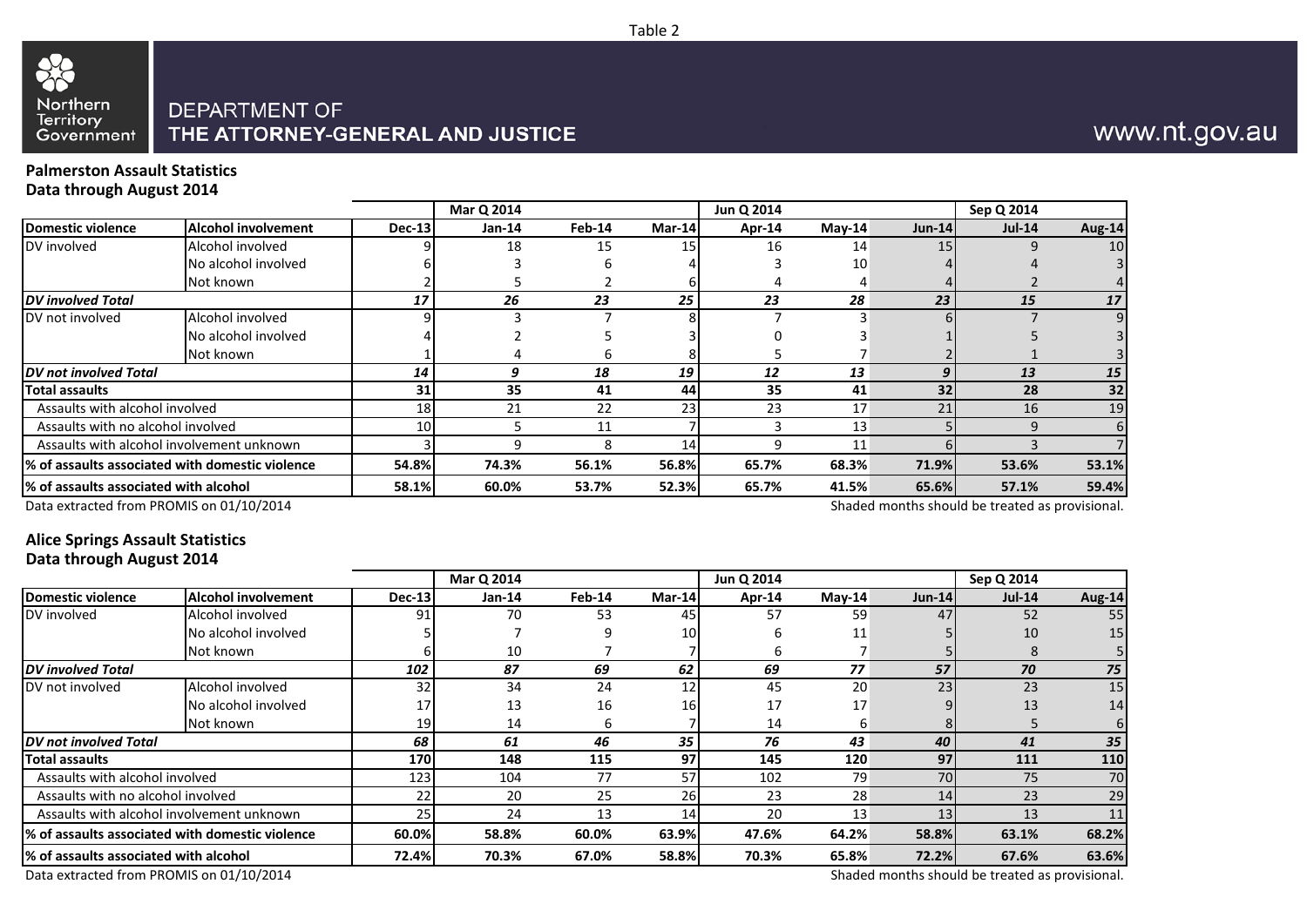Table 2

Northern Territory Government

DEPARTMENT OF
THE ATTORNEY-GENERAL AND JUSTICE

www.nt.gov.au

### Palmerston Assault Statistics
### Data through August 2014

| | | | Mar Q 2014 | | | Jun Q 2014 | | | Sep Q 2014 | |
|---|---|---|---|---|---|---|---|---|---|---|
| **Domestic violence** | **Alcohol involvement** | **Dec-13** | **Jan-14** | **Feb-14** | **Mar-14** | **Apr-14** | **May-14** | **Jun-14** | **Jul-14** | **Aug-14** |
| DV involved | Alcohol involved | 9 | 18 | 15 | 15 | 16 | 14 | 15 | 9 | 10 |
| | No alcohol involved | 6 | 3 | 6 | 4 | 3 | 10 | 4 | 4 | 3 |
| | Not known | 2 | 5 | 2 | 6 | 4 | 4 | 4 | 2 | 4 |
| ***DV involved Total*** | | ***17*** | ***26*** | ***23*** | ***25*** | ***23*** | ***28*** | ***23*** | ***15*** | ***17*** |
| DV not involved | Alcohol involved | 9 | 3 | 7 | 8 | 7 | 3 | 6 | 7 | 9 |
| | No alcohol involved | 4 | 2 | 5 | 3 | 0 | 3 | 1 | 5 | 3 |
| | Not known | 1 | 4 | 6 | 8 | 5 | 7 | 2 | 1 | 3 |
| ***DV not involved Total*** | | ***14*** | ***9*** | ***18*** | ***19*** | ***12*** | ***13*** | ***9*** | ***13*** | ***15*** |
| **Total assaults** | | **31** | **35** | **41** | **44** | **35** | **41** | **32** | **28** | **32** |
| Assaults with alcohol involved | | 18 | 21 | 22 | 23 | 23 | 17 | 21 | 16 | 19 |
| Assaults with no alcohol involved | | 10 | 5 | 11 | 7 | 3 | 13 | 5 | 9 | 6 |
| Assaults with alcohol involvement unknown | | 3 | 9 | 8 | 14 | 9 | 11 | 6 | 3 | 7 |
| **% of assaults associated with domestic violence** | | **54.8%** | **74.3%** | **56.1%** | **56.8%** | **65.7%** | **68.3%** | **71.9%** | **53.6%** | **53.1%** |
| **% of assaults associated with alcohol** | | **58.1%** | **60.0%** | **53.7%** | **52.3%** | **65.7%** | **41.5%** | **65.6%** | **57.1%** | **59.4%** |

Data extracted from PROMIS on 01/10/2014

Shaded months should be treated as provisional.

### Alice Springs Assault Statistics
### Data through August 2014

| | | | Mar Q 2014 | | | Jun Q 2014 | | | Sep Q 2014 | |
|---|---|---|---|---|---|---|---|---|---|---|
| **Domestic violence** | **Alcohol involvement** | **Dec-13** | **Jan-14** | **Feb-14** | **Mar-14** | **Apr-14** | **May-14** | **Jun-14** | **Jul-14** | **Aug-14** |
| DV involved | Alcohol involved | 91 | 70 | 53 | 45 | 57 | 59 | 47 | 52 | 55 |
| | No alcohol involved | 5 | 7 | 9 | 10 | 6 | 11 | 5 | 10 | 15 |
| | Not known | 6 | 10 | 7 | 7 | 6 | 7 | 5 | 8 | 5 |
| ***DV involved Total*** | | ***102*** | ***87*** | ***69*** | ***62*** | ***69*** | ***77*** | ***57*** | ***70*** | ***75*** |
| DV not involved | Alcohol involved | 32 | 34 | 24 | 12 | 45 | 20 | 23 | 23 | 15 |
| | No alcohol involved | 17 | 13 | 16 | 16 | 17 | 17 | 9 | 13 | 14 |
| | Not known | 19 | 14 | 6 | 7 | 14 | 6 | 8 | 5 | 6 |
| ***DV not involved Total*** | | ***68*** | ***61*** | ***46*** | ***35*** | ***76*** | ***43*** | ***40*** | ***41*** | ***35*** |
| **Total assaults** | | **170** | **148** | **115** | **97** | **145** | **120** | **97** | **111** | **110** |
| Assaults with alcohol involved | | 123 | 104 | 77 | 57 | 102 | 79 | 70 | 75 | 70 |
| Assaults with no alcohol involved | | 22 | 20 | 25 | 26 | 23 | 28 | 14 | 23 | 29 |
| Assaults with alcohol involvement unknown | | 25 | 24 | 13 | 14 | 20 | 13 | 13 | 13 | 11 |
| **% of assaults associated with domestic violence** | | **60.0%** | **58.8%** | **60.0%** | **63.9%** | **47.6%** | **64.2%** | **58.8%** | **63.1%** | **68.2%** |
| **% of assaults associated with alcohol** | | **72.4%** | **70.3%** | **67.0%** | **58.8%** | **70.3%** | **65.8%** | **72.2%** | **67.6%** | **63.6%** |

Data extracted from PROMIS on 01/10/2014

Shaded months should be treated as provisional.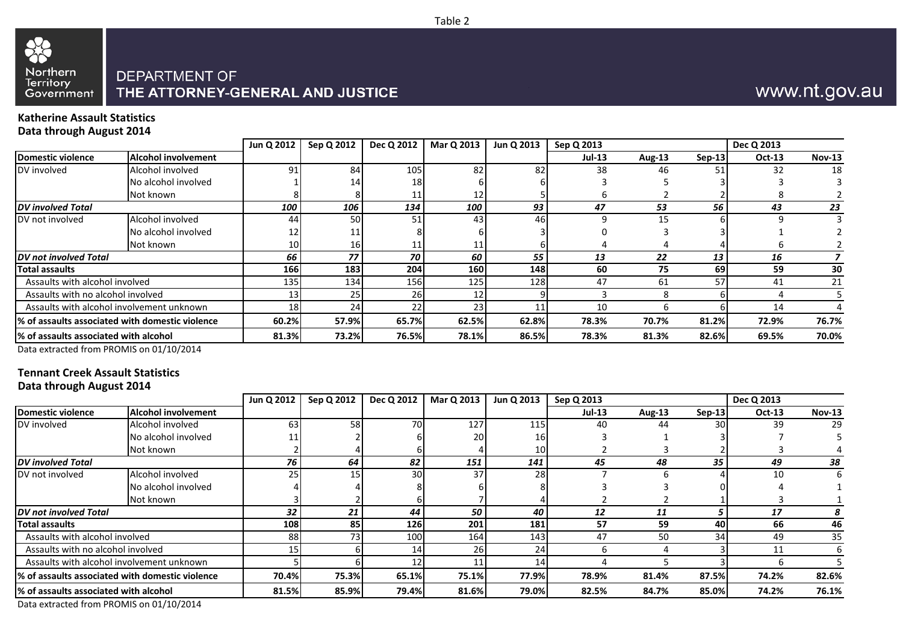Table 2

Northern Territory Government

DEPARTMENT OF
THE ATTORNEY-GENERAL AND JUSTICE

www.nt.gov.au

### Katherine Assault Statistics
### Data through August 2014

| | | Jun Q 2012 | Sep Q 2012 | Dec Q 2012 | Mar Q 2013 | Jun Q 2013 | Sep Q 2013 | | | Dec Q 2013 | |
|---|---|---|---|---|---|---|---|---|---|---|---|
| **Domestic violence** | **Alcohol involvement** | | | | | | **Jul-13** | **Aug-13** | **Sep-13** | **Oct-13** | **Nov-13** |
| DV involved | Alcohol involved | 91 | 84 | 105 | 82 | 82 | 38 | 46 | 51 | 32 | 18 |
| | No alcohol involved | 1 | 14 | 18 | 6 | 6 | 3 | 5 | 3 | 3 | 3 |
| | Not known | 8 | 8 | 11 | 12 | 5 | 6 | 2 | 2 | 8 | 2 |
| ***DV involved Total*** | | ***100*** | ***106*** | ***134*** | ***100*** | ***93*** | ***47*** | ***53*** | ***56*** | ***43*** | ***23*** |
| DV not involved | Alcohol involved | 44 | 50 | 51 | 43 | 46 | 9 | 15 | 6 | 9 | 3 |
| | No alcohol involved | 12 | 11 | 8 | 6 | 3 | 0 | 3 | 3 | 1 | 2 |
| | Not known | 10 | 16 | 11 | 11 | 6 | 4 | 4 | 4 | 6 | 2 |
| ***DV not involved Total*** | | ***66*** | ***77*** | ***70*** | ***60*** | ***55*** | ***13*** | ***22*** | ***13*** | ***16*** | ***7*** |
| **Total assaults** | | **166** | **183** | **204** | **160** | **148** | **60** | **75** | **69** | **59** | **30** |
| Assaults with alcohol involved | | 135 | 134 | 156 | 125 | 128 | 47 | 61 | 57 | 41 | 21 |
| Assaults with no alcohol involved | | 13 | 25 | 26 | 12 | 9 | 3 | 8 | 6 | 4 | 5 |
| Assaults with alcohol involvement unknown | | 18 | 24 | 22 | 23 | 11 | 10 | 6 | 6 | 14 | 4 |
| **% of assaults associated with domestic violence** | | **60.2%** | **57.9%** | **65.7%** | **62.5%** | **62.8%** | **78.3%** | **70.7%** | **81.2%** | **72.9%** | **76.7%** |
| **% of assaults associated with alcohol** | | **81.3%** | **73.2%** | **76.5%** | **78.1%** | **86.5%** | **78.3%** | **81.3%** | **82.6%** | **69.5%** | **70.0%** |

Data extracted from PROMIS on 01/10/2014

### Tennant Creek Assault Statistics
### Data through August 2014

| | | Jun Q 2012 | Sep Q 2012 | Dec Q 2012 | Mar Q 2013 | Jun Q 2013 | Sep Q 2013 | | | Dec Q 2013 | |
|---|---|---|---|---|---|---|---|---|---|---|---|
| **Domestic violence** | **Alcohol involvement** | | | | | | **Jul-13** | **Aug-13** | **Sep-13** | **Oct-13** | **Nov-13** |
| DV involved | Alcohol involved | 63 | 58 | 70 | 127 | 115 | 40 | 44 | 30 | 39 | 29 |
| | No alcohol involved | 11 | 2 | 6 | 20 | 16 | 3 | 1 | 3 | 7 | 5 |
| | Not known | 2 | 4 | 6 | 4 | 10 | 2 | 3 | 2 | 3 | 4 |
| ***DV involved Total*** | | ***76*** | ***64*** | ***82*** | ***151*** | ***141*** | ***45*** | ***48*** | ***35*** | ***49*** | ***38*** |
| DV not involved | Alcohol involved | 25 | 15 | 30 | 37 | 28 | 7 | 6 | 4 | 10 | 6 |
| | No alcohol involved | 4 | 4 | 8 | 6 | 8 | 3 | 3 | 0 | 4 | 1 |
| | Not known | 3 | 2 | 6 | 7 | 4 | 2 | 2 | 1 | 3 | 1 |
| ***DV not involved Total*** | | ***32*** | ***21*** | ***44*** | ***50*** | ***40*** | ***12*** | ***11*** | ***5*** | ***17*** | ***8*** |
| **Total assaults** | | **108** | **85** | **126** | **201** | **181** | **57** | **59** | **40** | **66** | **46** |
| Assaults with alcohol involved | | 88 | 73 | 100 | 164 | 143 | 47 | 50 | 34 | 49 | 35 |
| Assaults with no alcohol involved | | 15 | 6 | 14 | 26 | 24 | 6 | 4 | 3 | 11 | 6 |
| Assaults with alcohol involvement unknown | | 5 | 6 | 12 | 11 | 14 | 4 | 5 | 3 | 6 | 5 |
| **% of assaults associated with domestic violence** | | **70.4%** | **75.3%** | **65.1%** | **75.1%** | **77.9%** | **78.9%** | **81.4%** | **87.5%** | **74.2%** | **82.6%** |
| **% of assaults associated with alcohol** | | **81.5%** | **85.9%** | **79.4%** | **81.6%** | **79.0%** | **82.5%** | **84.7%** | **85.0%** | **74.2%** | **76.1%** |

Data extracted from PROMIS on 01/10/2014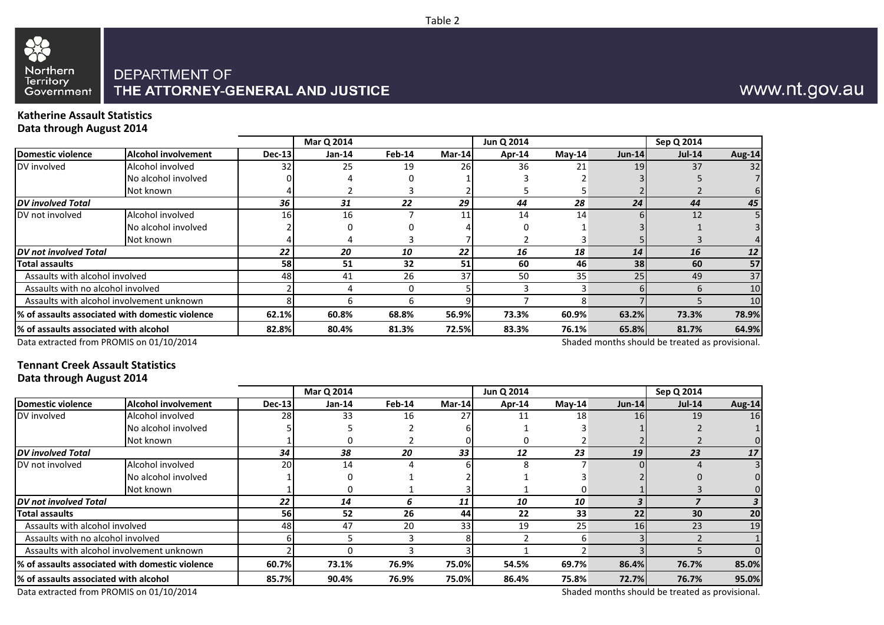Table 2

Northern Territory Government

DEPARTMENT OF THE ATTORNEY-GENERAL AND JUSTICE

www.nt.gov.au

**Katherine Assault Statistics**
**Data through August 2014**

| | | | Mar Q 2014 | | | Jun Q 2014 | | | Sep Q 2014 | |
|---|---|---|---|---|---|---|---|---|---|---|
| **Domestic violence** | **Alcohol involvement** | **Dec-13** | **Jan-14** | **Feb-14** | **Mar-14** | **Apr-14** | **May-14** | **Jun-14** | **Jul-14** | **Aug-14** |
| DV involved | Alcohol involved | 32 | 25 | 19 | 26 | 36 | 21 | 19 | 37 | 32 |
| | No alcohol involved | 0 | 4 | 0 | 1 | 3 | 2 | 3 | 5 | 7 |
| | Not known | 4 | 2 | 3 | 2 | 5 | 5 | 2 | 2 | 6 |
| ***DV involved Total*** | | ***36*** | ***31*** | ***22*** | ***29*** | ***44*** | ***28*** | ***24*** | ***44*** | ***45*** |
| DV not involved | Alcohol involved | 16 | 16 | 7 | 11 | 14 | 14 | 6 | 12 | 5 |
| | No alcohol involved | 2 | 0 | 0 | 4 | 0 | 1 | 3 | 1 | 3 |
| | Not known | 4 | 4 | 3 | 7 | 2 | 3 | 5 | 3 | 4 |
| ***DV not involved Total*** | | ***22*** | ***20*** | ***10*** | ***22*** | ***16*** | ***18*** | ***14*** | ***16*** | ***12*** |
| **Total assaults** | | **58** | **51** | **32** | **51** | **60** | **46** | **38** | **60** | **57** |
| Assaults with alcohol involved | | 48 | 41 | 26 | 37 | 50 | 35 | 25 | 49 | 37 |
| Assaults with no alcohol involved | | 2 | 4 | 0 | 5 | 3 | 3 | 6 | 6 | 10 |
| Assaults with alcohol involvement unknown | | 8 | 6 | 6 | 9 | 7 | 8 | 7 | 5 | 10 |
| **% of assaults associated with domestic violence** | | **62.1%** | **60.8%** | **68.8%** | **56.9%** | **73.3%** | **60.9%** | **63.2%** | **73.3%** | **78.9%** |
| **% of assaults associated with alcohol** | | **82.8%** | **80.4%** | **81.3%** | **72.5%** | **83.3%** | **76.1%** | **65.8%** | **81.7%** | **64.9%** |

Data extracted from PROMIS on 01/10/2014

Shaded months should be treated as provisional.

**Tennant Creek Assault Statistics**
**Data through August 2014**

| | | | Mar Q 2014 | | | Jun Q 2014 | | | Sep Q 2014 | |
|---|---|---|---|---|---|---|---|---|---|---|
| **Domestic violence** | **Alcohol involvement** | **Dec-13** | **Jan-14** | **Feb-14** | **Mar-14** | **Apr-14** | **May-14** | **Jun-14** | **Jul-14** | **Aug-14** |
| DV involved | Alcohol involved | 28 | 33 | 16 | 27 | 11 | 18 | 16 | 19 | 16 |
| | No alcohol involved | 5 | 5 | 2 | 6 | 1 | 3 | 1 | 2 | 1 |
| | Not known | 1 | 0 | 2 | 0 | 0 | 2 | 2 | 2 | 0 |
| ***DV involved Total*** | | ***34*** | ***38*** | ***20*** | ***33*** | ***12*** | ***23*** | ***19*** | ***23*** | ***17*** |
| DV not involved | Alcohol involved | 20 | 14 | 4 | 6 | 8 | 7 | 0 | 4 | 3 |
| | No alcohol involved | 1 | 0 | 1 | 2 | 1 | 3 | 2 | 0 | 0 |
| | Not known | 1 | 0 | 1 | 3 | 1 | 0 | 1 | 3 | 0 |
| ***DV not involved Total*** | | ***22*** | ***14*** | ***6*** | ***11*** | ***10*** | ***10*** | ***3*** | ***7*** | ***3*** |
| **Total assaults** | | **56** | **52** | **26** | **44** | **22** | **33** | **22** | **30** | **20** |
| Assaults with alcohol involved | | 48 | 47 | 20 | 33 | 19 | 25 | 16 | 23 | 19 |
| Assaults with no alcohol involved | | 6 | 5 | 3 | 8 | 2 | 6 | 3 | 2 | 1 |
| Assaults with alcohol involvement unknown | | 2 | 0 | 3 | 3 | 1 | 2 | 3 | 5 | 0 |
| **% of assaults associated with domestic violence** | | **60.7%** | **73.1%** | **76.9%** | **75.0%** | **54.5%** | **69.7%** | **86.4%** | **76.7%** | **85.0%** |
| **% of assaults associated with alcohol** | | **85.7%** | **90.4%** | **76.9%** | **75.0%** | **86.4%** | **75.8%** | **72.7%** | **76.7%** | **95.0%** |

Data extracted from PROMIS on 01/10/2014

Shaded months should be treated as provisional.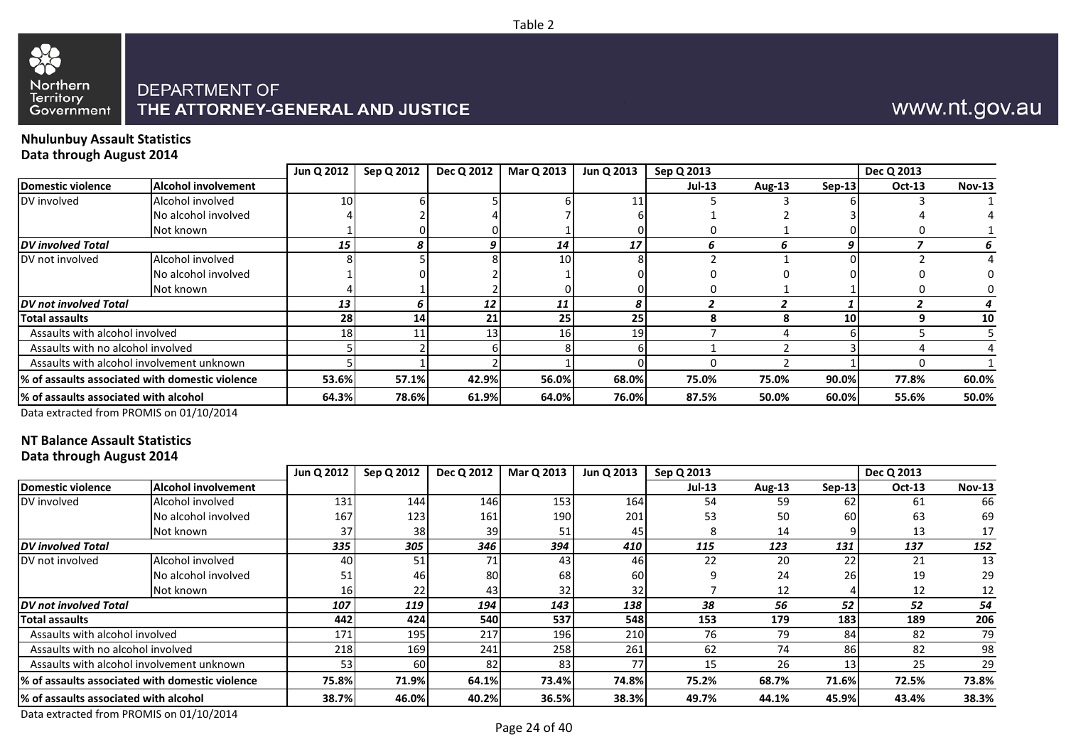Table 2

Northern Territory Government

DEPARTMENT OF
THE ATTORNEY-GENERAL AND JUSTICE

www.nt.gov.au

**Nhulunbuy Assault Statistics**
**Data through August 2014**

| Domestic violence | Alcohol involvement | Jun Q 2012 | Sep Q 2012 | Dec Q 2012 | Mar Q 2013 | Jun Q 2013 | Sep Q 2013 | | | Dec Q 2013 | |
|---|---|---|---|---|---|---|---|---|---|---|---|
| | | | | | | | Jul-13 | Aug-13 | Sep-13 | Oct-13 | Nov-13 |
| DV involved | Alcohol involved | 10 | 6 | 5 | 6 | 11 | 5 | 3 | 6 | 3 | 1 |
| | No alcohol involved | 4 | 2 | 4 | 7 | 6 | 1 | 2 | 3 | 4 | 4 |
| | Not known | 1 | 0 | 0 | 1 | 0 | 0 | 1 | 0 | 0 | 1 |
| ***DV involved Total*** | | ***15*** | ***8*** | ***9*** | ***14*** | ***17*** | ***6*** | ***6*** | ***9*** | ***7*** | ***6*** |
| DV not involved | Alcohol involved | 8 | 5 | 8 | 10 | 8 | 2 | 1 | 0 | 2 | 4 |
| | No alcohol involved | 1 | 0 | 2 | 1 | 0 | 0 | 0 | 0 | 0 | 0 |
| | Not known | 4 | 1 | 2 | 0 | 0 | 0 | 1 | 1 | 0 | 0 |
| ***DV not involved Total*** | | ***13*** | ***6*** | ***12*** | ***11*** | ***8*** | ***2*** | ***2*** | ***1*** | ***2*** | ***4*** |
| **Total assaults** | | **28** | **14** | **21** | **25** | **25** | **8** | **8** | **10** | **9** | **10** |
| Assaults with alcohol involved | | 18 | 11 | 13 | 16 | 19 | 7 | 4 | 6 | 5 | 5 |
| Assaults with no alcohol involved | | 5 | 2 | 6 | 8 | 6 | 1 | 2 | 3 | 4 | 4 |
| Assaults with alcohol involvement unknown | | 5 | 1 | 2 | 1 | 0 | 0 | 2 | 1 | 0 | 1 |
| **% of assaults associated with domestic violence** | | **53.6%** | **57.1%** | **42.9%** | **56.0%** | **68.0%** | **75.0%** | **75.0%** | **90.0%** | **77.8%** | **60.0%** |
| **% of assaults associated with alcohol** | | **64.3%** | **78.6%** | **61.9%** | **64.0%** | **76.0%** | **87.5%** | **50.0%** | **60.0%** | **55.6%** | **50.0%** |

Data extracted from PROMIS on 01/10/2014

**NT Balance Assault Statistics**
**Data through August 2014**

| Domestic violence | Alcohol involvement | Jun Q 2012 | Sep Q 2012 | Dec Q 2012 | Mar Q 2013 | Jun Q 2013 | Sep Q 2013 | | | Dec Q 2013 | |
|---|---|---|---|---|---|---|---|---|---|---|---|
| | | | | | | | Jul-13 | Aug-13 | Sep-13 | Oct-13 | Nov-13 |
| DV involved | Alcohol involved | 131 | 144 | 146 | 153 | 164 | 54 | 59 | 62 | 61 | 66 |
| | No alcohol involved | 167 | 123 | 161 | 190 | 201 | 53 | 50 | 60 | 63 | 69 |
| | Not known | 37 | 38 | 39 | 51 | 45 | 8 | 14 | 9 | 13 | 17 |
| ***DV involved Total*** | | ***335*** | ***305*** | ***346*** | ***394*** | ***410*** | ***115*** | ***123*** | ***131*** | ***137*** | ***152*** |
| DV not involved | Alcohol involved | 40 | 51 | 71 | 43 | 46 | 22 | 20 | 22 | 21 | 13 |
| | No alcohol involved | 51 | 46 | 80 | 68 | 60 | 9 | 24 | 26 | 19 | 29 |
| | Not known | 16 | 22 | 43 | 32 | 32 | 7 | 12 | 4 | 12 | 12 |
| ***DV not involved Total*** | | ***107*** | ***119*** | ***194*** | ***143*** | ***138*** | ***38*** | ***56*** | ***52*** | ***52*** | ***54*** |
| **Total assaults** | | **442** | **424** | **540** | **537** | **548** | **153** | **179** | **183** | **189** | **206** |
| Assaults with alcohol involved | | 171 | 195 | 217 | 196 | 210 | 76 | 79 | 84 | 82 | 79 |
| Assaults with no alcohol involved | | 218 | 169 | 241 | 258 | 261 | 62 | 74 | 86 | 82 | 98 |
| Assaults with alcohol involvement unknown | | 53 | 60 | 82 | 83 | 77 | 15 | 26 | 13 | 25 | 29 |
| **% of assaults associated with domestic violence** | | **75.8%** | **71.9%** | **64.1%** | **73.4%** | **74.8%** | **75.2%** | **68.7%** | **71.6%** | **72.5%** | **73.8%** |
| **% of assaults associated with alcohol** | | **38.7%** | **46.0%** | **40.2%** | **36.5%** | **38.3%** | **49.7%** | **44.1%** | **45.9%** | **43.4%** | **38.3%** |

Data extracted from PROMIS on 01/10/2014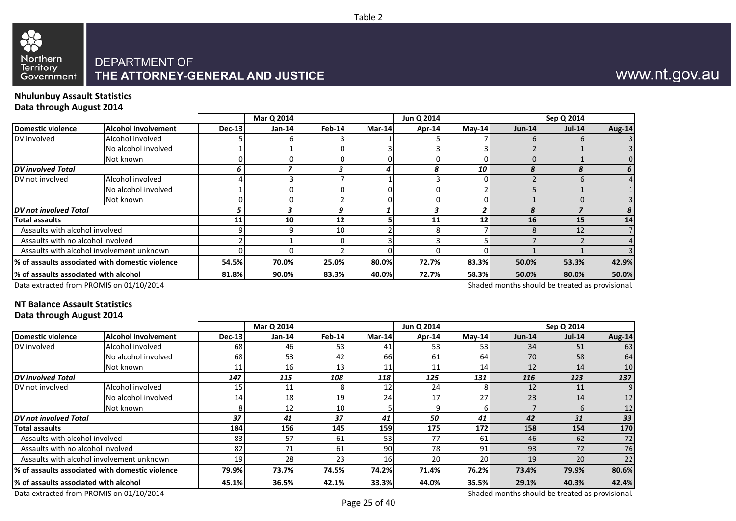Table 2

DEPARTMENT OF
THE ATTORNEY-GENERAL AND JUSTICE

www.nt.gov.au

## Nhulunbuy Assault Statistics
### Data through August 2014

| | | | Mar Q 2014 | | | Jun Q 2014 | | | Sep Q 2014 | |
|---|---|---|---|---|---|---|---|---|---|---|
| **Domestic violence** | **Alcohol involvement** | **Dec-13** | **Jan-14** | **Feb-14** | **Mar-14** | **Apr-14** | **May-14** | **Jun-14** | **Jul-14** | **Aug-14** |
| DV involved | Alcohol involved | 5 | 6 | 3 | 1 | 5 | 7 | 6 | 6 | 3 |
| | No alcohol involved | 1 | 1 | 0 | 3 | 3 | 3 | 2 | 1 | 3 |
| | Not known | 0 | 0 | 0 | 0 | 0 | 0 | 0 | 1 | 0 |
| ***DV involved Total*** | | ***6*** | ***7*** | ***3*** | ***4*** | ***8*** | ***10*** | ***8*** | ***8*** | ***6*** |
| DV not involved | Alcohol involved | 4 | 3 | 7 | 1 | 3 | 0 | 2 | 6 | 4 |
| | No alcohol involved | 1 | 0 | 0 | 0 | 0 | 2 | 5 | 1 | 1 |
| | Not known | 0 | 0 | 2 | 0 | 0 | 0 | 1 | 0 | 3 |
| ***DV not involved Total*** | | ***5*** | ***3*** | ***9*** | ***1*** | ***3*** | ***2*** | ***8*** | ***7*** | ***8*** |
| **Total assaults** | | **11** | **10** | **12** | **5** | **11** | **12** | **16** | **15** | **14** |
| Assaults with alcohol involved | | 9 | 9 | 10 | 2 | 8 | 7 | 8 | 12 | 7 |
| Assaults with no alcohol involved | | 2 | 1 | 0 | 3 | 3 | 5 | 7 | 2 | 4 |
| Assaults with alcohol involvement unknown | | 0 | 0 | 2 | 0 | 0 | 0 | 1 | 1 | 3 |
| **% of assaults associated with domestic violence** | | **54.5%** | **70.0%** | **25.0%** | **80.0%** | **72.7%** | **83.3%** | **50.0%** | **53.3%** | **42.9%** |
| **% of assaults associated with alcohol** | | **81.8%** | **90.0%** | **83.3%** | **40.0%** | **72.7%** | **58.3%** | **50.0%** | **80.0%** | **50.0%** |

Data extracted from PROMIS on 01/10/2014

Shaded months should be treated as provisional.

## NT Balance Assault Statistics
### Data through August 2014

| | | | Mar Q 2014 | | | Jun Q 2014 | | | Sep Q 2014 | |
|---|---|---|---|---|---|---|---|---|---|---|
| **Domestic violence** | **Alcohol involvement** | **Dec-13** | **Jan-14** | **Feb-14** | **Mar-14** | **Apr-14** | **May-14** | **Jun-14** | **Jul-14** | **Aug-14** |
| DV involved | Alcohol involved | 68 | 46 | 53 | 41 | 53 | 53 | 34 | 51 | 63 |
| | No alcohol involved | 68 | 53 | 42 | 66 | 61 | 64 | 70 | 58 | 64 |
| | Not known | 11 | 16 | 13 | 11 | 11 | 14 | 12 | 14 | 10 |
| ***DV involved Total*** | | ***147*** | ***115*** | ***108*** | ***118*** | ***125*** | ***131*** | ***116*** | ***123*** | ***137*** |
| DV not involved | Alcohol involved | 15 | 11 | 8 | 12 | 24 | 8 | 12 | 11 | 9 |
| | No alcohol involved | 14 | 18 | 19 | 24 | 17 | 27 | 23 | 14 | 12 |
| | Not known | 8 | 12 | 10 | 5 | 9 | 6 | 7 | 6 | 12 |
| ***DV not involved Total*** | | ***37*** | ***41*** | ***37*** | ***41*** | ***50*** | ***41*** | ***42*** | ***31*** | ***33*** |
| **Total assaults** | | **184** | **156** | **145** | **159** | **175** | **172** | **158** | **154** | **170** |
| Assaults with alcohol involved | | 83 | 57 | 61 | 53 | 77 | 61 | 46 | 62 | 72 |
| Assaults with no alcohol involved | | 82 | 71 | 61 | 90 | 78 | 91 | 93 | 72 | 76 |
| Assaults with alcohol involvement unknown | | 19 | 28 | 23 | 16 | 20 | 20 | 19 | 20 | 22 |
| **% of assaults associated with domestic violence** | | **79.9%** | **73.7%** | **74.5%** | **74.2%** | **71.4%** | **76.2%** | **73.4%** | **79.9%** | **80.6%** |
| **% of assaults associated with alcohol** | | **45.1%** | **36.5%** | **42.1%** | **33.3%** | **44.0%** | **35.5%** | **29.1%** | **40.3%** | **42.4%** |

Data extracted from PROMIS on 01/10/2014

Shaded months should be treated as provisional.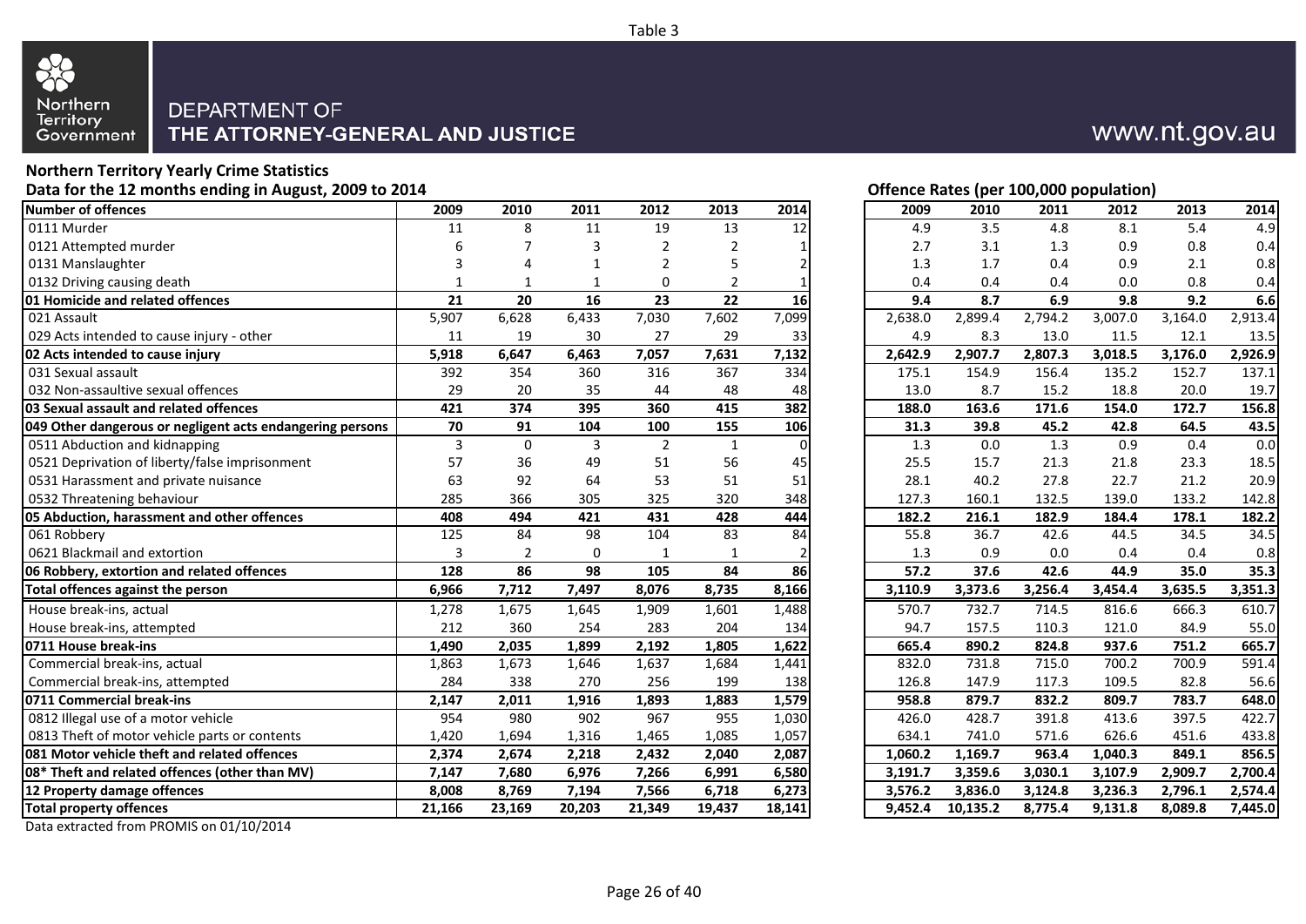Table 3

**DEPARTMENT OF THE ATTORNEY-GENERAL AND JUSTICE**

www.nt.gov.au

## Northern Territory Yearly Crime Statistics

**Data for the 12 months ending in August, 2009 to 2014**

| Number of offences | 2009 | 2010 | 2011 | 2012 | 2013 | 2014 |
|---|---|---|---|---|---|---|
| 0111 Murder | 11 | 8 | 11 | 19 | 13 | 12 |
| 0121 Attempted murder | 6 | 7 | 3 | 2 | 2 | 1 |
| 0131 Manslaughter | 3 | 4 | 1 | 2 | 5 | 2 |
| 0132 Driving causing death | 1 | 1 | 1 | 0 | 2 | 1 |
| **01 Homicide and related offences** | **21** | **20** | **16** | **23** | **22** | **16** |
| 021 Assault | 5,907 | 6,628 | 6,433 | 7,030 | 7,602 | 7,099 |
| 029 Acts intended to cause injury - other | 11 | 19 | 30 | 27 | 29 | 33 |
| **02 Acts intended to cause injury** | **5,918** | **6,647** | **6,463** | **7,057** | **7,631** | **7,132** |
| 031 Sexual assault | 392 | 354 | 360 | 316 | 367 | 334 |
| 032 Non-assaultive sexual offences | 29 | 20 | 35 | 44 | 48 | 48 |
| **03 Sexual assault and related offences** | **421** | **374** | **395** | **360** | **415** | **382** |
| **049 Other dangerous or negligent acts endangering persons** | **70** | **91** | **104** | **100** | **155** | **106** |
| 0511 Abduction and kidnapping | 3 | 0 | 3 | 2 | 1 | 0 |
| 0521 Deprivation of liberty/false imprisonment | 57 | 36 | 49 | 51 | 56 | 45 |
| 0531 Harassment and private nuisance | 63 | 92 | 64 | 53 | 51 | 51 |
| 0532 Threatening behaviour | 285 | 366 | 305 | 325 | 320 | 348 |
| **05 Abduction, harassment and other offences** | **408** | **494** | **421** | **431** | **428** | **444** |
| 061 Robbery | 125 | 84 | 98 | 104 | 83 | 84 |
| 0621 Blackmail and extortion | 3 | 2 | 0 | 1 | 1 | 2 |
| **06 Robbery, extortion and related offences** | **128** | **86** | **98** | **105** | **84** | **86** |
| **Total offences against the person** | **6,966** | **7,712** | **7,497** | **8,076** | **8,735** | **8,166** |
| House break-ins, actual | 1,278 | 1,675 | 1,645 | 1,909 | 1,601 | 1,488 |
| House break-ins, attempted | 212 | 360 | 254 | 283 | 204 | 134 |
| **0711 House break-ins** | **1,490** | **2,035** | **1,899** | **2,192** | **1,805** | **1,622** |
| Commercial break-ins, actual | 1,863 | 1,673 | 1,646 | 1,637 | 1,684 | 1,441 |
| Commercial break-ins, attempted | 284 | 338 | 270 | 256 | 199 | 138 |
| **0711 Commercial break-ins** | **2,147** | **2,011** | **1,916** | **1,893** | **1,883** | **1,579** |
| 0812 Illegal use of a motor vehicle | 954 | 980 | 902 | 967 | 955 | 1,030 |
| 0813 Theft of motor vehicle parts or contents | 1,420 | 1,694 | 1,316 | 1,465 | 1,085 | 1,057 |
| **081 Motor vehicle theft and related offences** | **2,374** | **2,674** | **2,218** | **2,432** | **2,040** | **2,087** |
| **08* Theft and related offences (other than MV)** | **7,147** | **7,680** | **6,976** | **7,266** | **6,991** | **6,580** |
| **12 Property damage offences** | **8,008** | **8,769** | **7,194** | **7,566** | **6,718** | **6,273** |
| **Total property offences** | **21,166** | **23,169** | **20,203** | **21,349** | **19,437** | **18,141** |

**Offence Rates (per 100,000 population)**

| Number of offences | 2009 | 2010 | 2011 | 2012 | 2013 | 2014 |
|---|---|---|---|---|---|---|
| 0111 Murder | 4.9 | 3.5 | 4.8 | 8.1 | 5.4 | 4.9 |
| 0121 Attempted murder | 2.7 | 3.1 | 1.3 | 0.9 | 0.8 | 0.4 |
| 0131 Manslaughter | 1.3 | 1.7 | 0.4 | 0.9 | 2.1 | 0.8 |
| 0132 Driving causing death | 0.4 | 0.4 | 0.4 | 0.0 | 0.8 | 0.4 |
| **01 Homicide and related offences** | **9.4** | **8.7** | **6.9** | **9.8** | **9.2** | **6.6** |
| 021 Assault | 2,638.0 | 2,899.4 | 2,794.2 | 3,007.0 | 3,164.0 | 2,913.4 |
| 029 Acts intended to cause injury - other | 4.9 | 8.3 | 13.0 | 11.5 | 12.1 | 13.5 |
| **02 Acts intended to cause injury** | **2,642.9** | **2,907.7** | **2,807.3** | **3,018.5** | **3,176.0** | **2,926.9** |
| 031 Sexual assault | 175.1 | 154.9 | 156.4 | 135.2 | 152.7 | 137.1 |
| 032 Non-assaultive sexual offences | 13.0 | 8.7 | 15.2 | 18.8 | 20.0 | 19.7 |
| **03 Sexual assault and related offences** | **188.0** | **163.6** | **171.6** | **154.0** | **172.7** | **156.8** |
| **049 Other dangerous or negligent acts endangering persons** | **31.3** | **39.8** | **45.2** | **42.8** | **64.5** | **43.5** |
| 0511 Abduction and kidnapping | 1.3 | 0.0 | 1.3 | 0.9 | 0.4 | 0.0 |
| 0521 Deprivation of liberty/false imprisonment | 25.5 | 15.7 | 21.3 | 21.8 | 23.3 | 18.5 |
| 0531 Harassment and private nuisance | 28.1 | 40.2 | 27.8 | 22.7 | 21.2 | 20.9 |
| 0532 Threatening behaviour | 127.3 | 160.1 | 132.5 | 139.0 | 133.2 | 142.8 |
| **05 Abduction, harassment and other offences** | **182.2** | **216.1** | **182.9** | **184.4** | **178.1** | **182.2** |
| 061 Robbery | 55.8 | 36.7 | 42.6 | 44.5 | 34.5 | 34.5 |
| 0621 Blackmail and extortion | 1.3 | 0.9 | 0.0 | 0.4 | 0.4 | 0.8 |
| **06 Robbery, extortion and related offences** | **57.2** | **37.6** | **42.6** | **44.9** | **35.0** | **35.3** |
| **Total offences against the person** | **3,110.9** | **3,373.6** | **3,256.4** | **3,454.4** | **3,635.5** | **3,351.3** |
| House break-ins, actual | 570.7 | 732.7 | 714.5 | 816.6 | 666.3 | 610.7 |
| House break-ins, attempted | 94.7 | 157.5 | 110.3 | 121.0 | 84.9 | 55.0 |
| **0711 House break-ins** | **665.4** | **890.2** | **824.8** | **937.6** | **751.2** | **665.7** |
| Commercial break-ins, actual | 832.0 | 731.8 | 715.0 | 700.2 | 700.9 | 591.4 |
| Commercial break-ins, attempted | 126.8 | 147.9 | 117.3 | 109.5 | 82.8 | 56.6 |
| **0711 Commercial break-ins** | **958.8** | **879.7** | **832.2** | **809.7** | **783.7** | **648.0** |
| 0812 Illegal use of a motor vehicle | 426.0 | 428.7 | 391.8 | 413.6 | 397.5 | 422.7 |
| 0813 Theft of motor vehicle parts or contents | 634.1 | 741.0 | 571.6 | 626.6 | 451.6 | 433.8 |
| **081 Motor vehicle theft and related offences** | **1,060.2** | **1,169.7** | **963.4** | **1,040.3** | **849.1** | **856.5** |
| **08* Theft and related offences (other than MV)** | **3,191.7** | **3,359.6** | **3,030.1** | **3,107.9** | **2,909.7** | **2,700.4** |
| **12 Property damage offences** | **3,576.2** | **3,836.0** | **3,124.8** | **3,236.3** | **2,796.1** | **2,574.4** |
| **Total property offences** | **9,452.4** | **10,135.2** | **8,775.4** | **9,131.8** | **8,089.8** | **7,445.0** |

Data extracted from PROMIS on 01/10/2014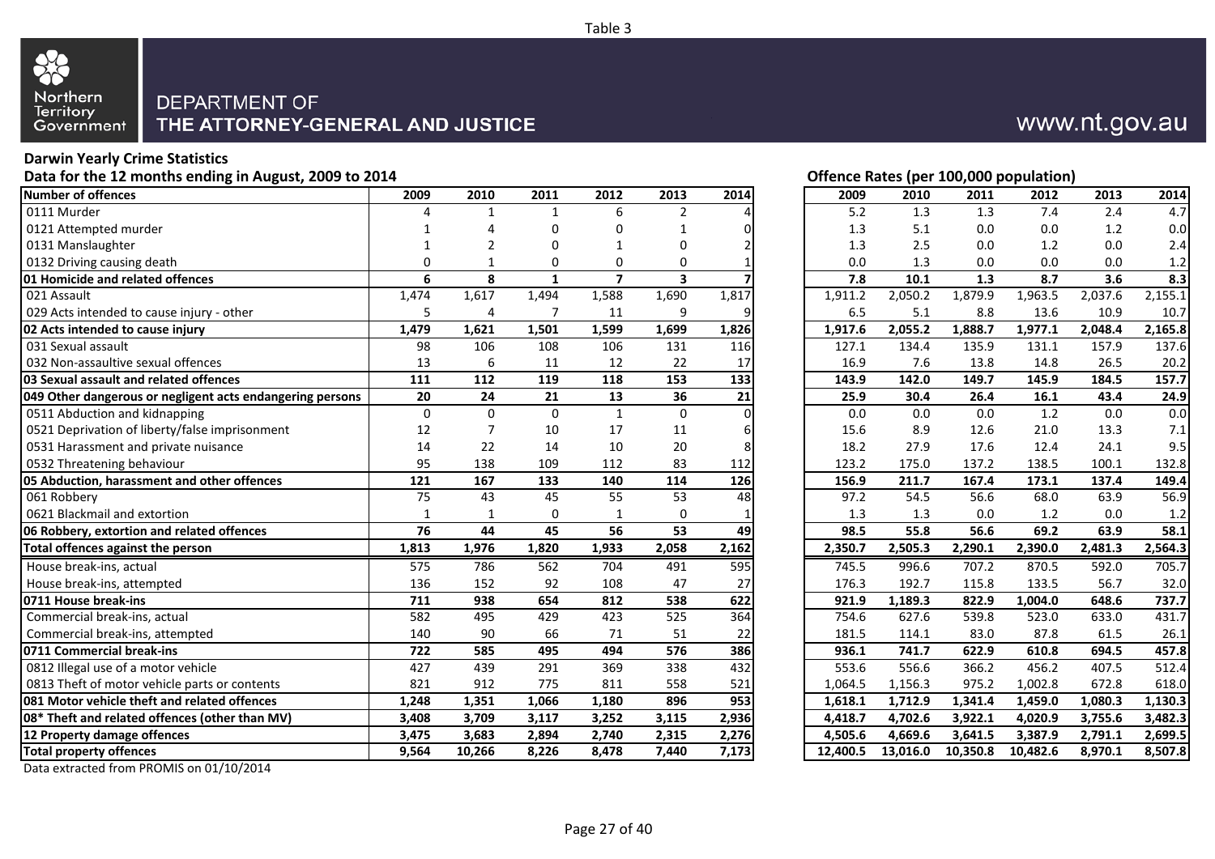Table 3

Northern Territory Government

DEPARTMENT OF
**THE ATTORNEY-GENERAL AND JUSTICE**

www.nt.gov.au

**Darwin Yearly Crime Statistics**

**Data for the 12 months ending in August, 2009 to 2014**

| Number of offences | 2009 | 2010 | 2011 | 2012 | 2013 | 2014 |
|---|---|---|---|---|---|---|
| 0111 Murder | 4 | 1 | 1 | 6 | 2 | 4 |
| 0121 Attempted murder | 1 | 4 | 0 | 0 | 1 | 0 |
| 0131 Manslaughter | 1 | 2 | 0 | 1 | 0 | 2 |
| 0132 Driving causing death | 0 | 1 | 0 | 0 | 0 | 1 |
| **01 Homicide and related offences** | **6** | **8** | **1** | **7** | **3** | **7** |
| 021 Assault | 1,474 | 1,617 | 1,494 | 1,588 | 1,690 | 1,817 |
| 029 Acts intended to cause injury - other | 5 | 4 | 7 | 11 | 9 | 9 |
| **02 Acts intended to cause injury** | **1,479** | **1,621** | **1,501** | **1,599** | **1,699** | **1,826** |
| 031 Sexual assault | 98 | 106 | 108 | 106 | 131 | 116 |
| 032 Non-assaultive sexual offences | 13 | 6 | 11 | 12 | 22 | 17 |
| **03 Sexual assault and related offences** | **111** | **112** | **119** | **118** | **153** | **133** |
| **049 Other dangerous or negligent acts endangering persons** | **20** | **24** | **21** | **13** | **36** | **21** |
| 0511 Abduction and kidnapping | 0 | 0 | 0 | 1 | 0 | 0 |
| 0521 Deprivation of liberty/false imprisonment | 12 | 7 | 10 | 17 | 11 | 6 |
| 0531 Harassment and private nuisance | 14 | 22 | 14 | 10 | 20 | 8 |
| 0532 Threatening behaviour | 95 | 138 | 109 | 112 | 83 | 112 |
| **05 Abduction, harassment and other offences** | **121** | **167** | **133** | **140** | **114** | **126** |
| 061 Robbery | 75 | 43 | 45 | 55 | 53 | 48 |
| 0621 Blackmail and extortion | 1 | 1 | 0 | 1 | 0 | 1 |
| **06 Robbery, extortion and related offences** | **76** | **44** | **45** | **56** | **53** | **49** |
| **Total offences against the person** | **1,813** | **1,976** | **1,820** | **1,933** | **2,058** | **2,162** |
| House break-ins, actual | 575 | 786 | 562 | 704 | 491 | 595 |
| House break-ins, attempted | 136 | 152 | 92 | 108 | 47 | 27 |
| **0711 House break-ins** | **711** | **938** | **654** | **812** | **538** | **622** |
| Commercial break-ins, actual | 582 | 495 | 429 | 423 | 525 | 364 |
| Commercial break-ins, attempted | 140 | 90 | 66 | 71 | 51 | 22 |
| **0711 Commercial break-ins** | **722** | **585** | **495** | **494** | **576** | **386** |
| 0812 Illegal use of a motor vehicle | 427 | 439 | 291 | 369 | 338 | 432 |
| 0813 Theft of motor vehicle parts or contents | 821 | 912 | 775 | 811 | 558 | 521 |
| **081 Motor vehicle theft and related offences** | **1,248** | **1,351** | **1,066** | **1,180** | **896** | **953** |
| **08* Theft and related offences (other than MV)** | **3,408** | **3,709** | **3,117** | **3,252** | **3,115** | **2,936** |
| **12 Property damage offences** | **3,475** | **3,683** | **2,894** | **2,740** | **2,315** | **2,276** |
| **Total property offences** | **9,564** | **10,266** | **8,226** | **8,478** | **7,440** | **7,173** |

**Offence Rates (per 100,000 population)**

| Number of offences | 2009 | 2010 | 2011 | 2012 | 2013 | 2014 |
|---|---|---|---|---|---|---|
| 0111 Murder | 5.2 | 1.3 | 1.3 | 7.4 | 2.4 | 4.7 |
| 0121 Attempted murder | 1.3 | 5.1 | 0.0 | 0.0 | 1.2 | 0.0 |
| 0131 Manslaughter | 1.3 | 2.5 | 0.0 | 1.2 | 0.0 | 2.4 |
| 0132 Driving causing death | 0.0 | 1.3 | 0.0 | 0.0 | 0.0 | 1.2 |
| **01 Homicide and related offences** | **7.8** | **10.1** | **1.3** | **8.7** | **3.6** | **8.3** |
| 021 Assault | 1,911.2 | 2,050.2 | 1,879.9 | 1,963.5 | 2,037.6 | 2,155.1 |
| 029 Acts intended to cause injury - other | 6.5 | 5.1 | 8.8 | 13.6 | 10.9 | 10.7 |
| **02 Acts intended to cause injury** | **1,917.6** | **2,055.2** | **1,888.7** | **1,977.1** | **2,048.4** | **2,165.8** |
| 031 Sexual assault | 127.1 | 134.4 | 135.9 | 131.1 | 157.9 | 137.6 |
| 032 Non-assaultive sexual offences | 16.9 | 7.6 | 13.8 | 14.8 | 26.5 | 20.2 |
| **03 Sexual assault and related offences** | **143.9** | **142.0** | **149.7** | **145.9** | **184.5** | **157.7** |
| **049 Other dangerous or negligent acts endangering persons** | **25.9** | **30.4** | **26.4** | **16.1** | **43.4** | **24.9** |
| 0511 Abduction and kidnapping | 0.0 | 0.0 | 0.0 | 1.2 | 0.0 | 0.0 |
| 0521 Deprivation of liberty/false imprisonment | 15.6 | 8.9 | 12.6 | 21.0 | 13.3 | 7.1 |
| 0531 Harassment and private nuisance | 18.2 | 27.9 | 17.6 | 12.4 | 24.1 | 9.5 |
| 0532 Threatening behaviour | 123.2 | 175.0 | 137.2 | 138.5 | 100.1 | 132.8 |
| **05 Abduction, harassment and other offences** | **156.9** | **211.7** | **167.4** | **173.1** | **137.4** | **149.4** |
| 061 Robbery | 97.2 | 54.5 | 56.6 | 68.0 | 63.9 | 56.9 |
| 0621 Blackmail and extortion | 1.3 | 1.3 | 0.0 | 1.2 | 0.0 | 1.2 |
| **06 Robbery, extortion and related offences** | **98.5** | **55.8** | **56.6** | **69.2** | **63.9** | **58.1** |
| **Total offences against the person** | **2,350.7** | **2,505.3** | **2,290.1** | **2,390.0** | **2,481.3** | **2,564.3** |
| House break-ins, actual | 745.5 | 996.6 | 707.2 | 870.5 | 592.0 | 705.7 |
| House break-ins, attempted | 176.3 | 192.7 | 115.8 | 133.5 | 56.7 | 32.0 |
| **0711 House break-ins** | **921.9** | **1,189.3** | **822.9** | **1,004.0** | **648.6** | **737.7** |
| Commercial break-ins, actual | 754.6 | 627.6 | 539.8 | 523.0 | 633.0 | 431.7 |
| Commercial break-ins, attempted | 181.5 | 114.1 | 83.0 | 87.8 | 61.5 | 26.1 |
| **0711 Commercial break-ins** | **936.1** | **741.7** | **622.9** | **610.8** | **694.5** | **457.8** |
| 0812 Illegal use of a motor vehicle | 553.6 | 556.6 | 366.2 | 456.2 | 407.5 | 512.4 |
| 0813 Theft of motor vehicle parts or contents | 1,064.5 | 1,156.3 | 975.2 | 1,002.8 | 672.8 | 618.0 |
| **081 Motor vehicle theft and related offences** | **1,618.1** | **1,712.9** | **1,341.4** | **1,459.0** | **1,080.3** | **1,130.3** |
| **08* Theft and related offences (other than MV)** | **4,418.7** | **4,702.6** | **3,922.1** | **4,020.9** | **3,755.6** | **3,482.3** |
| **12 Property damage offences** | **4,505.6** | **4,669.6** | **3,641.5** | **3,387.9** | **2,791.1** | **2,699.5** |
| **Total property offences** | **12,400.5** | **13,016.0** | **10,350.8** | **10,482.6** | **8,970.1** | **8,507.8** |

Data extracted from PROMIS on 01/10/2014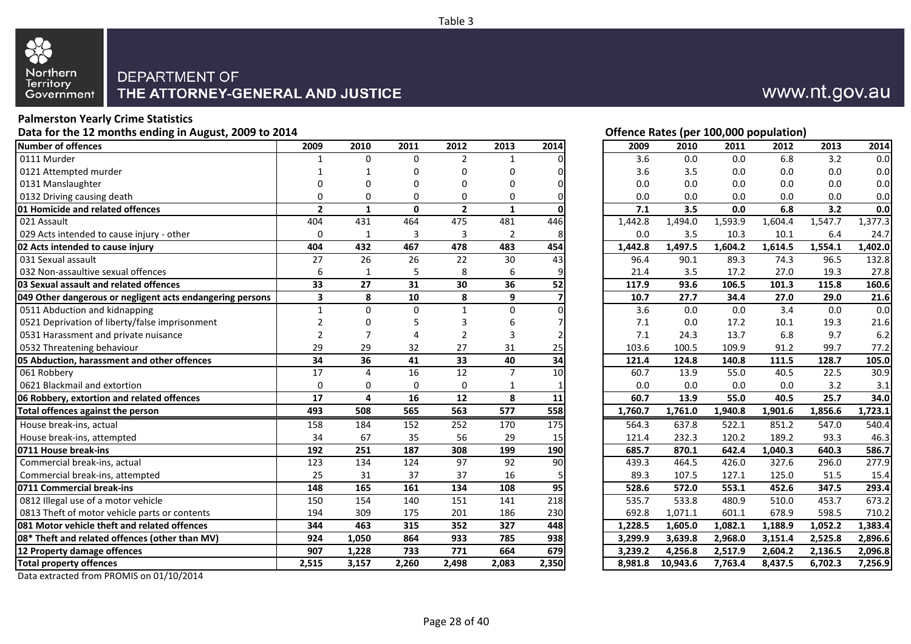Table 3

DEPARTMENT OF
**THE ATTORNEY-GENERAL AND JUSTICE**

www.nt.gov.au

**Palmerston Yearly Crime Statistics**

**Data for the 12 months ending in August, 2009 to 2014**

| Number of offences | 2009 | 2010 | 2011 | 2012 | 2013 | 2014 |
|---|---|---|---|---|---|---|
| 0111 Murder | 1 | 0 | 0 | 2 | 1 | 0 |
| 0121 Attempted murder | 1 | 1 | 0 | 0 | 0 | 0 |
| 0131 Manslaughter | 0 | 0 | 0 | 0 | 0 | 0 |
| 0132 Driving causing death | 0 | 0 | 0 | 0 | 0 | 0 |
| **01 Homicide and related offences** | **2** | **1** | **0** | **2** | **1** | **0** |
| 021 Assault | 404 | 431 | 464 | 475 | 481 | 446 |
| 029 Acts intended to cause injury - other | 0 | 1 | 3 | 3 | 2 | 8 |
| **02 Acts intended to cause injury** | **404** | **432** | **467** | **478** | **483** | **454** |
| 031 Sexual assault | 27 | 26 | 26 | 22 | 30 | 43 |
| 032 Non-assaultive sexual offences | 6 | 1 | 5 | 8 | 6 | 9 |
| **03 Sexual assault and related offences** | **33** | **27** | **31** | **30** | **36** | **52** |
| **049 Other dangerous or negligent acts endangering persons** | **3** | **8** | **10** | **8** | **9** | **7** |
| 0511 Abduction and kidnapping | 1 | 0 | 0 | 1 | 0 | 0 |
| 0521 Deprivation of liberty/false imprisonment | 2 | 0 | 5 | 3 | 6 | 7 |
| 0531 Harassment and private nuisance | 2 | 7 | 4 | 2 | 3 | 2 |
| 0532 Threatening behaviour | 29 | 29 | 32 | 27 | 31 | 25 |
| **05 Abduction, harassment and other offences** | **34** | **36** | **41** | **33** | **40** | **34** |
| 061 Robbery | 17 | 4 | 16 | 12 | 7 | 10 |
| 0621 Blackmail and extortion | 0 | 0 | 0 | 0 | 1 | 1 |
| **06 Robbery, extortion and related offences** | **17** | **4** | **16** | **12** | **8** | **11** |
| **Total offences against the person** | **493** | **508** | **565** | **563** | **577** | **558** |
| House break-ins, actual | 158 | 184 | 152 | 252 | 170 | 175 |
| House break-ins, attempted | 34 | 67 | 35 | 56 | 29 | 15 |
| **0711 House break-ins** | **192** | **251** | **187** | **308** | **199** | **190** |
| Commercial break-ins, actual | 123 | 134 | 124 | 97 | 92 | 90 |
| Commercial break-ins, attempted | 25 | 31 | 37 | 37 | 16 | 5 |
| **0711 Commercial break-ins** | **148** | **165** | **161** | **134** | **108** | **95** |
| 0812 Illegal use of a motor vehicle | 150 | 154 | 140 | 151 | 141 | 218 |
| 0813 Theft of motor vehicle parts or contents | 194 | 309 | 175 | 201 | 186 | 230 |
| **081 Motor vehicle theft and related offences** | **344** | **463** | **315** | **352** | **327** | **448** |
| **08* Theft and related offences (other than MV)** | **924** | **1,050** | **864** | **933** | **785** | **938** |
| **12 Property damage offences** | **907** | **1,228** | **733** | **771** | **664** | **679** |
| **Total property offences** | **2,515** | **3,157** | **2,260** | **2,498** | **2,083** | **2,350** |

**Offence Rates (per 100,000 population)**

| Offence | 2009 | 2010 | 2011 | 2012 | 2013 | 2014 |
|---|---|---|---|---|---|---|
| 0111 Murder | 3.6 | 0.0 | 0.0 | 6.8 | 3.2 | 0.0 |
| 0121 Attempted murder | 3.6 | 3.5 | 0.0 | 0.0 | 0.0 | 0.0 |
| 0131 Manslaughter | 0.0 | 0.0 | 0.0 | 0.0 | 0.0 | 0.0 |
| 0132 Driving causing death | 0.0 | 0.0 | 0.0 | 0.0 | 0.0 | 0.0 |
| **01 Homicide and related offences** | **7.1** | **3.5** | **0.0** | **6.8** | **3.2** | **0.0** |
| 021 Assault | 1,442.8 | 1,494.0 | 1,593.9 | 1,604.4 | 1,547.7 | 1,377.3 |
| 029 Acts intended to cause injury - other | 0.0 | 3.5 | 10.3 | 10.1 | 6.4 | 24.7 |
| **02 Acts intended to cause injury** | **1,442.8** | **1,497.5** | **1,604.2** | **1,614.5** | **1,554.1** | **1,402.0** |
| 031 Sexual assault | 96.4 | 90.1 | 89.3 | 74.3 | 96.5 | 132.8 |
| 032 Non-assaultive sexual offences | 21.4 | 3.5 | 17.2 | 27.0 | 19.3 | 27.8 |
| **03 Sexual assault and related offences** | **117.9** | **93.6** | **106.5** | **101.3** | **115.8** | **160.6** |
| **049 Other dangerous or negligent acts endangering persons** | **10.7** | **27.7** | **34.4** | **27.0** | **29.0** | **21.6** |
| 0511 Abduction and kidnapping | 3.6 | 0.0 | 0.0 | 3.4 | 0.0 | 0.0 |
| 0521 Deprivation of liberty/false imprisonment | 7.1 | 0.0 | 17.2 | 10.1 | 19.3 | 21.6 |
| 0531 Harassment and private nuisance | 7.1 | 24.3 | 13.7 | 6.8 | 9.7 | 6.2 |
| 0532 Threatening behaviour | 103.6 | 100.5 | 109.9 | 91.2 | 99.7 | 77.2 |
| **05 Abduction, harassment and other offences** | **121.4** | **124.8** | **140.8** | **111.5** | **128.7** | **105.0** |
| 061 Robbery | 60.7 | 13.9 | 55.0 | 40.5 | 22.5 | 30.9 |
| 0621 Blackmail and extortion | 0.0 | 0.0 | 0.0 | 0.0 | 3.2 | 3.1 |
| **06 Robbery, extortion and related offences** | **60.7** | **13.9** | **55.0** | **40.5** | **25.7** | **34.0** |
| **Total offences against the person** | **1,760.7** | **1,761.0** | **1,940.8** | **1,901.6** | **1,856.6** | **1,723.1** |
| House break-ins, actual | 564.3 | 637.8 | 522.1 | 851.2 | 547.0 | 540.4 |
| House break-ins, attempted | 121.4 | 232.3 | 120.2 | 189.2 | 93.3 | 46.3 |
| **0711 House break-ins** | **685.7** | **870.1** | **642.4** | **1,040.3** | **640.3** | **586.7** |
| Commercial break-ins, actual | 439.3 | 464.5 | 426.0 | 327.6 | 296.0 | 277.9 |
| Commercial break-ins, attempted | 89.3 | 107.5 | 127.1 | 125.0 | 51.5 | 15.4 |
| **0711 Commercial break-ins** | **528.6** | **572.0** | **553.1** | **452.6** | **347.5** | **293.4** |
| 0812 Illegal use of a motor vehicle | 535.7 | 533.8 | 480.9 | 510.0 | 453.7 | 673.2 |
| 0813 Theft of motor vehicle parts or contents | 692.8 | 1,071.1 | 601.1 | 678.9 | 598.5 | 710.2 |
| **081 Motor vehicle theft and related offences** | **1,228.5** | **1,605.0** | **1,082.1** | **1,188.9** | **1,052.2** | **1,383.4** |
| **08* Theft and related offences (other than MV)** | **3,299.9** | **3,639.8** | **2,968.0** | **3,151.4** | **2,525.8** | **2,896.6** |
| **12 Property damage offences** | **3,239.2** | **4,256.8** | **2,517.9** | **2,604.2** | **2,136.5** | **2,096.8** |
| **Total property offences** | **8,981.8** | **10,943.6** | **7,763.4** | **8,437.5** | **6,702.3** | **7,256.9** |

Data extracted from PROMIS on 01/10/2014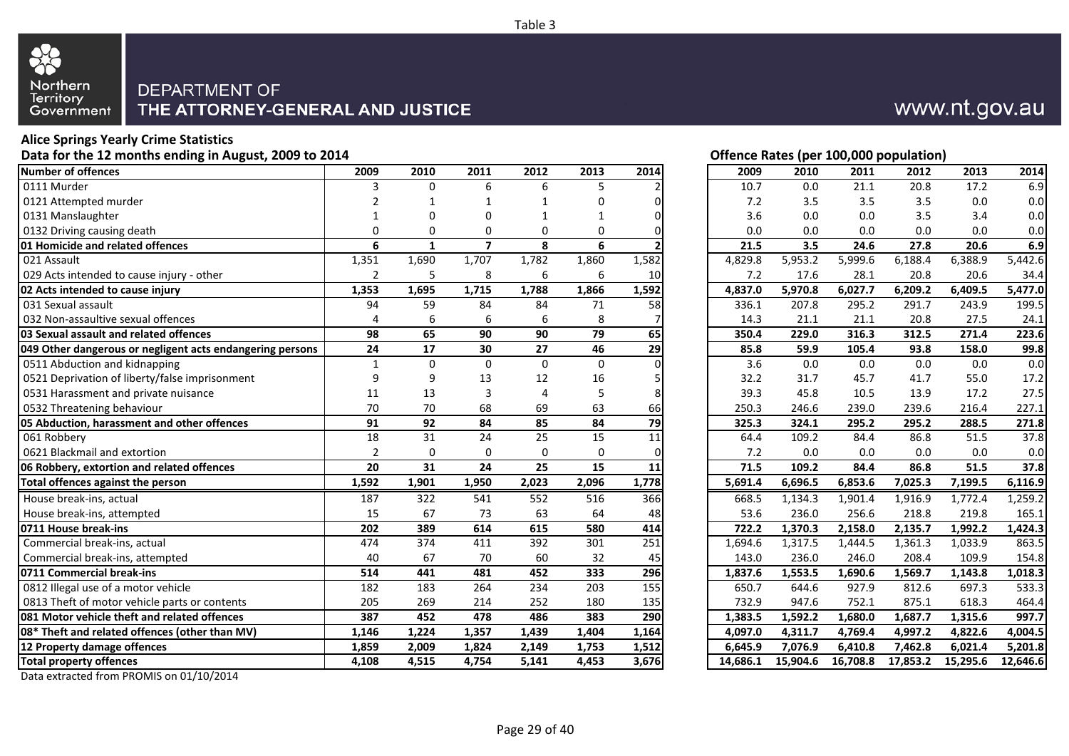Table 3

Northern Territory Government

DEPARTMENT OF
THE ATTORNEY-GENERAL AND JUSTICE

www.nt.gov.au

**Alice Springs Yearly Crime Statistics**

**Data for the 12 months ending in August, 2009 to 2014**

| Number of offences | 2009 | 2010 | 2011 | 2012 | 2013 | 2014 |
|---|---|---|---|---|---|---|
| 0111 Murder | 3 | 0 | 6 | 6 | 5 | 2 |
| 0121 Attempted murder | 2 | 1 | 1 | 1 | 0 | 0 |
| 0131 Manslaughter | 1 | 0 | 0 | 1 | 1 | 0 |
| 0132 Driving causing death | 0 | 0 | 0 | 0 | 0 | 0 |
| **01 Homicide and related offences** | **6** | **1** | **7** | **8** | **6** | **2** |
| 021 Assault | 1,351 | 1,690 | 1,707 | 1,782 | 1,860 | 1,582 |
| 029 Acts intended to cause injury - other | 2 | 5 | 8 | 6 | 6 | 10 |
| **02 Acts intended to cause injury** | **1,353** | **1,695** | **1,715** | **1,788** | **1,866** | **1,592** |
| 031 Sexual assault | 94 | 59 | 84 | 84 | 71 | 58 |
| 032 Non-assaultive sexual offences | 4 | 6 | 6 | 6 | 8 | 7 |
| **03 Sexual assault and related offences** | **98** | **65** | **90** | **90** | **79** | **65** |
| **049 Other dangerous or negligent acts endangering persons** | **24** | **17** | **30** | **27** | **46** | **29** |
| 0511 Abduction and kidnapping | 1 | 0 | 0 | 0 | 0 | 0 |
| 0521 Deprivation of liberty/false imprisonment | 9 | 9 | 13 | 12 | 16 | 5 |
| 0531 Harassment and private nuisance | 11 | 13 | 3 | 4 | 5 | 8 |
| 0532 Threatening behaviour | 70 | 70 | 68 | 69 | 63 | 66 |
| **05 Abduction, harassment and other offences** | **91** | **92** | **84** | **85** | **84** | **79** |
| 061 Robbery | 18 | 31 | 24 | 25 | 15 | 11 |
| 0621 Blackmail and extortion | 2 | 0 | 0 | 0 | 0 | 0 |
| **06 Robbery, extortion and related offences** | **20** | **31** | **24** | **25** | **15** | **11** |
| **Total offences against the person** | **1,592** | **1,901** | **1,950** | **2,023** | **2,096** | **1,778** |
| House break-ins, actual | 187 | 322 | 541 | 552 | 516 | 366 |
| House break-ins, attempted | 15 | 67 | 73 | 63 | 64 | 48 |
| **0711 House break-ins** | **202** | **389** | **614** | **615** | **580** | **414** |
| Commercial break-ins, actual | 474 | 374 | 411 | 392 | 301 | 251 |
| Commercial break-ins, attempted | 40 | 67 | 70 | 60 | 32 | 45 |
| **0711 Commercial break-ins** | **514** | **441** | **481** | **452** | **333** | **296** |
| 0812 Illegal use of a motor vehicle | 182 | 183 | 264 | 234 | 203 | 155 |
| 0813 Theft of motor vehicle parts or contents | 205 | 269 | 214 | 252 | 180 | 135 |
| **081 Motor vehicle theft and related offences** | **387** | **452** | **478** | **486** | **383** | **290** |
| **08* Theft and related offences (other than MV)** | **1,146** | **1,224** | **1,357** | **1,439** | **1,404** | **1,164** |
| **12 Property damage offences** | **1,859** | **2,009** | **1,824** | **2,149** | **1,753** | **1,512** |
| **Total property offences** | **4,108** | **4,515** | **4,754** | **5,141** | **4,453** | **3,676** |

**Offence Rates (per 100,000 population)**

| Number of offences | 2009 | 2010 | 2011 | 2012 | 2013 | 2014 |
|---|---|---|---|---|---|---|
| 0111 Murder | 10.7 | 0.0 | 21.1 | 20.8 | 17.2 | 6.9 |
| 0121 Attempted murder | 7.2 | 3.5 | 3.5 | 3.5 | 0.0 | 0.0 |
| 0131 Manslaughter | 3.6 | 0.0 | 0.0 | 3.5 | 3.4 | 0.0 |
| 0132 Driving causing death | 0.0 | 0.0 | 0.0 | 0.0 | 0.0 | 0.0 |
| **01 Homicide and related offences** | **21.5** | **3.5** | **24.6** | **27.8** | **20.6** | **6.9** |
| 021 Assault | 4,829.8 | 5,953.2 | 5,999.6 | 6,188.4 | 6,388.9 | 5,442.6 |
| 029 Acts intended to cause injury - other | 7.2 | 17.6 | 28.1 | 20.8 | 20.6 | 34.4 |
| **02 Acts intended to cause injury** | **4,837.0** | **5,970.8** | **6,027.7** | **6,209.2** | **6,409.5** | **5,477.0** |
| 031 Sexual assault | 336.1 | 207.8 | 295.2 | 291.7 | 243.9 | 199.5 |
| 032 Non-assaultive sexual offences | 14.3 | 21.1 | 21.1 | 20.8 | 27.5 | 24.1 |
| **03 Sexual assault and related offences** | **350.4** | **229.0** | **316.3** | **312.5** | **271.4** | **223.6** |
| **049 Other dangerous or negligent acts endangering persons** | **85.8** | **59.9** | **105.4** | **93.8** | **158.0** | **99.8** |
| 0511 Abduction and kidnapping | 3.6 | 0.0 | 0.0 | 0.0 | 0.0 | 0.0 |
| 0521 Deprivation of liberty/false imprisonment | 32.2 | 31.7 | 45.7 | 41.7 | 55.0 | 17.2 |
| 0531 Harassment and private nuisance | 39.3 | 45.8 | 10.5 | 13.9 | 17.2 | 27.5 |
| 0532 Threatening behaviour | 250.3 | 246.6 | 239.0 | 239.6 | 216.4 | 227.1 |
| **05 Abduction, harassment and other offences** | **325.3** | **324.1** | **295.2** | **295.2** | **288.5** | **271.8** |
| 061 Robbery | 64.4 | 109.2 | 84.4 | 86.8 | 51.5 | 37.8 |
| 0621 Blackmail and extortion | 7.2 | 0.0 | 0.0 | 0.0 | 0.0 | 0.0 |
| **06 Robbery, extortion and related offences** | **71.5** | **109.2** | **84.4** | **86.8** | **51.5** | **37.8** |
| **Total offences against the person** | **5,691.4** | **6,696.5** | **6,853.6** | **7,025.3** | **7,199.5** | **6,116.9** |
| House break-ins, actual | 668.5 | 1,134.3 | 1,901.4 | 1,916.9 | 1,772.4 | 1,259.2 |
| House break-ins, attempted | 53.6 | 236.0 | 256.6 | 218.8 | 219.8 | 165.1 |
| **0711 House break-ins** | **722.2** | **1,370.3** | **2,158.0** | **2,135.7** | **1,992.2** | **1,424.3** |
| Commercial break-ins, actual | 1,694.6 | 1,317.5 | 1,444.5 | 1,361.3 | 1,033.9 | 863.5 |
| Commercial break-ins, attempted | 143.0 | 236.0 | 246.0 | 208.4 | 109.9 | 154.8 |
| **0711 Commercial break-ins** | **1,837.6** | **1,553.5** | **1,690.6** | **1,569.7** | **1,143.8** | **1,018.3** |
| 0812 Illegal use of a motor vehicle | 650.7 | 644.6 | 927.9 | 812.6 | 697.3 | 533.3 |
| 0813 Theft of motor vehicle parts or contents | 732.9 | 947.6 | 752.1 | 875.1 | 618.3 | 464.4 |
| **081 Motor vehicle theft and related offences** | **1,383.5** | **1,592.2** | **1,680.0** | **1,687.7** | **1,315.6** | **997.7** |
| **08* Theft and related offences (other than MV)** | **4,097.0** | **4,311.7** | **4,769.4** | **4,997.2** | **4,822.6** | **4,004.5** |
| **12 Property damage offences** | **6,645.9** | **7,076.9** | **6,410.8** | **7,462.8** | **6,021.4** | **5,201.8** |
| **Total property offences** | **14,686.1** | **15,904.6** | **16,708.8** | **17,853.2** | **15,295.6** | **12,646.6** |

Data extracted from PROMIS on 01/10/2014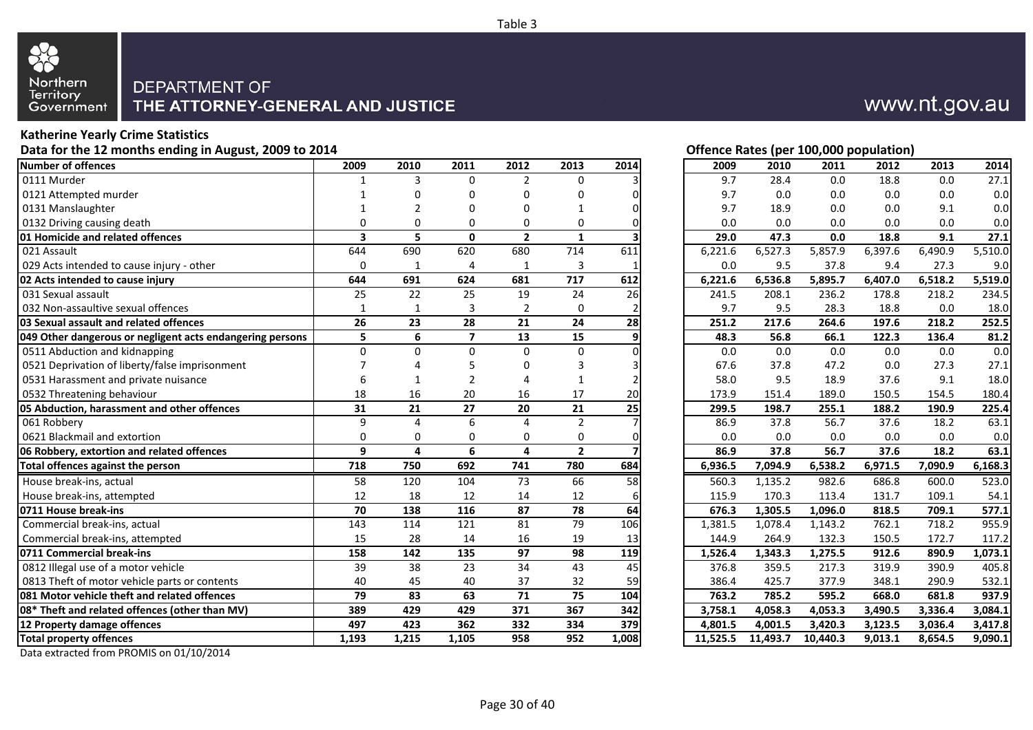Table 3

DEPARTMENT OF
**THE ATTORNEY-GENERAL AND JUSTICE**

www.nt.gov.au

**Katherine Yearly Crime Statistics**

**Data for the 12 months ending in August, 2009 to 2014**

**Offence Rates (per 100,000 population)**

| Number of offences | 2009 | 2010 | 2011 | 2012 | 2013 | 2014 | | 2009 | 2010 | 2011 | 2012 | 2013 | 2014 |
|---|---|---|---|---|---|---|---|---|---|---|---|---|---|
| 0111 Murder | 1 | 3 | 0 | 2 | 0 | 3 | | 9.7 | 28.4 | 0.0 | 18.8 | 0.0 | 27.1 |
| 0121 Attempted murder | 1 | 0 | 0 | 0 | 0 | 0 | | 9.7 | 0.0 | 0.0 | 0.0 | 0.0 | 0.0 |
| 0131 Manslaughter | 1 | 2 | 0 | 0 | 1 | 0 | | 9.7 | 18.9 | 0.0 | 0.0 | 9.1 | 0.0 |
| 0132 Driving causing death | 0 | 0 | 0 | 0 | 0 | 0 | | 0.0 | 0.0 | 0.0 | 0.0 | 0.0 | 0.0 |
| **01 Homicide and related offences** | **3** | **5** | **0** | **2** | **1** | **3** | | **29.0** | **47.3** | **0.0** | **18.8** | **9.1** | **27.1** |
| 021 Assault | 644 | 690 | 620 | 680 | 714 | 611 | | 6,221.6 | 6,527.3 | 5,857.9 | 6,397.6 | 6,490.9 | 5,510.0 |
| 029 Acts intended to cause injury - other | 0 | 1 | 4 | 1 | 3 | 1 | | 0.0 | 9.5 | 37.8 | 9.4 | 27.3 | 9.0 |
| **02 Acts intended to cause injury** | **644** | **691** | **624** | **681** | **717** | **612** | | **6,221.6** | **6,536.8** | **5,895.7** | **6,407.0** | **6,518.2** | **5,519.0** |
| 031 Sexual assault | 25 | 22 | 25 | 19 | 24 | 26 | | 241.5 | 208.1 | 236.2 | 178.8 | 218.2 | 234.5 |
| 032 Non-assaultive sexual offences | 1 | 1 | 3 | 2 | 0 | 2 | | 9.7 | 9.5 | 28.3 | 18.8 | 0.0 | 18.0 |
| **03 Sexual assault and related offences** | **26** | **23** | **28** | **21** | **24** | **28** | | **251.2** | **217.6** | **264.6** | **197.6** | **218.2** | **252.5** |
| **049 Other dangerous or negligent acts endangering persons** | **5** | **6** | **7** | **13** | **15** | **9** | | **48.3** | **56.8** | **66.1** | **122.3** | **136.4** | **81.2** |
| 0511 Abduction and kidnapping | 0 | 0 | 0 | 0 | 0 | 0 | | 0.0 | 0.0 | 0.0 | 0.0 | 0.0 | 0.0 |
| 0521 Deprivation of liberty/false imprisonment | 7 | 4 | 5 | 0 | 3 | 3 | | 67.6 | 37.8 | 47.2 | 0.0 | 27.3 | 27.1 |
| 0531 Harassment and private nuisance | 6 | 1 | 2 | 4 | 1 | 2 | | 58.0 | 9.5 | 18.9 | 37.6 | 9.1 | 18.0 |
| 0532 Threatening behaviour | 18 | 16 | 20 | 16 | 17 | 20 | | 173.9 | 151.4 | 189.0 | 150.5 | 154.5 | 180.4 |
| **05 Abduction, harassment and other offences** | **31** | **21** | **27** | **20** | **21** | **25** | | **299.5** | **198.7** | **255.1** | **188.2** | **190.9** | **225.4** |
| 061 Robbery | 9 | 4 | 6 | 4 | 2 | 7 | | 86.9 | 37.8 | 56.7 | 37.6 | 18.2 | 63.1 |
| 0621 Blackmail and extortion | 0 | 0 | 0 | 0 | 0 | 0 | | 0.0 | 0.0 | 0.0 | 0.0 | 0.0 | 0.0 |
| **06 Robbery, extortion and related offences** | **9** | **4** | **6** | **4** | **2** | **7** | | **86.9** | **37.8** | **56.7** | **37.6** | **18.2** | **63.1** |
| **Total offences against the person** | **718** | **750** | **692** | **741** | **780** | **684** | | **6,936.5** | **7,094.9** | **6,538.2** | **6,971.5** | **7,090.9** | **6,168.3** |
| House break-ins, actual | 58 | 120 | 104 | 73 | 66 | 58 | | 560.3 | 1,135.2 | 982.6 | 686.8 | 600.0 | 523.0 |
| House break-ins, attempted | 12 | 18 | 12 | 14 | 12 | 6 | | 115.9 | 170.3 | 113.4 | 131.7 | 109.1 | 54.1 |
| **0711 House break-ins** | **70** | **138** | **116** | **87** | **78** | **64** | | **676.3** | **1,305.5** | **1,096.0** | **818.5** | **709.1** | **577.1** |
| Commercial break-ins, actual | 143 | 114 | 121 | 81 | 79 | 106 | | 1,381.5 | 1,078.4 | 1,143.2 | 762.1 | 718.2 | 955.9 |
| Commercial break-ins, attempted | 15 | 28 | 14 | 16 | 19 | 13 | | 144.9 | 264.9 | 132.3 | 150.5 | 172.7 | 117.2 |
| **0711 Commercial break-ins** | **158** | **142** | **135** | **97** | **98** | **119** | | **1,526.4** | **1,343.3** | **1,275.5** | **912.6** | **890.9** | **1,073.1** |
| 0812 Illegal use of a motor vehicle | 39 | 38 | 23 | 34 | 43 | 45 | | 376.8 | 359.5 | 217.3 | 319.9 | 390.9 | 405.8 |
| 0813 Theft of motor vehicle parts or contents | 40 | 45 | 40 | 37 | 32 | 59 | | 386.4 | 425.7 | 377.9 | 348.1 | 290.9 | 532.1 |
| **081 Motor vehicle theft and related offences** | **79** | **83** | **63** | **71** | **75** | **104** | | **763.2** | **785.2** | **595.2** | **668.0** | **681.8** | **937.9** |
| **08* Theft and related offences (other than MV)** | **389** | **429** | **429** | **371** | **367** | **342** | | **3,758.1** | **4,058.3** | **4,053.3** | **3,490.5** | **3,336.4** | **3,084.1** |
| **12 Property damage offences** | **497** | **423** | **362** | **332** | **334** | **379** | | **4,801.5** | **4,001.5** | **3,420.3** | **3,123.5** | **3,036.4** | **3,417.8** |
| **Total property offences** | **1,193** | **1,215** | **1,105** | **958** | **952** | **1,008** | | **11,525.5** | **11,493.7** | **10,440.3** | **9,013.1** | **8,654.5** | **9,090.1** |

Data extracted from PROMIS on 01/10/2014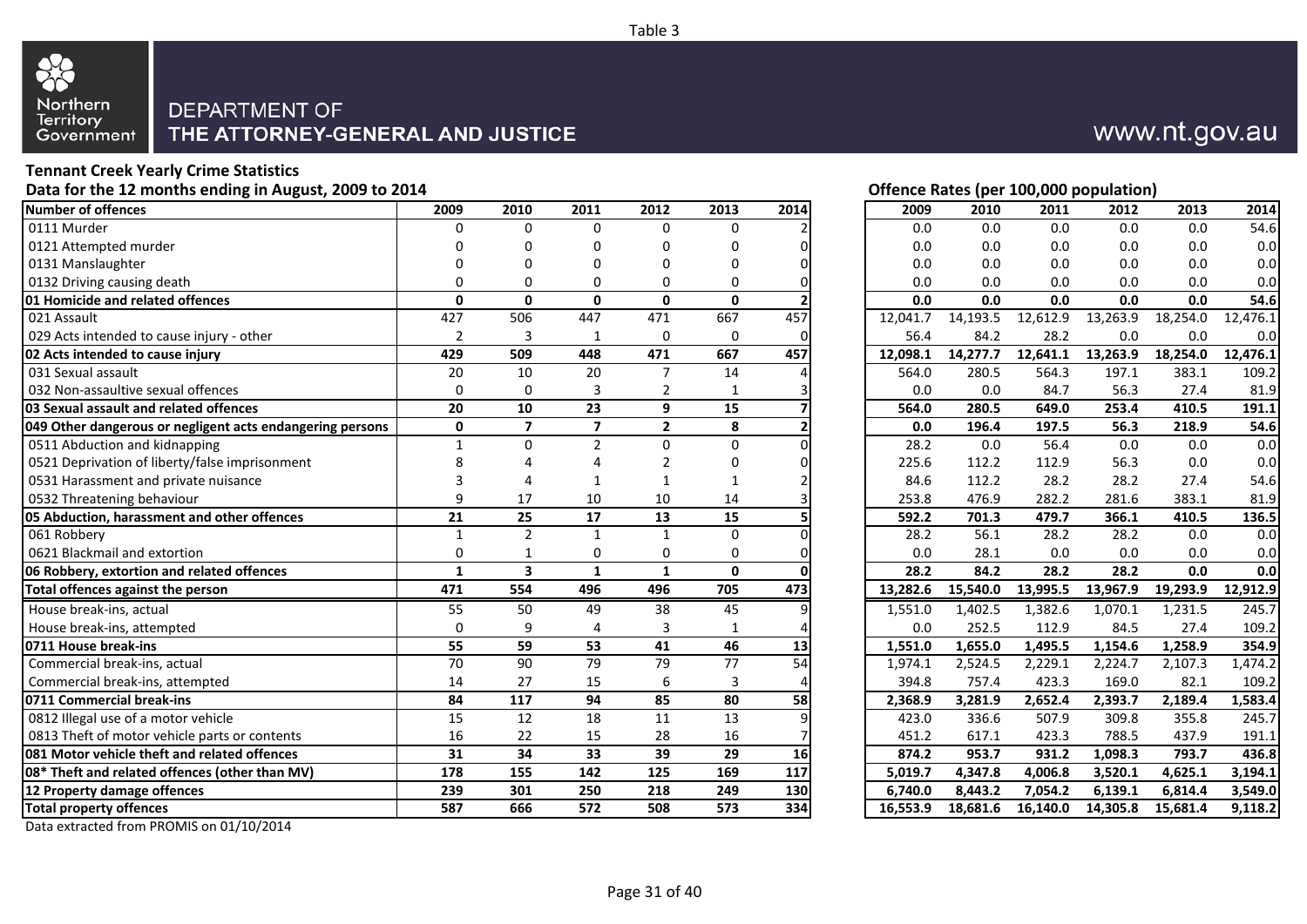Table 3

Northern Territory Government

DEPARTMENT OF
**THE ATTORNEY-GENERAL AND JUSTICE**

www.nt.gov.au

**Tennant Creek Yearly Crime Statistics**

**Data for the 12 months ending in August, 2009 to 2014**

| Number of offences | 2009 | 2010 | 2011 | 2012 | 2013 | 2014 |
|---|---|---|---|---|---|---|
| 0111 Murder | 0 | 0 | 0 | 0 | 0 | 2 |
| 0121 Attempted murder | 0 | 0 | 0 | 0 | 0 | 0 |
| 0131 Manslaughter | 0 | 0 | 0 | 0 | 0 | 0 |
| 0132 Driving causing death | 0 | 0 | 0 | 0 | 0 | 0 |
| **01 Homicide and related offences** | **0** | **0** | **0** | **0** | **0** | **2** |
| 021 Assault | 427 | 506 | 447 | 471 | 667 | 457 |
| 029 Acts intended to cause injury - other | 2 | 3 | 1 | 0 | 0 | 0 |
| **02 Acts intended to cause injury** | **429** | **509** | **448** | **471** | **667** | **457** |
| 031 Sexual assault | 20 | 10 | 20 | 7 | 14 | 4 |
| 032 Non-assaultive sexual offences | 0 | 0 | 3 | 2 | 1 | 3 |
| **03 Sexual assault and related offences** | **20** | **10** | **23** | **9** | **15** | **7** |
| **049 Other dangerous or negligent acts endangering persons** | **0** | **7** | **7** | **2** | **8** | **2** |
| 0511 Abduction and kidnapping | 1 | 0 | 2 | 0 | 0 | 0 |
| 0521 Deprivation of liberty/false imprisonment | 8 | 4 | 4 | 2 | 0 | 0 |
| 0531 Harassment and private nuisance | 3 | 4 | 1 | 1 | 1 | 2 |
| 0532 Threatening behaviour | 9 | 17 | 10 | 10 | 14 | 3 |
| **05 Abduction, harassment and other offences** | **21** | **25** | **17** | **13** | **15** | **5** |
| 061 Robbery | 1 | 2 | 1 | 1 | 0 | 0 |
| 0621 Blackmail and extortion | 0 | 1 | 0 | 0 | 0 | 0 |
| **06 Robbery, extortion and related offences** | **1** | **3** | **1** | **1** | **0** | **0** |
| **Total offences against the person** | **471** | **554** | **496** | **496** | **705** | **473** |
| House break-ins, actual | 55 | 50 | 49 | 38 | 45 | 9 |
| House break-ins, attempted | 0 | 9 | 4 | 3 | 1 | 4 |
| **0711 House break-ins** | **55** | **59** | **53** | **41** | **46** | **13** |
| Commercial break-ins, actual | 70 | 90 | 79 | 79 | 77 | 54 |
| Commercial break-ins, attempted | 14 | 27 | 15 | 6 | 3 | 4 |
| **0711 Commercial break-ins** | **84** | **117** | **94** | **85** | **80** | **58** |
| 0812 Illegal use of a motor vehicle | 15 | 12 | 18 | 11 | 13 | 9 |
| 0813 Theft of motor vehicle parts or contents | 16 | 22 | 15 | 28 | 16 | 7 |
| **081 Motor vehicle theft and related offences** | **31** | **34** | **33** | **39** | **29** | **16** |
| **08* Theft and related offences (other than MV)** | **178** | **155** | **142** | **125** | **169** | **117** |
| **12 Property damage offences** | **239** | **301** | **250** | **218** | **249** | **130** |
| **Total property offences** | **587** | **666** | **572** | **508** | **573** | **334** |

**Offence Rates (per 100,000 population)**

| Number of offences | 2009 | 2010 | 2011 | 2012 | 2013 | 2014 |
|---|---|---|---|---|---|---|
| 0111 Murder | 0.0 | 0.0 | 0.0 | 0.0 | 0.0 | 54.6 |
| 0121 Attempted murder | 0.0 | 0.0 | 0.0 | 0.0 | 0.0 | 0.0 |
| 0131 Manslaughter | 0.0 | 0.0 | 0.0 | 0.0 | 0.0 | 0.0 |
| 0132 Driving causing death | 0.0 | 0.0 | 0.0 | 0.0 | 0.0 | 0.0 |
| **01 Homicide and related offences** | **0.0** | **0.0** | **0.0** | **0.0** | **0.0** | **54.6** |
| 021 Assault | 12,041.7 | 14,193.5 | 12,612.9 | 13,263.9 | 18,254.0 | 12,476.1 |
| 029 Acts intended to cause injury - other | 56.4 | 84.2 | 28.2 | 0.0 | 0.0 | 0.0 |
| **02 Acts intended to cause injury** | **12,098.1** | **14,277.7** | **12,641.1** | **13,263.9** | **18,254.0** | **12,476.1** |
| 031 Sexual assault | 564.0 | 280.5 | 564.3 | 197.1 | 383.1 | 109.2 |
| 032 Non-assaultive sexual offences | 0.0 | 0.0 | 84.7 | 56.3 | 27.4 | 81.9 |
| **03 Sexual assault and related offences** | **564.0** | **280.5** | **649.0** | **253.4** | **410.5** | **191.1** |
| **049 Other dangerous or negligent acts endangering persons** | **0.0** | **196.4** | **197.5** | **56.3** | **218.9** | **54.6** |
| 0511 Abduction and kidnapping | 28.2 | 0.0 | 56.4 | 0.0 | 0.0 | 0.0 |
| 0521 Deprivation of liberty/false imprisonment | 225.6 | 112.2 | 112.9 | 56.3 | 0.0 | 0.0 |
| 0531 Harassment and private nuisance | 84.6 | 112.2 | 28.2 | 28.2 | 27.4 | 54.6 |
| 0532 Threatening behaviour | 253.8 | 476.9 | 282.2 | 281.6 | 383.1 | 81.9 |
| **05 Abduction, harassment and other offences** | **592.2** | **701.3** | **479.7** | **366.1** | **410.5** | **136.5** |
| 061 Robbery | 28.2 | 56.1 | 28.2 | 28.2 | 0.0 | 0.0 |
| 0621 Blackmail and extortion | 0.0 | 28.1 | 0.0 | 0.0 | 0.0 | 0.0 |
| **06 Robbery, extortion and related offences** | **28.2** | **84.2** | **28.2** | **28.2** | **0.0** | **0.0** |
| **Total offences against the person** | **13,282.6** | **15,540.0** | **13,995.5** | **13,967.9** | **19,293.9** | **12,912.9** |
| House break-ins, actual | 1,551.0 | 1,402.5 | 1,382.6 | 1,070.1 | 1,231.5 | 245.7 |
| House break-ins, attempted | 0.0 | 252.5 | 112.9 | 84.5 | 27.4 | 109.2 |
| **0711 House break-ins** | **1,551.0** | **1,655.0** | **1,495.5** | **1,154.6** | **1,258.9** | **354.9** |
| Commercial break-ins, actual | 1,974.1 | 2,524.5 | 2,229.1 | 2,224.7 | 2,107.3 | 1,474.2 |
| Commercial break-ins, attempted | 394.8 | 757.4 | 423.3 | 169.0 | 82.1 | 109.2 |
| **0711 Commercial break-ins** | **2,368.9** | **3,281.9** | **2,652.4** | **2,393.7** | **2,189.4** | **1,583.4** |
| 0812 Illegal use of a motor vehicle | 423.0 | 336.6 | 507.9 | 309.8 | 355.8 | 245.7 |
| 0813 Theft of motor vehicle parts or contents | 451.2 | 617.1 | 423.3 | 788.5 | 437.9 | 191.1 |
| **081 Motor vehicle theft and related offences** | **874.2** | **953.7** | **931.2** | **1,098.3** | **793.7** | **436.8** |
| **08* Theft and related offences (other than MV)** | **5,019.7** | **4,347.8** | **4,006.8** | **3,520.1** | **4,625.1** | **3,194.1** |
| **12 Property damage offences** | **6,740.0** | **8,443.2** | **7,054.2** | **6,139.1** | **6,814.4** | **3,549.0** |
| **Total property offences** | **16,553.9** | **18,681.6** | **16,140.0** | **14,305.8** | **15,681.4** | **9,118.2** |

Data extracted from PROMIS on 01/10/2014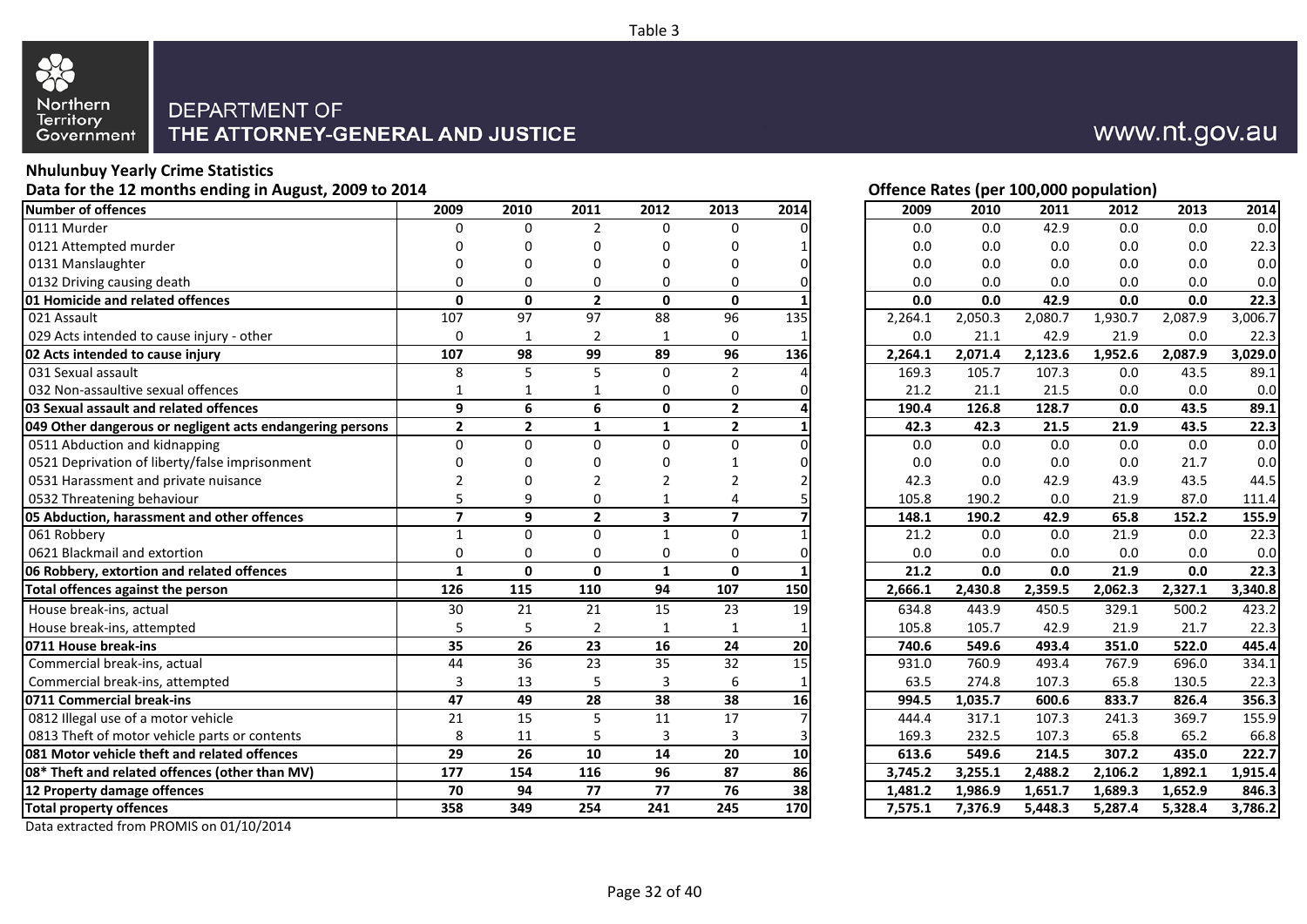Table 3

Northern Territory Government

DEPARTMENT OF
**THE ATTORNEY-GENERAL AND JUSTICE**

www.nt.gov.au

## Nhulunbuy Yearly Crime Statistics

**Data for the 12 months ending in August, 2009 to 2014**

**Offence Rates (per 100,000 population)**

| Number of offences | 2009 | 2010 | 2011 | 2012 | 2013 | 2014 | 2009 | 2010 | 2011 | 2012 | 2013 | 2014 |
|---|---|---|---|---|---|---|---|---|---|---|---|---|
| 0111 Murder | 0 | 0 | 2 | 0 | 0 | 0 | 0.0 | 0.0 | 42.9 | 0.0 | 0.0 | 0.0 |
| 0121 Attempted murder | 0 | 0 | 0 | 0 | 0 | 1 | 0.0 | 0.0 | 0.0 | 0.0 | 0.0 | 22.3 |
| 0131 Manslaughter | 0 | 0 | 0 | 0 | 0 | 0 | 0.0 | 0.0 | 0.0 | 0.0 | 0.0 | 0.0 |
| 0132 Driving causing death | 0 | 0 | 0 | 0 | 0 | 0 | 0.0 | 0.0 | 0.0 | 0.0 | 0.0 | 0.0 |
| **01 Homicide and related offences** | **0** | **0** | **2** | **0** | **0** | **1** | **0.0** | **0.0** | **42.9** | **0.0** | **0.0** | **22.3** |
| 021 Assault | 107 | 97 | 97 | 88 | 96 | 135 | 2,264.1 | 2,050.3 | 2,080.7 | 1,930.7 | 2,087.9 | 3,006.7 |
| 029 Acts intended to cause injury - other | 0 | 1 | 2 | 1 | 0 | 1 | 0.0 | 21.1 | 42.9 | 21.9 | 0.0 | 22.3 |
| **02 Acts intended to cause injury** | **107** | **98** | **99** | **89** | **96** | **136** | **2,264.1** | **2,071.4** | **2,123.6** | **1,952.6** | **2,087.9** | **3,029.0** |
| 031 Sexual assault | 8 | 5 | 5 | 0 | 2 | 4 | 169.3 | 105.7 | 107.3 | 0.0 | 43.5 | 89.1 |
| 032 Non-assaultive sexual offences | 1 | 1 | 1 | 0 | 0 | 0 | 21.2 | 21.1 | 21.5 | 0.0 | 0.0 | 0.0 |
| **03 Sexual assault and related offences** | **9** | **6** | **6** | **0** | **2** | **4** | **190.4** | **126.8** | **128.7** | **0.0** | **43.5** | **89.1** |
| **049 Other dangerous or negligent acts endangering persons** | **2** | **2** | **1** | **1** | **2** | **1** | **42.3** | **42.3** | **21.5** | **21.9** | **43.5** | **22.3** |
| 0511 Abduction and kidnapping | 0 | 0 | 0 | 0 | 0 | 0 | 0.0 | 0.0 | 0.0 | 0.0 | 0.0 | 0.0 |
| 0521 Deprivation of liberty/false imprisonment | 0 | 0 | 0 | 0 | 1 | 0 | 0.0 | 0.0 | 0.0 | 0.0 | 21.7 | 0.0 |
| 0531 Harassment and private nuisance | 2 | 0 | 2 | 2 | 2 | 2 | 42.3 | 0.0 | 42.9 | 43.9 | 43.5 | 44.5 |
| 0532 Threatening behaviour | 5 | 9 | 0 | 1 | 4 | 5 | 105.8 | 190.2 | 0.0 | 21.9 | 87.0 | 111.4 |
| **05 Abduction, harassment and other offences** | **7** | **9** | **2** | **3** | **7** | **7** | **148.1** | **190.2** | **42.9** | **65.8** | **152.2** | **155.9** |
| 061 Robbery | 1 | 0 | 0 | 1 | 0 | 1 | 21.2 | 0.0 | 0.0 | 21.9 | 0.0 | 22.3 |
| 0621 Blackmail and extortion | 0 | 0 | 0 | 0 | 0 | 0 | 0.0 | 0.0 | 0.0 | 0.0 | 0.0 | 0.0 |
| **06 Robbery, extortion and related offences** | **1** | **0** | **0** | **1** | **0** | **1** | **21.2** | **0.0** | **0.0** | **21.9** | **0.0** | **22.3** |
| **Total offences against the person** | **126** | **115** | **110** | **94** | **107** | **150** | **2,666.1** | **2,430.8** | **2,359.5** | **2,062.3** | **2,327.1** | **3,340.8** |
| House break-ins, actual | 30 | 21 | 21 | 15 | 23 | 19 | 634.8 | 443.9 | 450.5 | 329.1 | 500.2 | 423.2 |
| House break-ins, attempted | 5 | 5 | 2 | 1 | 1 | 1 | 105.8 | 105.7 | 42.9 | 21.9 | 21.7 | 22.3 |
| **0711 House break-ins** | **35** | **26** | **23** | **16** | **24** | **20** | **740.6** | **549.6** | **493.4** | **351.0** | **522.0** | **445.4** |
| Commercial break-ins, actual | 44 | 36 | 23 | 35 | 32 | 15 | 931.0 | 760.9 | 493.4 | 767.9 | 696.0 | 334.1 |
| Commercial break-ins, attempted | 3 | 13 | 5 | 3 | 6 | 1 | 63.5 | 274.8 | 107.3 | 65.8 | 130.5 | 22.3 |
| **0711 Commercial break-ins** | **47** | **49** | **28** | **38** | **38** | **16** | **994.5** | **1,035.7** | **600.6** | **833.7** | **826.4** | **356.3** |
| 0812 Illegal use of a motor vehicle | 21 | 15 | 5 | 11 | 17 | 7 | 444.4 | 317.1 | 107.3 | 241.3 | 369.7 | 155.9 |
| 0813 Theft of motor vehicle parts or contents | 8 | 11 | 5 | 3 | 3 | 3 | 169.3 | 232.5 | 107.3 | 65.8 | 65.2 | 66.8 |
| **081 Motor vehicle theft and related offences** | **29** | **26** | **10** | **14** | **20** | **10** | **613.6** | **549.6** | **214.5** | **307.2** | **435.0** | **222.7** |
| **08* Theft and related offences (other than MV)** | **177** | **154** | **116** | **96** | **87** | **86** | **3,745.2** | **3,255.1** | **2,488.2** | **2,106.2** | **1,892.1** | **1,915.4** |
| **12 Property damage offences** | **70** | **94** | **77** | **77** | **76** | **38** | **1,481.2** | **1,986.9** | **1,651.7** | **1,689.3** | **1,652.9** | **846.3** |
| **Total property offences** | **358** | **349** | **254** | **241** | **245** | **170** | **7,575.1** | **7,376.9** | **5,448.3** | **5,287.4** | **5,328.4** | **3,786.2** |

Data extracted from PROMIS on 01/10/2014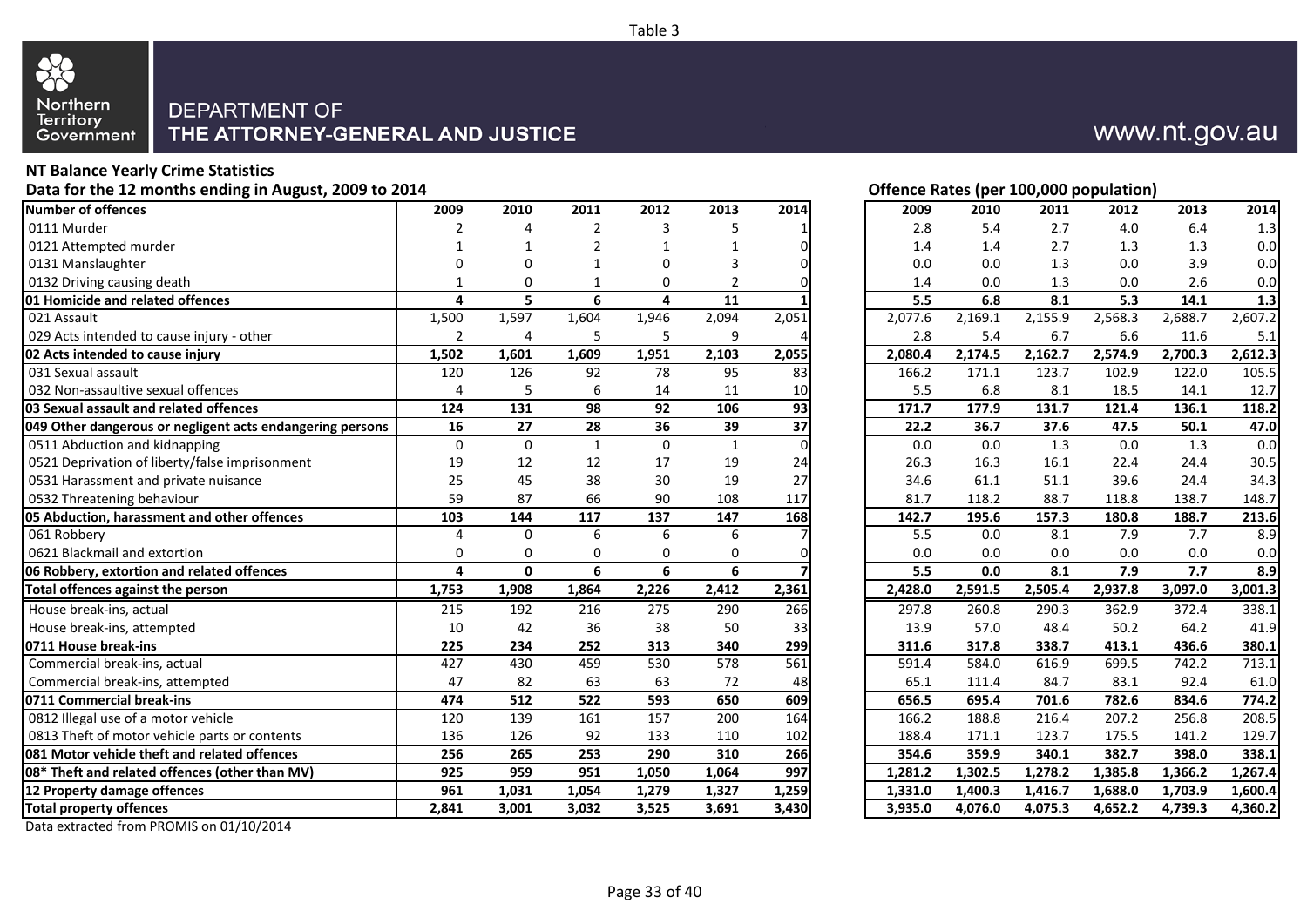Table 3

DEPARTMENT OF
**THE ATTORNEY-GENERAL AND JUSTICE**

www.nt.gov.au

**NT Balance Yearly Crime Statistics**

**Data for the 12 months ending in August, 2009 to 2014**

| Number of offences | 2009 | 2010 | 2011 | 2012 | 2013 | 2014 |
|---|---|---|---|---|---|---|
| 0111 Murder | 2 | 4 | 2 | 3 | 5 | 1 |
| 0121 Attempted murder | 1 | 1 | 2 | 1 | 1 | 0 |
| 0131 Manslaughter | 0 | 0 | 1 | 0 | 3 | 0 |
| 0132 Driving causing death | 1 | 0 | 1 | 0 | 2 | 0 |
| **01 Homicide and related offences** | **4** | **5** | **6** | **4** | **11** | **1** |
| 021 Assault | 1,500 | 1,597 | 1,604 | 1,946 | 2,094 | 2,051 |
| 029 Acts intended to cause injury - other | 2 | 4 | 5 | 5 | 9 | 4 |
| **02 Acts intended to cause injury** | **1,502** | **1,601** | **1,609** | **1,951** | **2,103** | **2,055** |
| 031 Sexual assault | 120 | 126 | 92 | 78 | 95 | 83 |
| 032 Non-assaultive sexual offences | 4 | 5 | 6 | 14 | 11 | 10 |
| **03 Sexual assault and related offences** | **124** | **131** | **98** | **92** | **106** | **93** |
| **049 Other dangerous or negligent acts endangering persons** | **16** | **27** | **28** | **36** | **39** | **37** |
| 0511 Abduction and kidnapping | 0 | 0 | 1 | 0 | 1 | 0 |
| 0521 Deprivation of liberty/false imprisonment | 19 | 12 | 12 | 17 | 19 | 24 |
| 0531 Harassment and private nuisance | 25 | 45 | 38 | 30 | 19 | 27 |
| 0532 Threatening behaviour | 59 | 87 | 66 | 90 | 108 | 117 |
| **05 Abduction, harassment and other offences** | **103** | **144** | **117** | **137** | **147** | **168** |
| 061 Robbery | 4 | 0 | 6 | 6 | 6 | 7 |
| 0621 Blackmail and extortion | 0 | 0 | 0 | 0 | 0 | 0 |
| **06 Robbery, extortion and related offences** | **4** | **0** | **6** | **6** | **6** | **7** |
| **Total offences against the person** | **1,753** | **1,908** | **1,864** | **2,226** | **2,412** | **2,361** |
| House break-ins, actual | 215 | 192 | 216 | 275 | 290 | 266 |
| House break-ins, attempted | 10 | 42 | 36 | 38 | 50 | 33 |
| **0711 House break-ins** | **225** | **234** | **252** | **313** | **340** | **299** |
| Commercial break-ins, actual | 427 | 430 | 459 | 530 | 578 | 561 |
| Commercial break-ins, attempted | 47 | 82 | 63 | 63 | 72 | 48 |
| **0711 Commercial break-ins** | **474** | **512** | **522** | **593** | **650** | **609** |
| 0812 Illegal use of a motor vehicle | 120 | 139 | 161 | 157 | 200 | 164 |
| 0813 Theft of motor vehicle parts or contents | 136 | 126 | 92 | 133 | 110 | 102 |
| **081 Motor vehicle theft and related offences** | **256** | **265** | **253** | **290** | **310** | **266** |
| **08* Theft and related offences (other than MV)** | **925** | **959** | **951** | **1,050** | **1,064** | **997** |
| **12 Property damage offences** | **961** | **1,031** | **1,054** | **1,279** | **1,327** | **1,259** |
| **Total property offences** | **2,841** | **3,001** | **3,032** | **3,525** | **3,691** | **3,430** |

Data extracted from PROMIS on 01/10/2014

**Offence Rates (per 100,000 population)**

| 2009 | 2010 | 2011 | 2012 | 2013 | 2014 |
|---|---|---|---|---|---|
| 2.8 | 5.4 | 2.7 | 4.0 | 6.4 | 1.3 |
| 1.4 | 1.4 | 2.7 | 1.3 | 1.3 | 0.0 |
| 0.0 | 0.0 | 1.3 | 0.0 | 3.9 | 0.0 |
| 1.4 | 0.0 | 1.3 | 0.0 | 2.6 | 0.0 |
| **5.5** | **6.8** | **8.1** | **5.3** | **14.1** | **1.3** |
| 2,077.6 | 2,169.1 | 2,155.9 | 2,568.3 | 2,688.7 | 2,607.2 |
| 2.8 | 5.4 | 6.7 | 6.6 | 11.6 | 5.1 |
| **2,080.4** | **2,174.5** | **2,162.7** | **2,574.9** | **2,700.3** | **2,612.3** |
| 166.2 | 171.1 | 123.7 | 102.9 | 122.0 | 105.5 |
| 5.5 | 6.8 | 8.1 | 18.5 | 14.1 | 12.7 |
| **171.7** | **177.9** | **131.7** | **121.4** | **136.1** | **118.2** |
| **22.2** | **36.7** | **37.6** | **47.5** | **50.1** | **47.0** |
| 0.0 | 0.0 | 1.3 | 0.0 | 1.3 | 0.0 |
| 26.3 | 16.3 | 16.1 | 22.4 | 24.4 | 30.5 |
| 34.6 | 61.1 | 51.1 | 39.6 | 24.4 | 34.3 |
| 81.7 | 118.2 | 88.7 | 118.8 | 138.7 | 148.7 |
| **142.7** | **195.6** | **157.3** | **180.8** | **188.7** | **213.6** |
| 5.5 | 0.0 | 8.1 | 7.9 | 7.7 | 8.9 |
| 0.0 | 0.0 | 0.0 | 0.0 | 0.0 | 0.0 |
| **5.5** | **0.0** | **8.1** | **7.9** | **7.7** | **8.9** |
| **2,428.0** | **2,591.5** | **2,505.4** | **2,937.8** | **3,097.0** | **3,001.3** |
| 297.8 | 260.8 | 290.3 | 362.9 | 372.4 | 338.1 |
| 13.9 | 57.0 | 48.4 | 50.2 | 64.2 | 41.9 |
| **311.6** | **317.8** | **338.7** | **413.1** | **436.6** | **380.1** |
| 591.4 | 584.0 | 616.9 | 699.5 | 742.2 | 713.1 |
| 65.1 | 111.4 | 84.7 | 83.1 | 92.4 | 61.0 |
| **656.5** | **695.4** | **701.6** | **782.6** | **834.6** | **774.2** |
| 166.2 | 188.8 | 216.4 | 207.2 | 256.8 | 208.5 |
| 188.4 | 171.1 | 123.7 | 175.5 | 141.2 | 129.7 |
| **354.6** | **359.9** | **340.1** | **382.7** | **398.0** | **338.1** |
| **1,281.2** | **1,302.5** | **1,278.2** | **1,385.8** | **1,366.2** | **1,267.4** |
| **1,331.0** | **1,400.3** | **1,416.7** | **1,688.0** | **1,703.9** | **1,600.4** |
| **3,935.0** | **4,076.0** | **4,075.3** | **4,652.2** | **4,739.3** | **4,360.2** |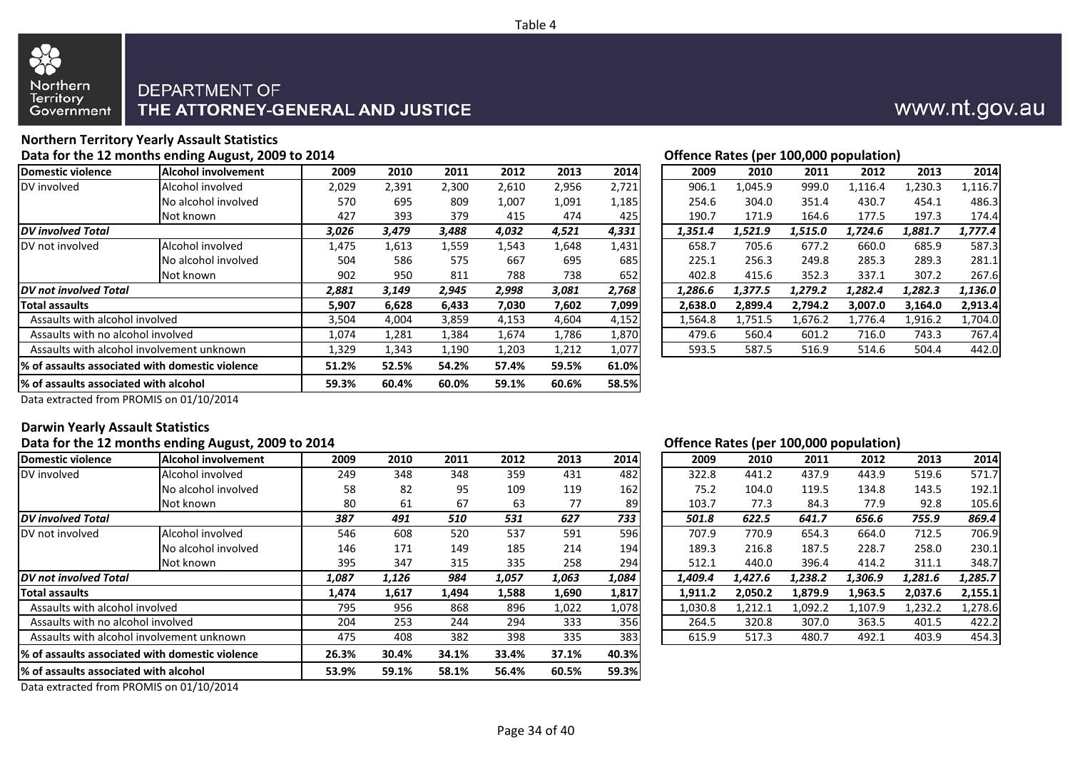Table 4

DEPARTMENT OF
**THE ATTORNEY-GENERAL AND JUSTICE**

www.nt.gov.au

## Northern Territory Yearly Assault Statistics

**Data for the 12 months ending August, 2009 to 2014**

| Domestic violence | Alcohol involvement | 2009 | 2010 | 2011 | 2012 | 2013 | 2014 |
|---|---|---|---|---|---|---|---|
| DV involved | Alcohol involved | 2,029 | 2,391 | 2,300 | 2,610 | 2,956 | 2,721 |
| | No alcohol involved | 570 | 695 | 809 | 1,007 | 1,091 | 1,185 |
| | Not known | 427 | 393 | 379 | 415 | 474 | 425 |
| ***DV involved Total*** | | ***3,026*** | ***3,479*** | ***3,488*** | ***4,032*** | ***4,521*** | ***4,331*** |
| DV not involved | Alcohol involved | 1,475 | 1,613 | 1,559 | 1,543 | 1,648 | 1,431 |
| | No alcohol involved | 504 | 586 | 575 | 667 | 695 | 685 |
| | Not known | 902 | 950 | 811 | 788 | 738 | 652 |
| ***DV not involved Total*** | | ***2,881*** | ***3,149*** | ***2,945*** | ***2,998*** | ***3,081*** | ***2,768*** |
| **Total assaults** | | **5,907** | **6,628** | **6,433** | **7,030** | **7,602** | **7,099** |
| Assaults with alcohol involved | | 3,504 | 4,004 | 3,859 | 4,153 | 4,604 | 4,152 |
| Assaults with no alcohol involved | | 1,074 | 1,281 | 1,384 | 1,674 | 1,786 | 1,870 |
| Assaults with alcohol involvement unknown | | 1,329 | 1,343 | 1,190 | 1,203 | 1,212 | 1,077 |
| **% of assaults associated with domestic violence** | | **51.2%** | **52.5%** | **54.2%** | **57.4%** | **59.5%** | **61.0%** |
| **% of assaults associated with alcohol** | | **59.3%** | **60.4%** | **60.0%** | **59.1%** | **60.6%** | **58.5%** |

Data extracted from PROMIS on 01/10/2014

**Offence Rates (per 100,000 population)**

| Domestic violence | Alcohol involvement | 2009 | 2010 | 2011 | 2012 | 2013 | 2014 |
|---|---|---|---|---|---|---|---|
| DV involved | Alcohol involved | 906.1 | 1,045.9 | 999.0 | 1,116.4 | 1,230.3 | 1,116.7 |
| | No alcohol involved | 254.6 | 304.0 | 351.4 | 430.7 | 454.1 | 486.3 |
| | Not known | 190.7 | 171.9 | 164.6 | 177.5 | 197.3 | 174.4 |
| ***DV involved Total*** | | ***1,351.4*** | ***1,521.9*** | ***1,515.0*** | ***1,724.6*** | ***1,881.7*** | ***1,777.4*** |
| DV not involved | Alcohol involved | 658.7 | 705.6 | 677.2 | 660.0 | 685.9 | 587.3 |
| | No alcohol involved | 225.1 | 256.3 | 249.8 | 285.3 | 289.3 | 281.1 |
| | Not known | 402.8 | 415.6 | 352.3 | 337.1 | 307.2 | 267.6 |
| ***DV not involved Total*** | | ***1,286.6*** | ***1,377.5*** | ***1,279.2*** | ***1,282.4*** | ***1,282.3*** | ***1,136.0*** |
| **Total assaults** | | **2,638.0** | **2,899.4** | **2,794.2** | **3,007.0** | **3,164.0** | **2,913.4** |
| Assaults with alcohol involved | | 1,564.8 | 1,751.5 | 1,676.2 | 1,776.4 | 1,916.2 | 1,704.0 |
| Assaults with no alcohol involved | | 479.6 | 560.4 | 601.2 | 716.0 | 743.3 | 767.4 |
| Assaults with alcohol involvement unknown | | 593.5 | 587.5 | 516.9 | 514.6 | 504.4 | 442.0 |

## Darwin Yearly Assault Statistics

**Data for the 12 months ending August, 2009 to 2014**

| Domestic violence | Alcohol involvement | 2009 | 2010 | 2011 | 2012 | 2013 | 2014 |
|---|---|---|---|---|---|---|---|
| DV involved | Alcohol involved | 249 | 348 | 348 | 359 | 431 | 482 |
| | No alcohol involved | 58 | 82 | 95 | 109 | 119 | 162 |
| | Not known | 80 | 61 | 67 | 63 | 77 | 89 |
| ***DV involved Total*** | | ***387*** | ***491*** | ***510*** | ***531*** | ***627*** | ***733*** |
| DV not involved | Alcohol involved | 546 | 608 | 520 | 537 | 591 | 596 |
| | No alcohol involved | 146 | 171 | 149 | 185 | 214 | 194 |
| | Not known | 395 | 347 | 315 | 335 | 258 | 294 |
| ***DV not involved Total*** | | ***1,087*** | ***1,126*** | ***984*** | ***1,057*** | ***1,063*** | ***1,084*** |
| **Total assaults** | | **1,474** | **1,617** | **1,494** | **1,588** | **1,690** | **1,817** |
| Assaults with alcohol involved | | 795 | 956 | 868 | 896 | 1,022 | 1,078 |
| Assaults with no alcohol involved | | 204 | 253 | 244 | 294 | 333 | 356 |
| Assaults with alcohol involvement unknown | | 475 | 408 | 382 | 398 | 335 | 383 |
| **% of assaults associated with domestic violence** | | **26.3%** | **30.4%** | **34.1%** | **33.4%** | **37.1%** | **40.3%** |
| **% of assaults associated with alcohol** | | **53.9%** | **59.1%** | **58.1%** | **56.4%** | **60.5%** | **59.3%** |

Data extracted from PROMIS on 01/10/2014

**Offence Rates (per 100,000 population)**

| Domestic violence | Alcohol involvement | 2009 | 2010 | 2011 | 2012 | 2013 | 2014 |
|---|---|---|---|---|---|---|---|
| DV involved | Alcohol involved | 322.8 | 441.2 | 437.9 | 443.9 | 519.6 | 571.7 |
| | No alcohol involved | 75.2 | 104.0 | 119.5 | 134.8 | 143.5 | 192.1 |
| | Not known | 103.7 | 77.3 | 84.3 | 77.9 | 92.8 | 105.6 |
| ***DV involved Total*** | | ***501.8*** | ***622.5*** | ***641.7*** | ***656.6*** | ***755.9*** | ***869.4*** |
| DV not involved | Alcohol involved | 707.9 | 770.9 | 654.3 | 664.0 | 712.5 | 706.9 |
| | No alcohol involved | 189.3 | 216.8 | 187.5 | 228.7 | 258.0 | 230.1 |
| | Not known | 512.1 | 440.0 | 396.4 | 414.2 | 311.1 | 348.7 |
| ***DV not involved Total*** | | ***1,409.4*** | ***1,427.6*** | ***1,238.2*** | ***1,306.9*** | ***1,281.6*** | ***1,285.7*** |
| **Total assaults** | | **1,911.2** | **2,050.2** | **1,879.9** | **1,963.5** | **2,037.6** | **2,155.1** |
| Assaults with alcohol involved | | 1,030.8 | 1,212.1 | 1,092.2 | 1,107.9 | 1,232.2 | 1,278.6 |
| Assaults with no alcohol involved | | 264.5 | 320.8 | 307.0 | 363.5 | 401.5 | 422.2 |
| Assaults with alcohol involvement unknown | | 615.9 | 517.3 | 480.7 | 492.1 | 403.9 | 454.3 |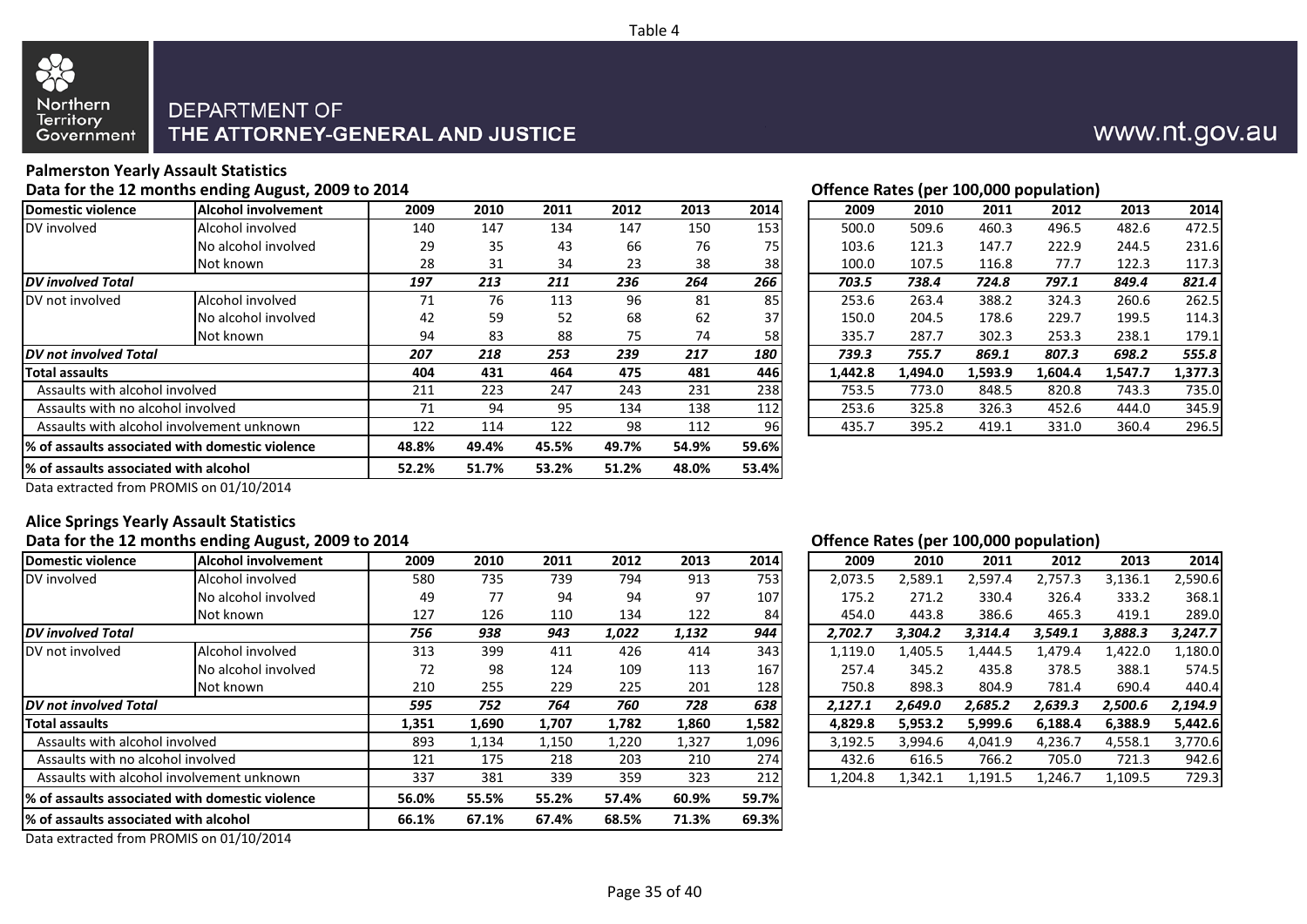Table 4

Northern Territory Government

DEPARTMENT OF
THE ATTORNEY-GENERAL AND JUSTICE

www.nt.gov.au

## Palmerston Yearly Assault Statistics

**Data for the 12 months ending August, 2009 to 2014** / **Offence Rates (per 100,000 population)**

| Domestic violence | Alcohol involvement | 2009 | 2010 | 2011 | 2012 | 2013 | 2014 | 2009 | 2010 | 2011 | 2012 | 2013 | 2014 |
|---|---|---|---|---|---|---|---|---|---|---|---|---|---|
| DV involved | Alcohol involved | 140 | 147 | 134 | 147 | 150 | 153 | 500.0 | 509.6 | 460.3 | 496.5 | 482.6 | 472.5 |
| | No alcohol involved | 29 | 35 | 43 | 66 | 76 | 75 | 103.6 | 121.3 | 147.7 | 222.9 | 244.5 | 231.6 |
| | Not known | 28 | 31 | 34 | 23 | 38 | 38 | 100.0 | 107.5 | 116.8 | 77.7 | 122.3 | 117.3 |
| ***DV involved Total*** | | ***197*** | ***213*** | ***211*** | ***236*** | ***264*** | ***266*** | ***703.5*** | ***738.4*** | ***724.8*** | ***797.1*** | ***849.4*** | ***821.4*** |
| DV not involved | Alcohol involved | 71 | 76 | 113 | 96 | 81 | 85 | 253.6 | 263.4 | 388.2 | 324.3 | 260.6 | 262.5 |
| | No alcohol involved | 42 | 59 | 52 | 68 | 62 | 37 | 150.0 | 204.5 | 178.6 | 229.7 | 199.5 | 114.3 |
| | Not known | 94 | 83 | 88 | 75 | 74 | 58 | 335.7 | 287.7 | 302.3 | 253.3 | 238.1 | 179.1 |
| ***DV not involved Total*** | | ***207*** | ***218*** | ***253*** | ***239*** | ***217*** | ***180*** | ***739.3*** | ***755.7*** | ***869.1*** | ***807.3*** | ***698.2*** | ***555.8*** |
| **Total assaults** | | **404** | **431** | **464** | **475** | **481** | **446** | **1,442.8** | **1,494.0** | **1,593.9** | **1,604.4** | **1,547.7** | **1,377.3** |
| Assaults with alcohol involved | | 211 | 223 | 247 | 243 | 231 | 238 | 753.5 | 773.0 | 848.5 | 820.8 | 743.3 | 735.0 |
| Assaults with no alcohol involved | | 71 | 94 | 95 | 134 | 138 | 112 | 253.6 | 325.8 | 326.3 | 452.6 | 444.0 | 345.9 |
| Assaults with alcohol involvement unknown | | 122 | 114 | 122 | 98 | 112 | 96 | 435.7 | 395.2 | 419.1 | 331.0 | 360.4 | 296.5 |
| **% of assaults associated with domestic violence** | | **48.8%** | **49.4%** | **45.5%** | **49.7%** | **54.9%** | **59.6%** | | | | | | |
| **% of assaults associated with alcohol** | | **52.2%** | **51.7%** | **53.2%** | **51.2%** | **48.0%** | **53.4%** | | | | | | |

Data extracted from PROMIS on 01/10/2014

## Alice Springs Yearly Assault Statistics

**Data for the 12 months ending August, 2009 to 2014** / **Offence Rates (per 100,000 population)**

| Domestic violence | Alcohol involvement | 2009 | 2010 | 2011 | 2012 | 2013 | 2014 | 2009 | 2010 | 2011 | 2012 | 2013 | 2014 |
|---|---|---|---|---|---|---|---|---|---|---|---|---|---|
| DV involved | Alcohol involved | 580 | 735 | 739 | 794 | 913 | 753 | 2,073.5 | 2,589.1 | 2,597.4 | 2,757.3 | 3,136.1 | 2,590.6 |
| | No alcohol involved | 49 | 77 | 94 | 94 | 97 | 107 | 175.2 | 271.2 | 330.4 | 326.4 | 333.2 | 368.1 |
| | Not known | 127 | 126 | 110 | 134 | 122 | 84 | 454.0 | 443.8 | 386.6 | 465.3 | 419.1 | 289.0 |
| ***DV involved Total*** | | ***756*** | ***938*** | ***943*** | ***1,022*** | ***1,132*** | ***944*** | ***2,702.7*** | ***3,304.2*** | ***3,314.4*** | ***3,549.1*** | ***3,888.3*** | ***3,247.7*** |
| DV not involved | Alcohol involved | 313 | 399 | 411 | 426 | 414 | 343 | 1,119.0 | 1,405.5 | 1,444.5 | 1,479.4 | 1,422.0 | 1,180.0 |
| | No alcohol involved | 72 | 98 | 124 | 109 | 113 | 167 | 257.4 | 345.2 | 435.8 | 378.5 | 388.1 | 574.5 |
| | Not known | 210 | 255 | 229 | 225 | 201 | 128 | 750.8 | 898.3 | 804.9 | 781.4 | 690.4 | 440.4 |
| ***DV not involved Total*** | | ***595*** | ***752*** | ***764*** | ***760*** | ***728*** | ***638*** | ***2,127.1*** | ***2,649.0*** | ***2,685.2*** | ***2,639.3*** | ***2,500.6*** | ***2,194.9*** |
| **Total assaults** | | **1,351** | **1,690** | **1,707** | **1,782** | **1,860** | **1,582** | **4,829.8** | **5,953.2** | **5,999.6** | **6,188.4** | **6,388.9** | **5,442.6** |
| Assaults with alcohol involved | | 893 | 1,134 | 1,150 | 1,220 | 1,327 | 1,096 | 3,192.5 | 3,994.6 | 4,041.9 | 4,236.7 | 4,558.1 | 3,770.6 |
| Assaults with no alcohol involved | | 121 | 175 | 218 | 203 | 210 | 274 | 432.6 | 616.5 | 766.2 | 705.0 | 721.3 | 942.6 |
| Assaults with alcohol involvement unknown | | 337 | 381 | 339 | 359 | 323 | 212 | 1,204.8 | 1,342.1 | 1,191.5 | 1,246.7 | 1,109.5 | 729.3 |
| **% of assaults associated with domestic violence** | | **56.0%** | **55.5%** | **55.2%** | **57.4%** | **60.9%** | **59.7%** | | | | | | |
| **% of assaults associated with alcohol** | | **66.1%** | **67.1%** | **67.4%** | **68.5%** | **71.3%** | **69.3%** | | | | | | |

Data extracted from PROMIS on 01/10/2014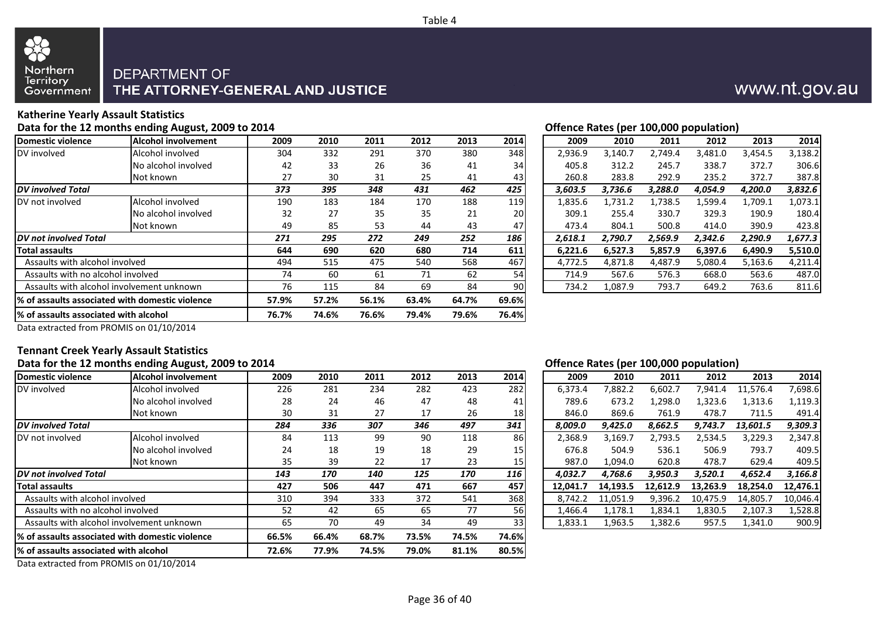Table 4

DEPARTMENT OF
**THE ATTORNEY-GENERAL AND JUSTICE**

www.nt.gov.au

### Katherine Yearly Assault Statistics

**Data for the 12 months ending August, 2009 to 2014**

| Domestic violence | Alcohol involvement | 2009 | 2010 | 2011 | 2012 | 2013 | 2014 |
|---|---|---|---|---|---|---|---|
| DV involved | Alcohol involved | 304 | 332 | 291 | 370 | 380 | 348 |
| | No alcohol involved | 42 | 33 | 26 | 36 | 41 | 34 |
| | Not known | 27 | 30 | 31 | 25 | 41 | 43 |
| ***DV involved Total*** | | ***373*** | ***395*** | ***348*** | ***431*** | ***462*** | ***425*** |
| DV not involved | Alcohol involved | 190 | 183 | 184 | 170 | 188 | 119 |
| | No alcohol involved | 32 | 27 | 35 | 35 | 21 | 20 |
| | Not known | 49 | 85 | 53 | 44 | 43 | 47 |
| ***DV not involved Total*** | | ***271*** | ***295*** | ***272*** | ***249*** | ***252*** | ***186*** |
| **Total assaults** | | **644** | **690** | **620** | **680** | **714** | **611** |
| Assaults with alcohol involved | | 494 | 515 | 475 | 540 | 568 | 467 |
| Assaults with no alcohol involved | | 74 | 60 | 61 | 71 | 62 | 54 |
| Assaults with alcohol involvement unknown | | 76 | 115 | 84 | 69 | 84 | 90 |
| **% of assaults associated with domestic violence** | | **57.9%** | **57.2%** | **56.1%** | **63.4%** | **64.7%** | **69.6%** |
| **% of assaults associated with alcohol** | | **76.7%** | **74.6%** | **76.6%** | **79.4%** | **79.6%** | **76.4%** |

**Offence Rates (per 100,000 population)**

| Domestic violence | Alcohol involvement | 2009 | 2010 | 2011 | 2012 | 2013 | 2014 |
|---|---|---|---|---|---|---|---|
| DV involved | Alcohol involved | 2,936.9 | 3,140.7 | 2,749.4 | 3,481.0 | 3,454.5 | 3,138.2 |
| | No alcohol involved | 405.8 | 312.2 | 245.7 | 338.7 | 372.7 | 306.6 |
| | Not known | 260.8 | 283.8 | 292.9 | 235.2 | 372.7 | 387.8 |
| ***DV involved Total*** | | ***3,603.5*** | ***3,736.6*** | ***3,288.0*** | ***4,054.9*** | ***4,200.0*** | ***3,832.6*** |
| DV not involved | Alcohol involved | 1,835.6 | 1,731.2 | 1,738.5 | 1,599.4 | 1,709.1 | 1,073.1 |
| | No alcohol involved | 309.1 | 255.4 | 330.7 | 329.3 | 190.9 | 180.4 |
| | Not known | 473.4 | 804.1 | 500.8 | 414.0 | 390.9 | 423.8 |
| ***DV not involved Total*** | | ***2,618.1*** | ***2,790.7*** | ***2,569.9*** | ***2,342.6*** | ***2,290.9*** | ***1,677.3*** |
| **Total assaults** | | **6,221.6** | **6,527.3** | **5,857.9** | **6,397.6** | **6,490.9** | **5,510.0** |
| Assaults with alcohol involved | | 4,772.5 | 4,871.8 | 4,487.9 | 5,080.4 | 5,163.6 | 4,211.4 |
| Assaults with no alcohol involved | | 714.9 | 567.6 | 576.3 | 668.0 | 563.6 | 487.0 |
| Assaults with alcohol involvement unknown | | 734.2 | 1,087.9 | 793.7 | 649.2 | 763.6 | 811.6 |

Data extracted from PROMIS on 01/10/2014

### Tennant Creek Yearly Assault Statistics

**Data for the 12 months ending August, 2009 to 2014**

| Domestic violence | Alcohol involvement | 2009 | 2010 | 2011 | 2012 | 2013 | 2014 |
|---|---|---|---|---|---|---|---|
| DV involved | Alcohol involved | 226 | 281 | 234 | 282 | 423 | 282 |
| | No alcohol involved | 28 | 24 | 46 | 47 | 48 | 41 |
| | Not known | 30 | 31 | 27 | 17 | 26 | 18 |
| ***DV involved Total*** | | ***284*** | ***336*** | ***307*** | ***346*** | ***497*** | ***341*** |
| DV not involved | Alcohol involved | 84 | 113 | 99 | 90 | 118 | 86 |
| | No alcohol involved | 24 | 18 | 19 | 18 | 29 | 15 |
| | Not known | 35 | 39 | 22 | 17 | 23 | 15 |
| ***DV not involved Total*** | | ***143*** | ***170*** | ***140*** | ***125*** | ***170*** | ***116*** |
| **Total assaults** | | **427** | **506** | **447** | **471** | **667** | **457** |
| Assaults with alcohol involved | | 310 | 394 | 333 | 372 | 541 | 368 |
| Assaults with no alcohol involved | | 52 | 42 | 65 | 65 | 77 | 56 |
| Assaults with alcohol involvement unknown | | 65 | 70 | 49 | 34 | 49 | 33 |
| **% of assaults associated with domestic violence** | | **66.5%** | **66.4%** | **68.7%** | **73.5%** | **74.5%** | **74.6%** |
| **% of assaults associated with alcohol** | | **72.6%** | **77.9%** | **74.5%** | **79.0%** | **81.1%** | **80.5%** |

**Offence Rates (per 100,000 population)**

| Domestic violence | Alcohol involvement | 2009 | 2010 | 2011 | 2012 | 2013 | 2014 |
|---|---|---|---|---|---|---|---|
| DV involved | Alcohol involved | 6,373.4 | 7,882.2 | 6,602.7 | 7,941.4 | 11,576.4 | 7,698.6 |
| | No alcohol involved | 789.6 | 673.2 | 1,298.0 | 1,323.6 | 1,313.6 | 1,119.3 |
| | Not known | 846.0 | 869.6 | 761.9 | 478.7 | 711.5 | 491.4 |
| ***DV involved Total*** | | ***8,009.0*** | ***9,425.0*** | ***8,662.5*** | ***9,743.7*** | ***13,601.5*** | ***9,309.3*** |
| DV not involved | Alcohol involved | 2,368.9 | 3,169.7 | 2,793.5 | 2,534.5 | 3,229.3 | 2,347.8 |
| | No alcohol involved | 676.8 | 504.9 | 536.1 | 506.9 | 793.7 | 409.5 |
| | Not known | 987.0 | 1,094.0 | 620.8 | 478.7 | 629.4 | 409.5 |
| ***DV not involved Total*** | | ***4,032.7*** | ***4,768.6*** | ***3,950.3*** | ***3,520.1*** | ***4,652.4*** | ***3,166.8*** |
| **Total assaults** | | **12,041.7** | **14,193.5** | **12,612.9** | **13,263.9** | **18,254.0** | **12,476.1** |
| Assaults with alcohol involved | | 8,742.2 | 11,051.9 | 9,396.2 | 10,475.9 | 14,805.7 | 10,046.4 |
| Assaults with no alcohol involved | | 1,466.4 | 1,178.1 | 1,834.1 | 1,830.5 | 2,107.3 | 1,528.8 |
| Assaults with alcohol involvement unknown | | 1,833.1 | 1,963.5 | 1,382.6 | 957.5 | 1,341.0 | 900.9 |

Data extracted from PROMIS on 01/10/2014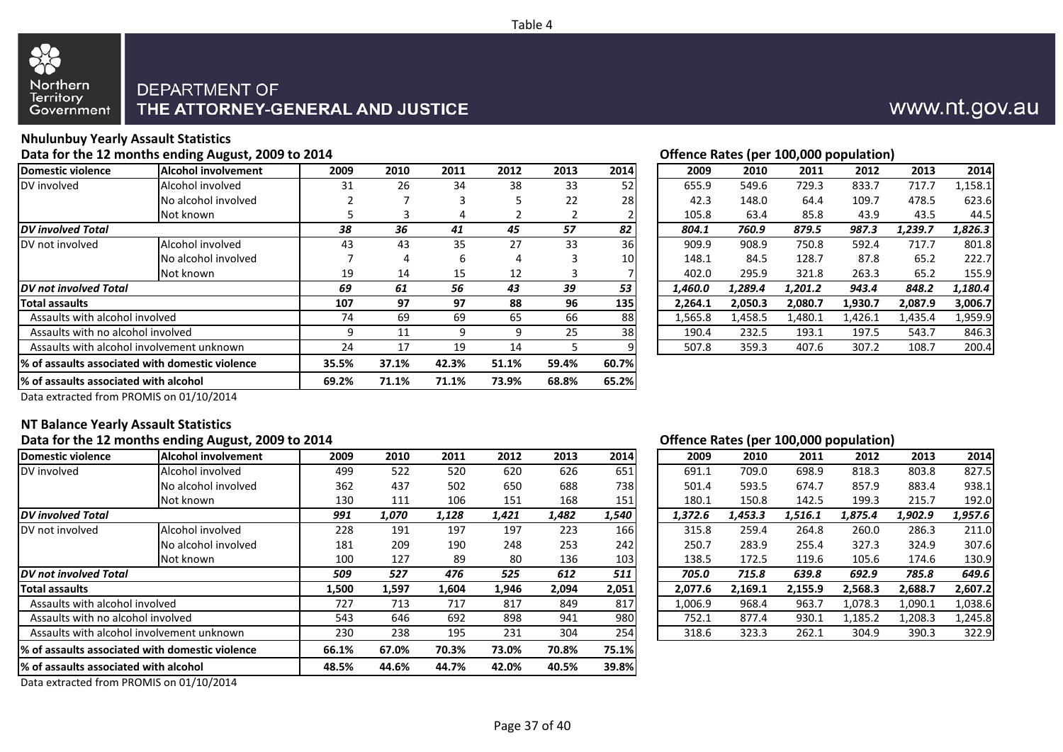Table 4

Northern Territory Government

DEPARTMENT OF
THE ATTORNEY-GENERAL AND JUSTICE

www.nt.gov.au

## Nhulunbuy Yearly Assault Statistics

### Data for the 12 months ending August, 2009 to 2014

| Domestic violence | Alcohol involvement | 2009 | 2010 | 2011 | 2012 | 2013 | 2014 |
|---|---|---|---|---|---|---|---|
| DV involved | Alcohol involved | 31 | 26 | 34 | 38 | 33 | 52 |
| | No alcohol involved | 2 | 7 | 3 | 5 | 22 | 28 |
| | Not known | 5 | 3 | 4 | 2 | 2 | 2 |
| ***DV involved Total*** | | ***38*** | ***36*** | ***41*** | ***45*** | ***57*** | ***82*** |
| DV not involved | Alcohol involved | 43 | 43 | 35 | 27 | 33 | 36 |
| | No alcohol involved | 7 | 4 | 6 | 4 | 3 | 10 |
| | Not known | 19 | 14 | 15 | 12 | 3 | 7 |
| ***DV not involved Total*** | | ***69*** | ***61*** | ***56*** | ***43*** | ***39*** | ***53*** |
| **Total assaults** | | **107** | **97** | **97** | **88** | **96** | **135** |
| Assaults with alcohol involved | | 74 | 69 | 69 | 65 | 66 | 88 |
| Assaults with no alcohol involved | | 9 | 11 | 9 | 9 | 25 | 38 |
| Assaults with alcohol involvement unknown | | 24 | 17 | 19 | 14 | 5 | 9 |
| **% of assaults associated with domestic violence** | | **35.5%** | **37.1%** | **42.3%** | **51.1%** | **59.4%** | **60.7%** |
| **% of assaults associated with alcohol** | | **69.2%** | **71.1%** | **71.1%** | **73.9%** | **68.8%** | **65.2%** |

Data extracted from PROMIS on 01/10/2014

### Offence Rates (per 100,000 population)

| Domestic violence | Alcohol involvement | 2009 | 2010 | 2011 | 2012 | 2013 | 2014 |
|---|---|---|---|---|---|---|---|
| DV involved | Alcohol involved | 655.9 | 549.6 | 729.3 | 833.7 | 717.7 | 1,158.1 |
| | No alcohol involved | 42.3 | 148.0 | 64.4 | 109.7 | 478.5 | 623.6 |
| | Not known | 105.8 | 63.4 | 85.8 | 43.9 | 43.5 | 44.5 |
| ***DV involved Total*** | | ***804.1*** | ***760.9*** | ***879.5*** | ***987.3*** | ***1,239.7*** | ***1,826.3*** |
| DV not involved | Alcohol involved | 909.9 | 908.9 | 750.8 | 592.4 | 717.7 | 801.8 |
| | No alcohol involved | 148.1 | 84.5 | 128.7 | 87.8 | 65.2 | 222.7 |
| | Not known | 402.0 | 295.9 | 321.8 | 263.3 | 65.2 | 155.9 |
| ***DV not involved Total*** | | ***1,460.0*** | ***1,289.4*** | ***1,201.2*** | ***943.4*** | ***848.2*** | ***1,180.4*** |
| **Total assaults** | | **2,264.1** | **2,050.3** | **2,080.7** | **1,930.7** | **2,087.9** | **3,006.7** |
| Assaults with alcohol involved | | 1,565.8 | 1,458.5 | 1,480.1 | 1,426.1 | 1,435.4 | 1,959.9 |
| Assaults with no alcohol involved | | 190.4 | 232.5 | 193.1 | 197.5 | 543.7 | 846.3 |
| Assaults with alcohol involvement unknown | | 507.8 | 359.3 | 407.6 | 307.2 | 108.7 | 200.4 |

## NT Balance Yearly Assault Statistics

### Data for the 12 months ending August, 2009 to 2014

| Domestic violence | Alcohol involvement | 2009 | 2010 | 2011 | 2012 | 2013 | 2014 |
|---|---|---|---|---|---|---|---|
| DV involved | Alcohol involved | 499 | 522 | 520 | 620 | 626 | 651 |
| | No alcohol involved | 362 | 437 | 502 | 650 | 688 | 738 |
| | Not known | 130 | 111 | 106 | 151 | 168 | 151 |
| ***DV involved Total*** | | ***991*** | ***1,070*** | ***1,128*** | ***1,421*** | ***1,482*** | ***1,540*** |
| DV not involved | Alcohol involved | 228 | 191 | 197 | 197 | 223 | 166 |
| | No alcohol involved | 181 | 209 | 190 | 248 | 253 | 242 |
| | Not known | 100 | 127 | 89 | 80 | 136 | 103 |
| ***DV not involved Total*** | | ***509*** | ***527*** | ***476*** | ***525*** | ***612*** | ***511*** |
| **Total assaults** | | **1,500** | **1,597** | **1,604** | **1,946** | **2,094** | **2,051** |
| Assaults with alcohol involved | | 727 | 713 | 717 | 817 | 849 | 817 |
| Assaults with no alcohol involved | | 543 | 646 | 692 | 898 | 941 | 980 |
| Assaults with alcohol involvement unknown | | 230 | 238 | 195 | 231 | 304 | 254 |
| **% of assaults associated with domestic violence** | | **66.1%** | **67.0%** | **70.3%** | **73.0%** | **70.8%** | **75.1%** |
| **% of assaults associated with alcohol** | | **48.5%** | **44.6%** | **44.7%** | **42.0%** | **40.5%** | **39.8%** |

Data extracted from PROMIS on 01/10/2014

### Offence Rates (per 100,000 population)

| Domestic violence | Alcohol involvement | 2009 | 2010 | 2011 | 2012 | 2013 | 2014 |
|---|---|---|---|---|---|---|---|
| DV involved | Alcohol involved | 691.1 | 709.0 | 698.9 | 818.3 | 803.8 | 827.5 |
| | No alcohol involved | 501.4 | 593.5 | 674.7 | 857.9 | 883.4 | 938.1 |
| | Not known | 180.1 | 150.8 | 142.5 | 199.3 | 215.7 | 192.0 |
| ***DV involved Total*** | | ***1,372.6*** | ***1,453.3*** | ***1,516.1*** | ***1,875.4*** | ***1,902.9*** | ***1,957.6*** |
| DV not involved | Alcohol involved | 315.8 | 259.4 | 264.8 | 260.0 | 286.3 | 211.0 |
| | No alcohol involved | 250.7 | 283.9 | 255.4 | 327.3 | 324.9 | 307.6 |
| | Not known | 138.5 | 172.5 | 119.6 | 105.6 | 174.6 | 130.9 |
| ***DV not involved Total*** | | ***705.0*** | ***715.8*** | ***639.8*** | ***692.9*** | ***785.8*** | ***649.6*** |
| **Total assaults** | | **2,077.6** | **2,169.1** | **2,155.9** | **2,568.3** | **2,688.7** | **2,607.2** |
| Assaults with alcohol involved | | 1,006.9 | 968.4 | 963.7 | 1,078.3 | 1,090.1 | 1,038.6 |
| Assaults with no alcohol involved | | 752.1 | 877.4 | 930.1 | 1,185.2 | 1,208.3 | 1,245.8 |
| Assaults with alcohol involvement unknown | | 318.6 | 323.3 | 262.1 | 304.9 | 390.3 | 322.9 |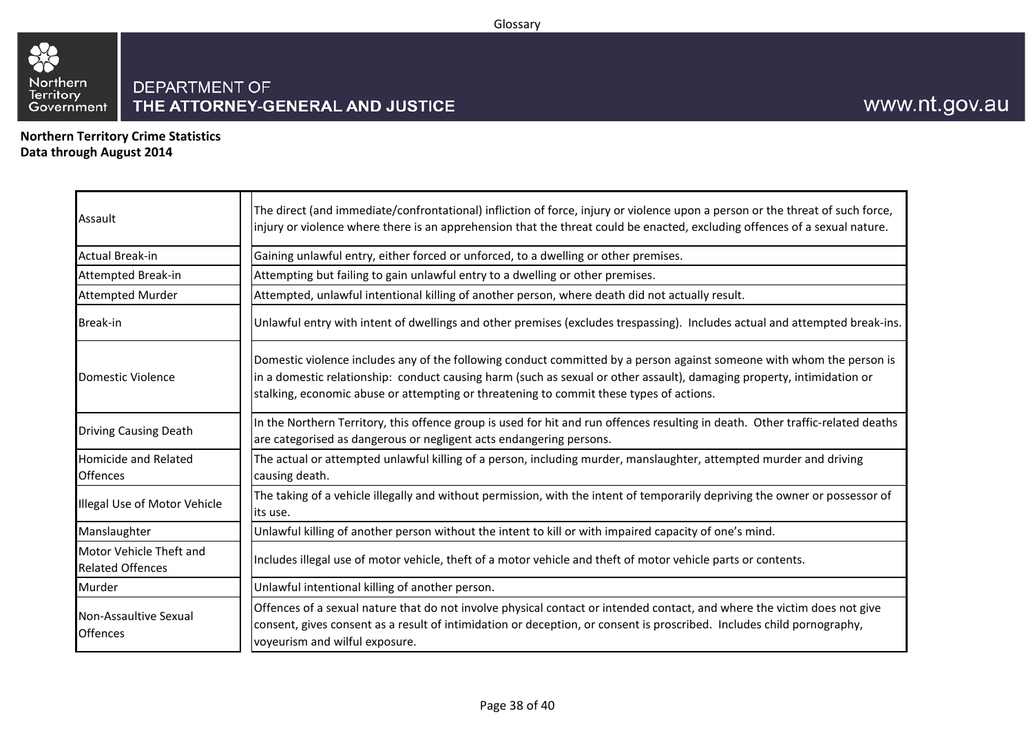Glossary

DEPARTMENT OF
THE ATTORNEY-GENERAL AND JUSTICE

www.nt.gov.au

**Northern Territory Crime Statistics**
**Data through August 2014**

| Term | Definition |
|---|---|
| Assault | The direct (and immediate/confrontational) infliction of force, injury or violence upon a person or the threat of such force, injury or violence where there is an apprehension that the threat could be enacted, excluding offences of a sexual nature. |
| Actual Break-in | Gaining unlawful entry, either forced or unforced, to a dwelling or other premises. |
| Attempted Break-in | Attempting but failing to gain unlawful entry to a dwelling or other premises. |
| Attempted Murder | Attempted, unlawful intentional killing of another person, where death did not actually result. |
| Break-in | Unlawful entry with intent of dwellings and other premises (excludes trespassing). Includes actual and attempted break-ins. |
| Domestic Violence | Domestic violence includes any of the following conduct committed by a person against someone with whom the person is in a domestic relationship: conduct causing harm (such as sexual or other assault), damaging property, intimidation or stalking, economic abuse or attempting or threatening to commit these types of actions. |
| Driving Causing Death | In the Northern Territory, this offence group is used for hit and run offences resulting in death. Other traffic-related deaths are categorised as dangerous or negligent acts endangering persons. |
| Homicide and Related Offences | The actual or attempted unlawful killing of a person, including murder, manslaughter, attempted murder and driving causing death. |
| Illegal Use of Motor Vehicle | The taking of a vehicle illegally and without permission, with the intent of temporarily depriving the owner or possessor of its use. |
| Manslaughter | Unlawful killing of another person without the intent to kill or with impaired capacity of one's mind. |
| Motor Vehicle Theft and Related Offences | Includes illegal use of motor vehicle, theft of a motor vehicle and theft of motor vehicle parts or contents. |
| Murder | Unlawful intentional killing of another person. |
| Non-Assaultive Sexual Offences | Offences of a sexual nature that do not involve physical contact or intended contact, and where the victim does not give consent, gives consent as a result of intimidation or deception, or consent is proscribed. Includes child pornography, voyeurism and wilful exposure. |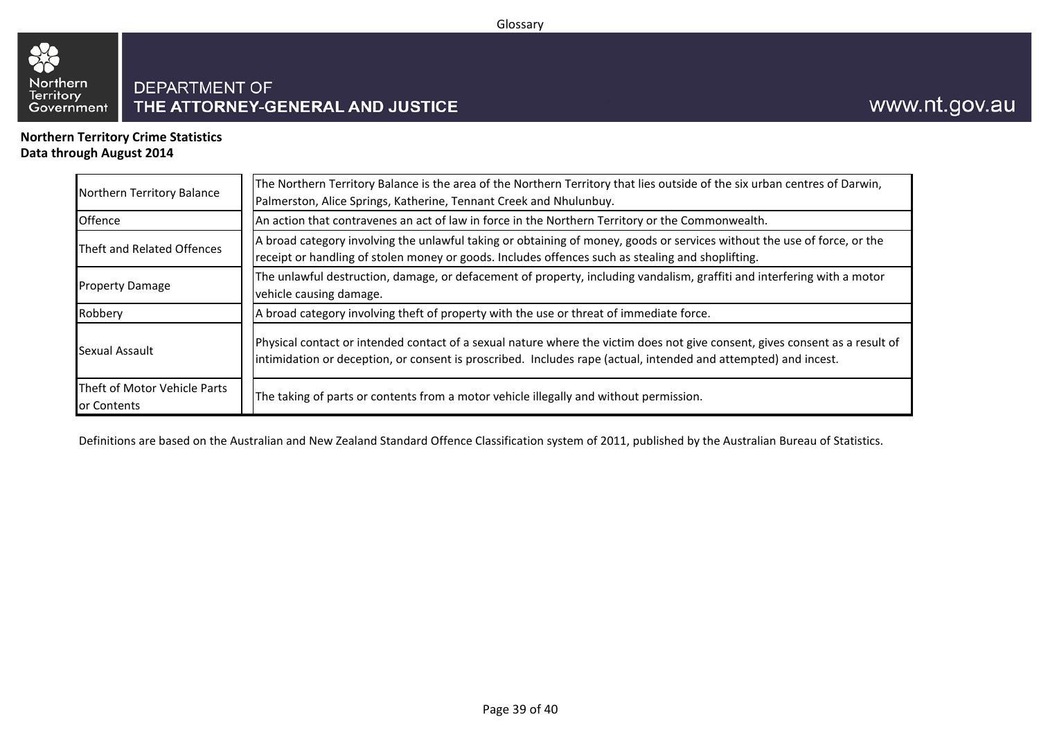# Glossary

DEPARTMENT OF
**THE ATTORNEY-GENERAL AND JUSTICE**

www.nt.gov.au

**Northern Territory Crime Statistics**
**Data through August 2014**

| Term | Definition |
|---|---|
| Northern Territory Balance | The Northern Territory Balance is the area of the Northern Territory that lies outside of the six urban centres of Darwin, Palmerston, Alice Springs, Katherine, Tennant Creek and Nhulunbuy. |
| Offence | An action that contravenes an act of law in force in the Northern Territory or the Commonwealth. |
| Theft and Related Offences | A broad category involving the unlawful taking or obtaining of money, goods or services without the use of force, or the receipt or handling of stolen money or goods. Includes offences such as stealing and shoplifting. |
| Property Damage | The unlawful destruction, damage, or defacement of property, including vandalism, graffiti and interfering with a motor vehicle causing damage. |
| Robbery | A broad category involving theft of property with the use or threat of immediate force. |
| Sexual Assault | Physical contact or intended contact of a sexual nature where the victim does not give consent, gives consent as a result of intimidation or deception, or consent is proscribed. Includes rape (actual, intended and attempted) and incest. |
| Theft of Motor Vehicle Parts or Contents | The taking of parts or contents from a motor vehicle illegally and without permission. |

Definitions are based on the Australian and New Zealand Standard Offence Classification system of 2011, published by the Australian Bureau of Statistics.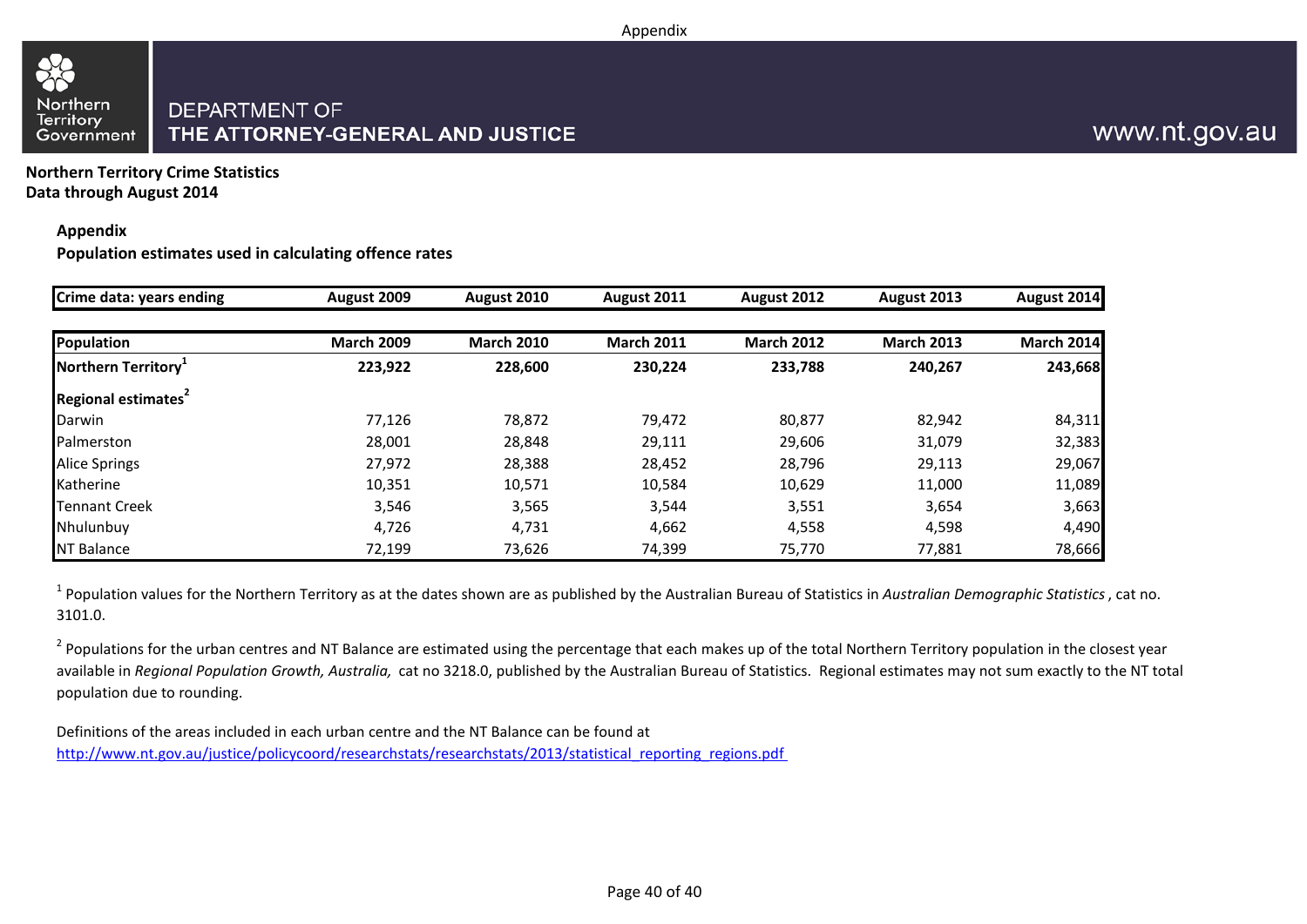DEPARTMENT OF
THE ATTORNEY-GENERAL AND JUSTICE

www.nt.gov.au

**Northern Territory Crime Statistics**
**Data through August 2014**

## Appendix

**Population estimates used in calculating offence rates**

| Crime data: years ending | August 2009 | August 2010 | August 2011 | August 2012 | August 2013 | August 2014 |
|---|---|---|---|---|---|---|
| **Population** | **March 2009** | **March 2010** | **March 2011** | **March 2012** | **March 2013** | **March 2014** |
| **Northern Territory[1]** | **223,922** | **228,600** | **230,224** | **233,788** | **240,267** | **243,668** |
| **Regional estimates[2]** | | | | | | |
| Darwin | 77,126 | 78,872 | 79,472 | 80,877 | 82,942 | 84,311 |
| Palmerston | 28,001 | 28,848 | 29,111 | 29,606 | 31,079 | 32,383 |
| Alice Springs | 27,972 | 28,388 | 28,452 | 28,796 | 29,113 | 29,067 |
| Katherine | 10,351 | 10,571 | 10,584 | 10,629 | 11,000 | 11,089 |
| Tennant Creek | 3,546 | 3,565 | 3,544 | 3,551 | 3,654 | 3,663 |
| Nhulunbuy | 4,726 | 4,731 | 4,662 | 4,558 | 4,598 | 4,490 |
| NT Balance | 72,199 | 73,626 | 74,399 | 75,770 | 77,881 | 78,666 |

[1] Population values for the Northern Territory as at the dates shown are as published by the Australian Bureau of Statistics in *Australian Demographic Statistics*, cat no. 3101.0.

[2] Populations for the urban centres and NT Balance are estimated using the percentage that each makes up of the total Northern Territory population in the closest year available in *Regional Population Growth, Australia,* cat no 3218.0, published by the Australian Bureau of Statistics. Regional estimates may not sum exactly to the NT total population due to rounding.

Definitions of the areas included in each urban centre and the NT Balance can be found at
http://www.nt.gov.au/justice/policycoord/researchstats/researchstats/2013/statistical_reporting_regions.pdf